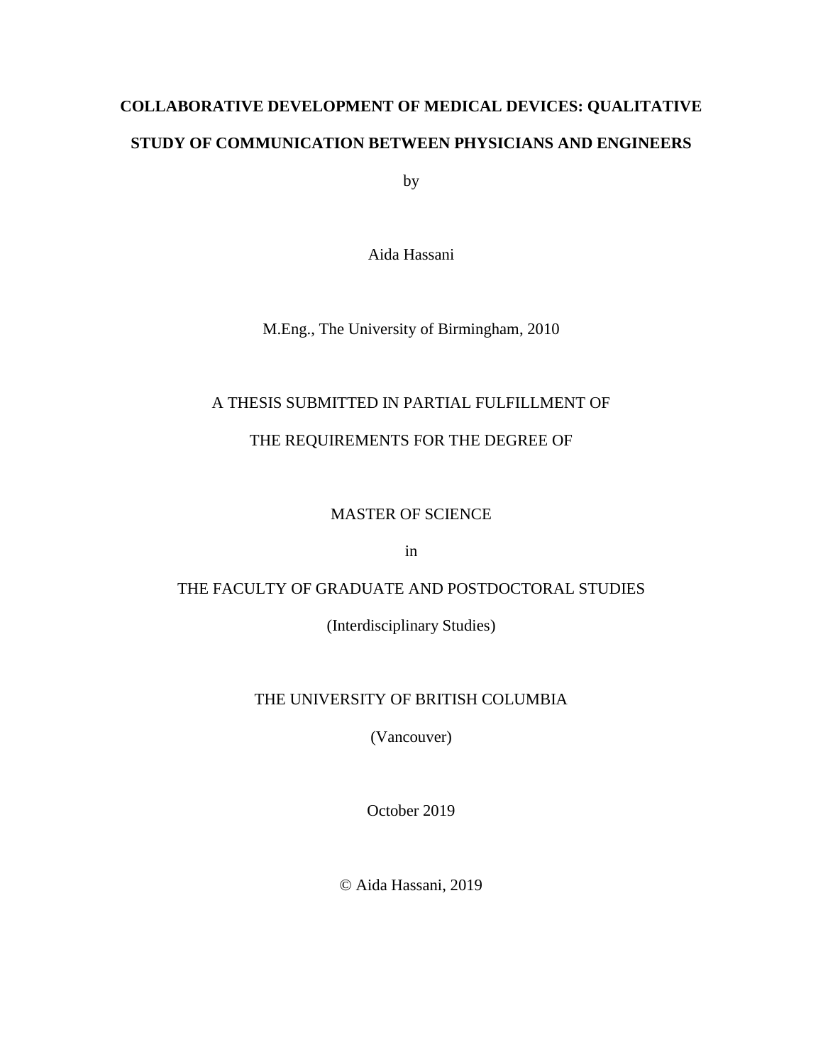# COLLABORATIVE DEVELOPMENT OF MEDICAL DEVICES: QUALITATIVE STUDY OF COMMUNICATION BETWEEN PHYSICIANS AND ENGINEERS

by

Aida Hassani

M.Eng., The University of Birmingham, 2010

A THESIS SUBMITTED IN PARTIAL FULFILLMENT OF

THE REQUIREMENTS FOR THE DEGREE OF

MASTER OF SCIENCE

in

THE FACULTY OF GRADUATE AND POSTDOCTORAL STUDIES

(Interdisciplinary Studies)

THE UNIVERSITY OF BRITISH COLUMBIA

(Vancouver)

October 2019

© Aida Hassani, 2019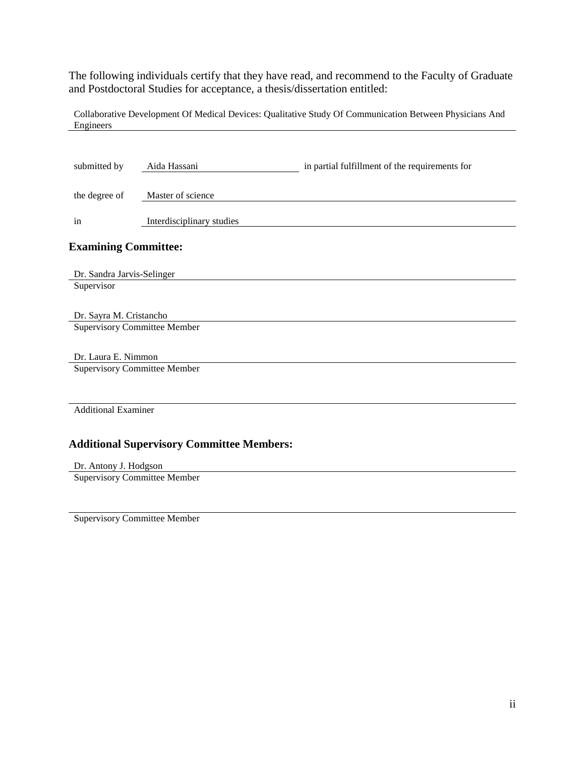The following individuals certify that they have read, and recommend to the Faculty of Graduate and Postdoctoral Studies for acceptance, a thesis/dissertation entitled:

Collaborative Development Of Medical Devices: Qualitative Study Of Communication Between Physicians And Engineers

submitted by Aida Hassani in partial fulfillment of the requirements for

the degree of Master of science

in Interdisciplinary studies

## Examining Committee:

Dr. Sandra Jarvis-Selinger
Supervisor

Dr. Sayra M. Cristancho
Supervisory Committee Member

Dr. Laura E. Nimmon
Supervisory Committee Member

Additional Examiner

## Additional Supervisory Committee Members:

Dr. Antony J. Hodgson
Supervisory Committee Member

Supervisory Committee Member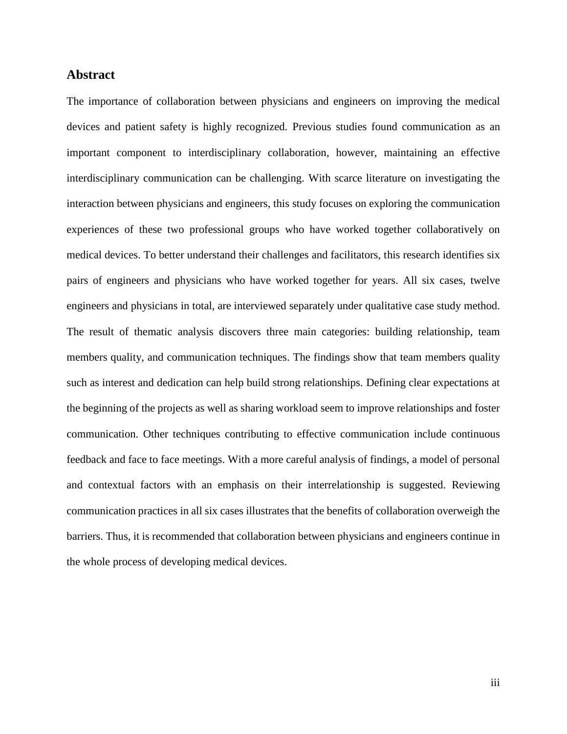## Abstract

The importance of collaboration between physicians and engineers on improving the medical devices and patient safety is highly recognized. Previous studies found communication as an important component to interdisciplinary collaboration, however, maintaining an effective interdisciplinary communication can be challenging. With scarce literature on investigating the interaction between physicians and engineers, this study focuses on exploring the communication experiences of these two professional groups who have worked together collaboratively on medical devices. To better understand their challenges and facilitators, this research identifies six pairs of engineers and physicians who have worked together for years. All six cases, twelve engineers and physicians in total, are interviewed separately under qualitative case study method. The result of thematic analysis discovers three main categories: building relationship, team members quality, and communication techniques. The findings show that team members quality such as interest and dedication can help build strong relationships. Defining clear expectations at the beginning of the projects as well as sharing workload seem to improve relationships and foster communication. Other techniques contributing to effective communication include continuous feedback and face to face meetings. With a more careful analysis of findings, a model of personal and contextual factors with an emphasis on their interrelationship is suggested. Reviewing communication practices in all six cases illustrates that the benefits of collaboration overweigh the barriers. Thus, it is recommended that collaboration between physicians and engineers continue in the whole process of developing medical devices.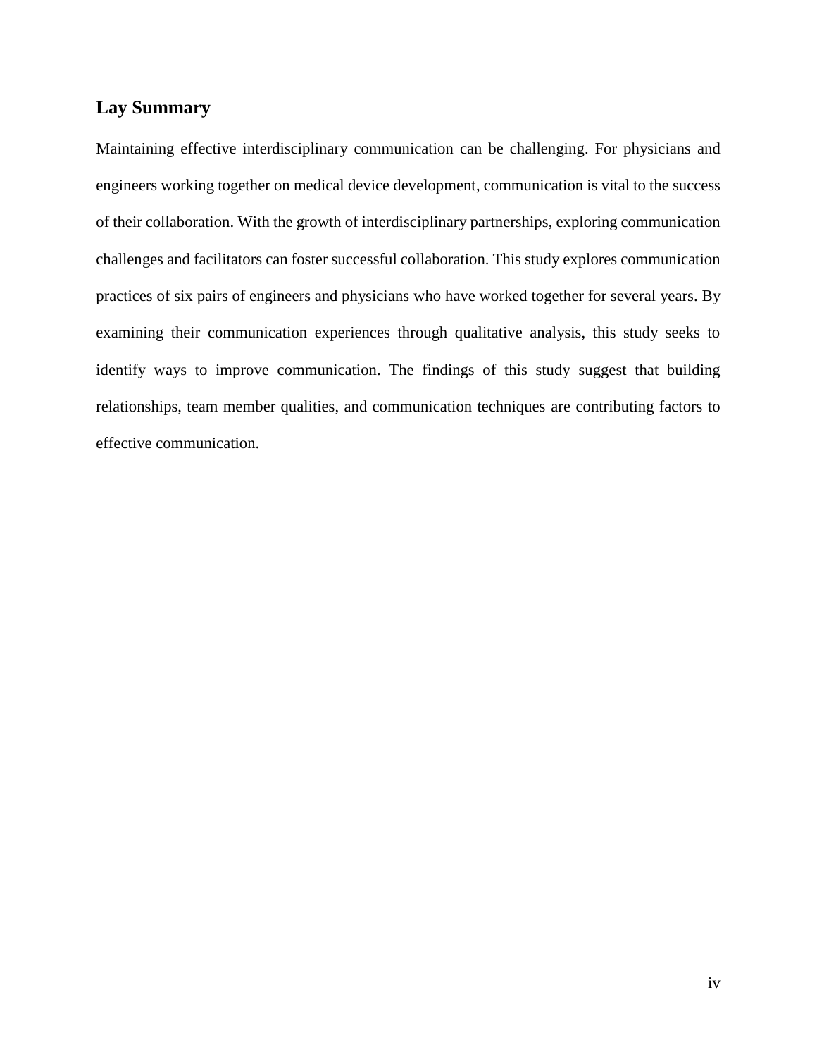## Lay Summary

Maintaining effective interdisciplinary communication can be challenging. For physicians and engineers working together on medical device development, communication is vital to the success of their collaboration. With the growth of interdisciplinary partnerships, exploring communication challenges and facilitators can foster successful collaboration. This study explores communication practices of six pairs of engineers and physicians who have worked together for several years. By examining their communication experiences through qualitative analysis, this study seeks to identify ways to improve communication. The findings of this study suggest that building relationships, team member qualities, and communication techniques are contributing factors to effective communication.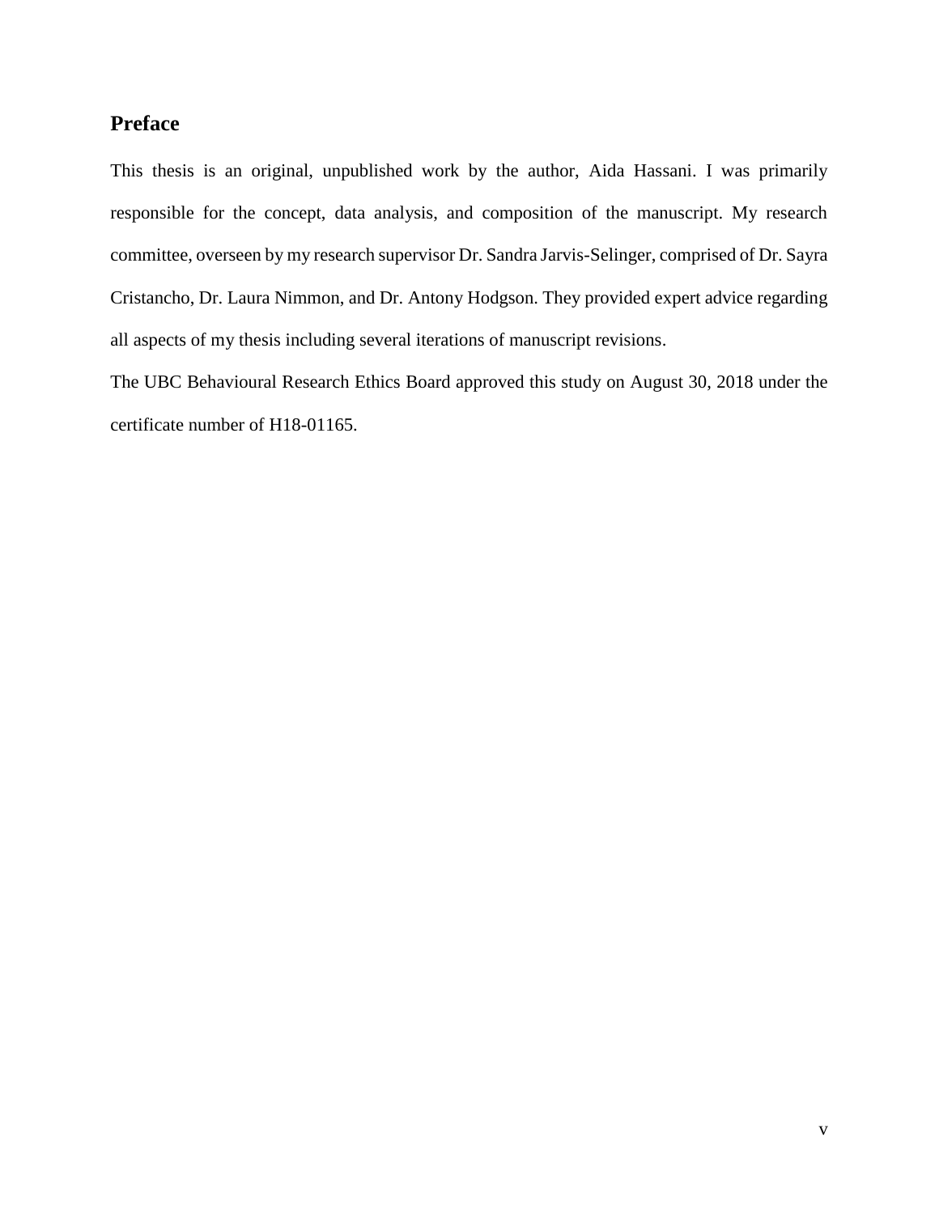## Preface

This thesis is an original, unpublished work by the author, Aida Hassani. I was primarily responsible for the concept, data analysis, and composition of the manuscript. My research committee, overseen by my research supervisor Dr. Sandra Jarvis-Selinger, comprised of Dr. Sayra Cristancho, Dr. Laura Nimmon, and Dr. Antony Hodgson. They provided expert advice regarding all aspects of my thesis including several iterations of manuscript revisions.

The UBC Behavioural Research Ethics Board approved this study on August 30, 2018 under the certificate number of H18-01165.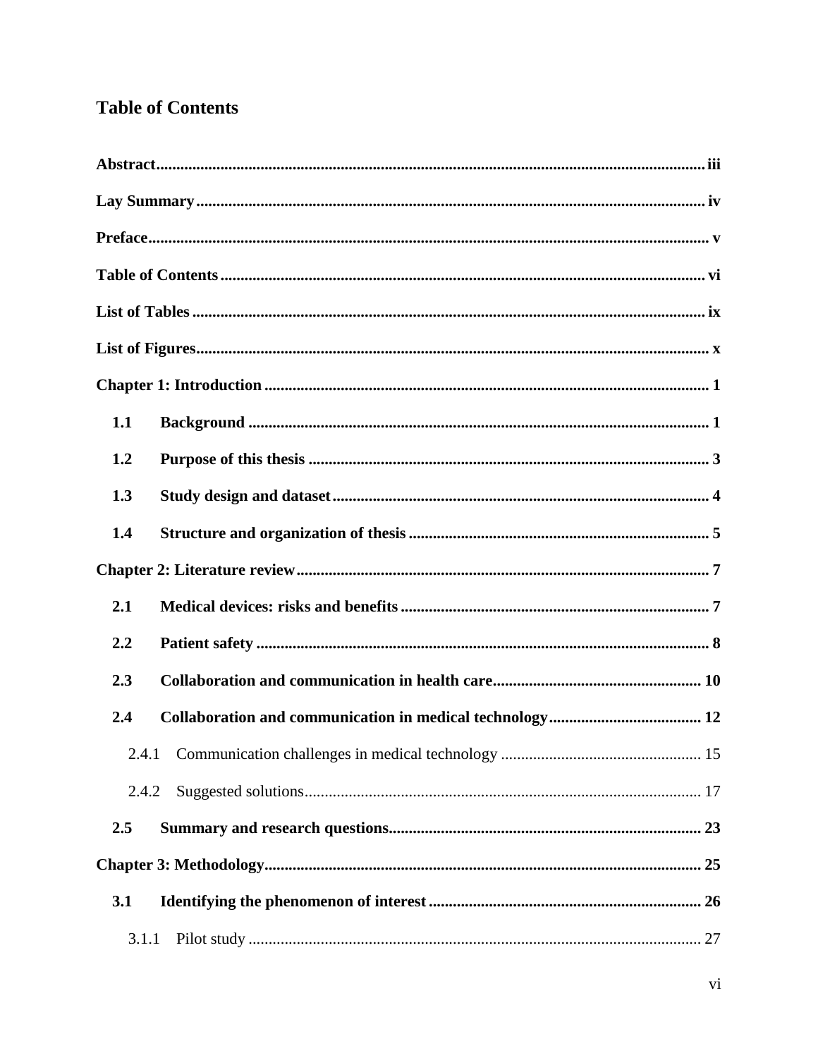## Table of Contents

**Abstract** ........ iii

**Lay Summary** ........ iv

**Preface** ........ v

**Table of Contents** ........ vi

**List of Tables** ........ ix

**List of Figures** ........ x

**Chapter 1: Introduction** ........ 1

- **1.1 Background** ........ 1
- **1.2 Purpose of this thesis** ........ 3
- **1.3 Study design and dataset** ........ 4
- **1.4 Structure and organization of thesis** ........ 5

**Chapter 2: Literature review** ........ 7

- **2.1 Medical devices: risks and benefits** ........ 7
- **2.2 Patient safety** ........ 8
- **2.3 Collaboration and communication in health care** ........ 10
- **2.4 Collaboration and communication in medical technology** ........ 12
  - 2.4.1 Communication challenges in medical technology ........ 15
  - 2.4.2 Suggested solutions ........ 17
- **2.5 Summary and research questions** ........ 23

**Chapter 3: Methodology** ........ 25

- **3.1 Identifying the phenomenon of interest** ........ 26
  - 3.1.1 Pilot study ........ 27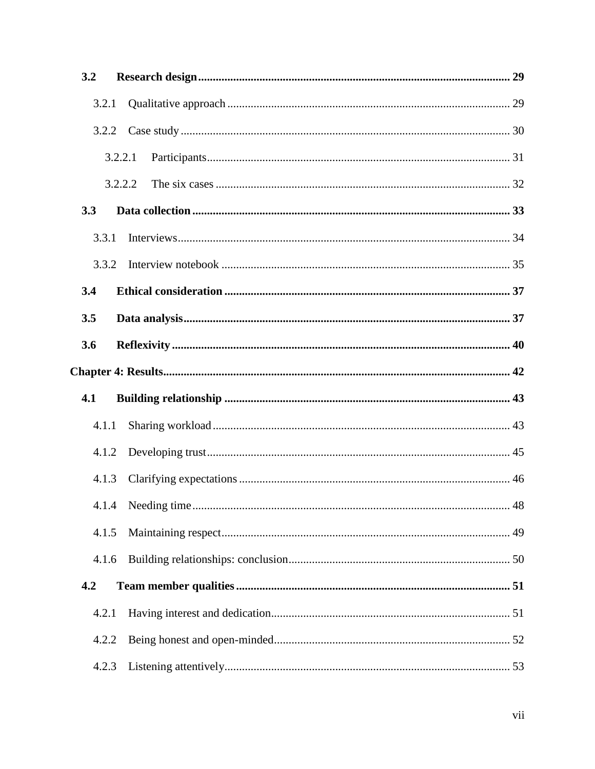**3.2 Research design** .......... **29**

3.2.1 Qualitative approach .......... 29

3.2.2 Case study .......... 30

3.2.2.1 Participants .......... 31

3.2.2.2 The six cases .......... 32

**3.3 Data collection** .......... **33**

3.3.1 Interviews .......... 34

3.3.2 Interview notebook .......... 35

**3.4 Ethical consideration** .......... **37**

**3.5 Data analysis** .......... **37**

**3.6 Reflexivity** .......... **40**

**Chapter 4: Results** .......... **42**

**4.1 Building relationship** .......... **43**

4.1.1 Sharing workload .......... 43

4.1.2 Developing trust .......... 45

4.1.3 Clarifying expectations .......... 46

4.1.4 Needing time .......... 48

4.1.5 Maintaining respect .......... 49

4.1.6 Building relationships: conclusion .......... 50

**4.2 Team member qualities** .......... **51**

4.2.1 Having interest and dedication .......... 51

4.2.2 Being honest and open-minded .......... 52

4.2.3 Listening attentively .......... 53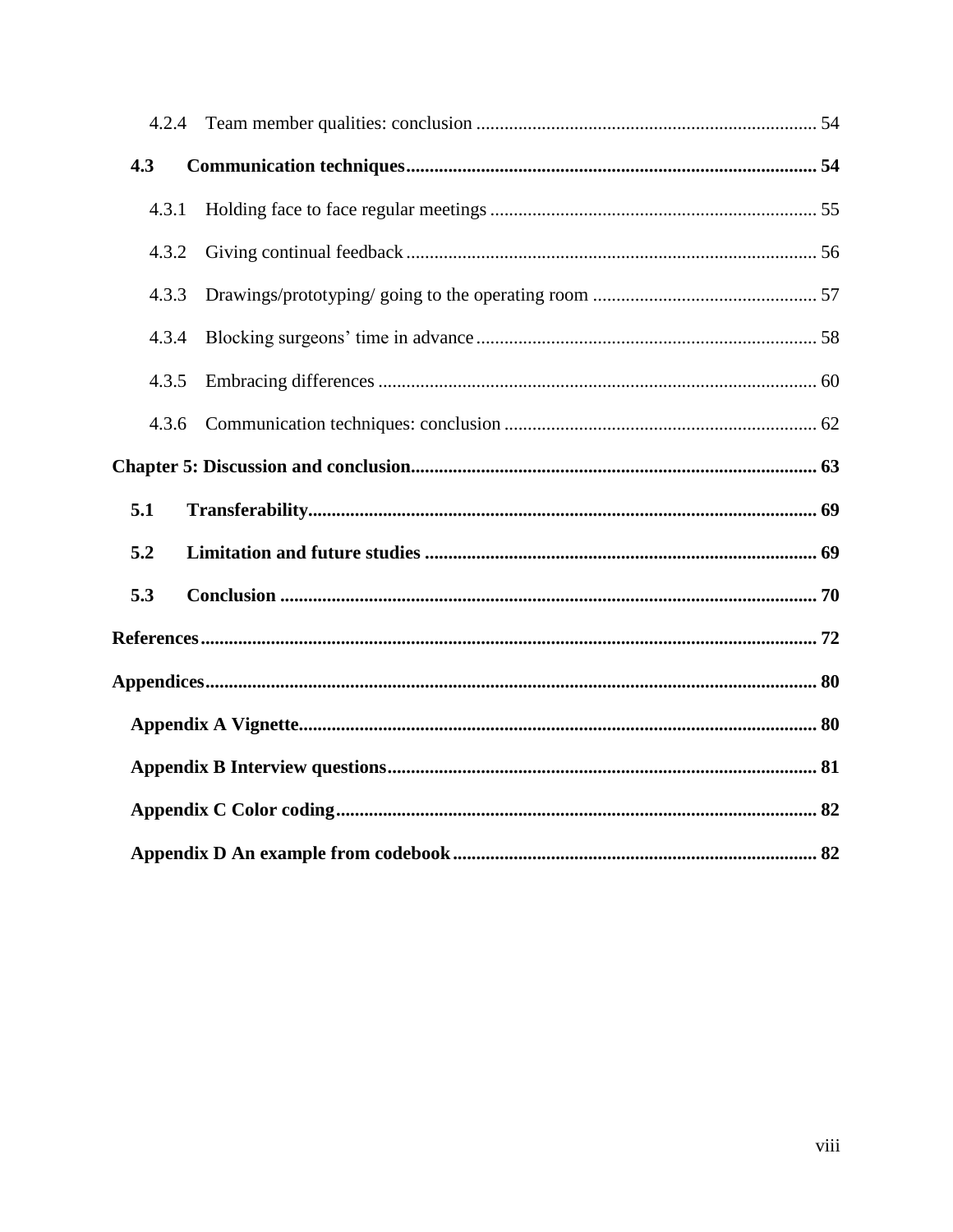4.2.4 Team member qualities: conclusion ........................................................................ 54

**4.3 Communication techniques ........................................................................................ 54**

4.3.1 Holding face to face regular meetings ..................................................................... 55

4.3.2 Giving continual feedback ....................................................................................... 56

4.3.3 Drawings/prototyping/ going to the operating room ................................................ 57

4.3.4 Blocking surgeons' time in advance ........................................................................ 58

4.3.5 Embracing differences ............................................................................................. 60

4.3.6 Communication techniques: conclusion .................................................................. 62

**Chapter 5: Discussion and conclusion ...................................................................................... 63**

**5.1 Transferability ............................................................................................................. 69**

**5.2 Limitation and future studies ..................................................................................... 69**

**5.3 Conclusion .................................................................................................................. 70**

**References .................................................................................................................................. 72**

**Appendices ................................................................................................................................. 80**

**Appendix A Vignette ............................................................................................................. 80**

**Appendix B Interview questions ........................................................................................... 81**

**Appendix C Color coding ...................................................................................................... 82**

**Appendix D An example from codebook ............................................................................. 82**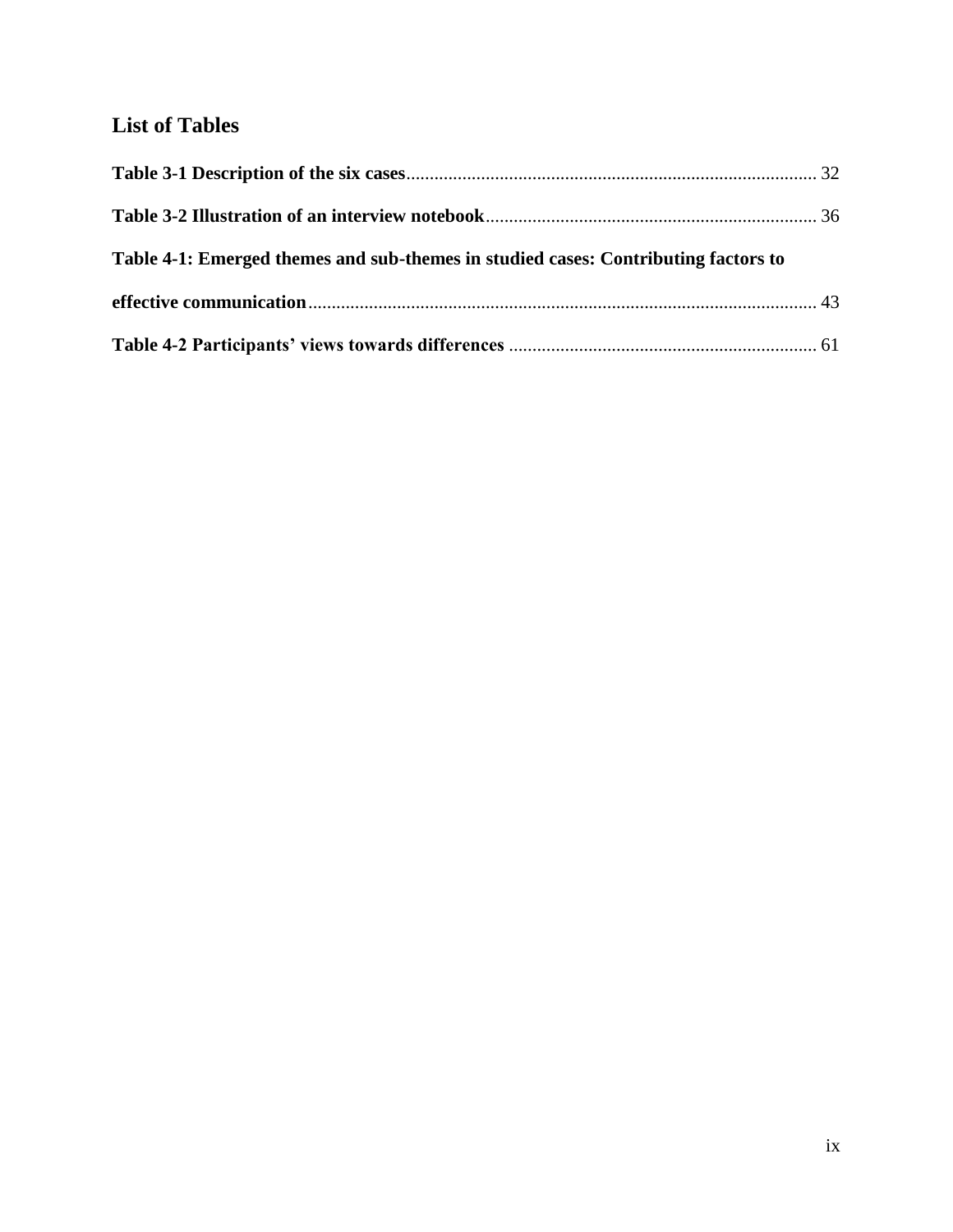## List of Tables

**Table 3-1 Description of the six cases**....................................................................................... 32

**Table 3-2 Illustration of an interview notebook**...................................................................... 36

**Table 4-1: Emerged themes and sub-themes in studied cases: Contributing factors to effective communication**............................................................................................................ 43

**Table 4-2 Participants' views towards differences** ................................................................. 61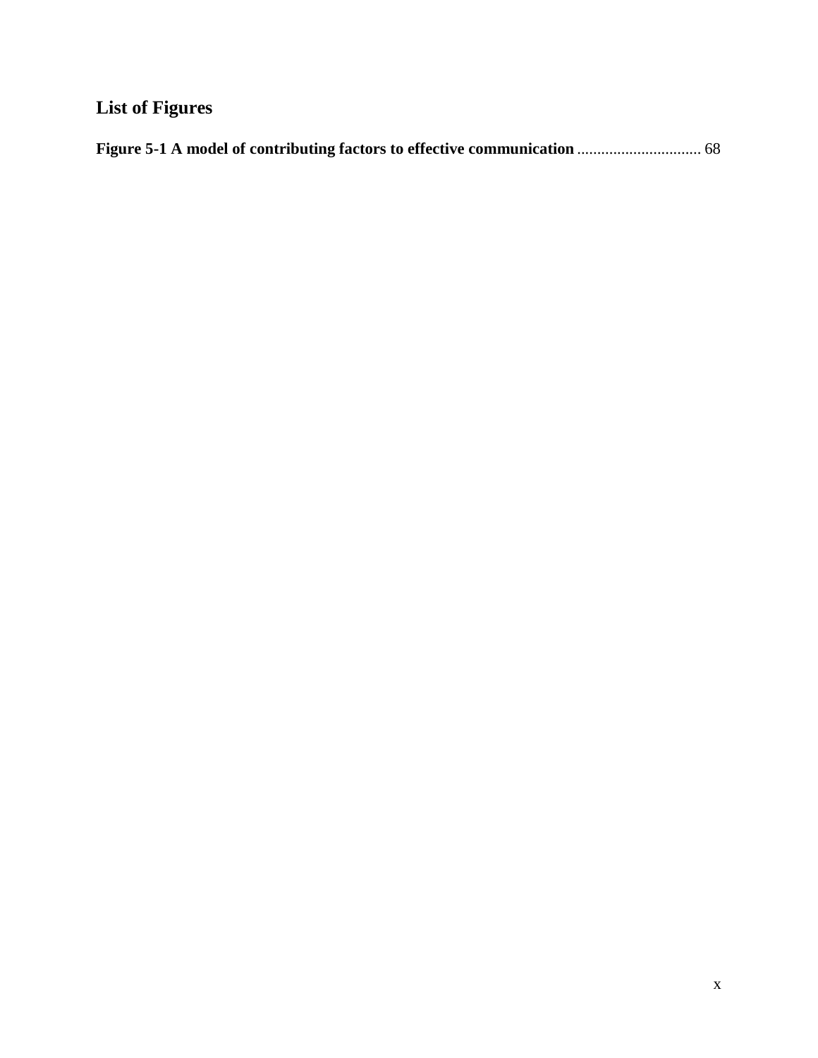## List of Figures

**Figure 5-1 A model of contributing factors to effective communication** ............................... 68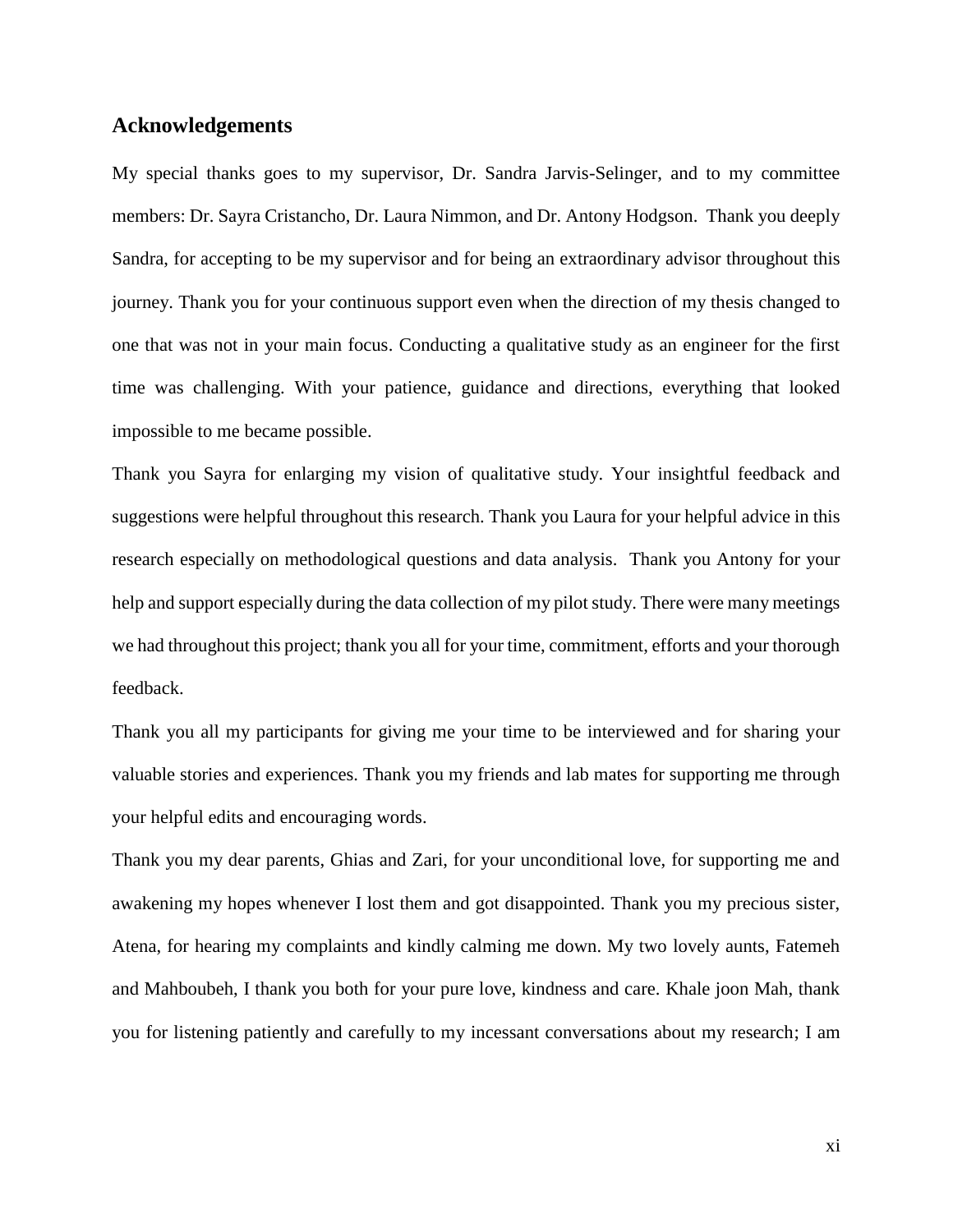## Acknowledgements

My special thanks goes to my supervisor, Dr. Sandra Jarvis-Selinger, and to my committee members: Dr. Sayra Cristancho, Dr. Laura Nimmon, and Dr. Antony Hodgson. Thank you deeply Sandra, for accepting to be my supervisor and for being an extraordinary advisor throughout this journey. Thank you for your continuous support even when the direction of my thesis changed to one that was not in your main focus. Conducting a qualitative study as an engineer for the first time was challenging. With your patience, guidance and directions, everything that looked impossible to me became possible.

Thank you Sayra for enlarging my vision of qualitative study. Your insightful feedback and suggestions were helpful throughout this research. Thank you Laura for your helpful advice in this research especially on methodological questions and data analysis. Thank you Antony for your help and support especially during the data collection of my pilot study. There were many meetings we had throughout this project; thank you all for your time, commitment, efforts and your thorough feedback.

Thank you all my participants for giving me your time to be interviewed and for sharing your valuable stories and experiences. Thank you my friends and lab mates for supporting me through your helpful edits and encouraging words.

Thank you my dear parents, Ghias and Zari, for your unconditional love, for supporting me and awakening my hopes whenever I lost them and got disappointed. Thank you my precious sister, Atena, for hearing my complaints and kindly calming me down. My two lovely aunts, Fatemeh and Mahboubeh, I thank you both for your pure love, kindness and care. Khale joon Mah, thank you for listening patiently and carefully to my incessant conversations about my research; I am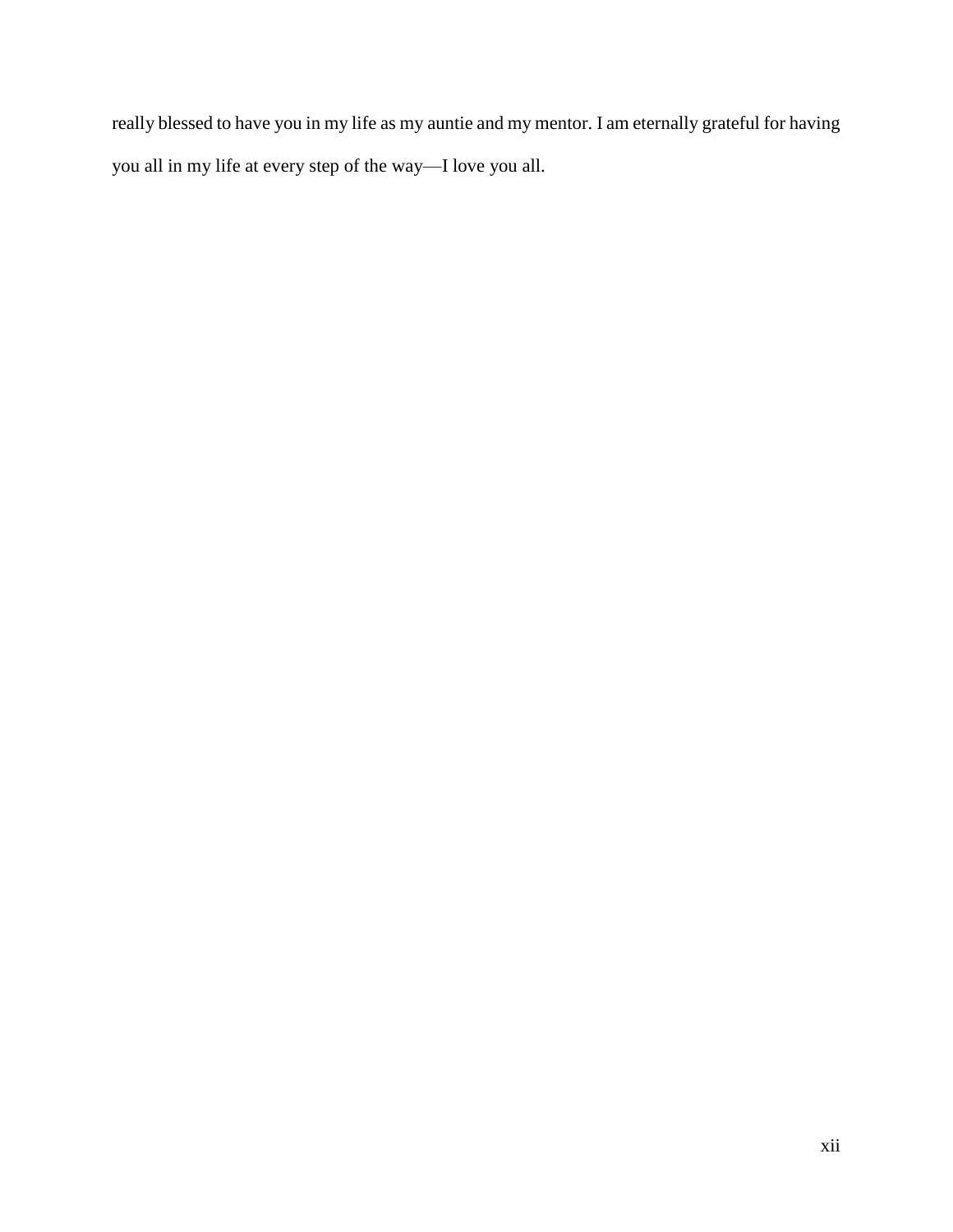really blessed to have you in my life as my auntie and my mentor. I am eternally grateful for having you all in my life at every step of the way—I love you all.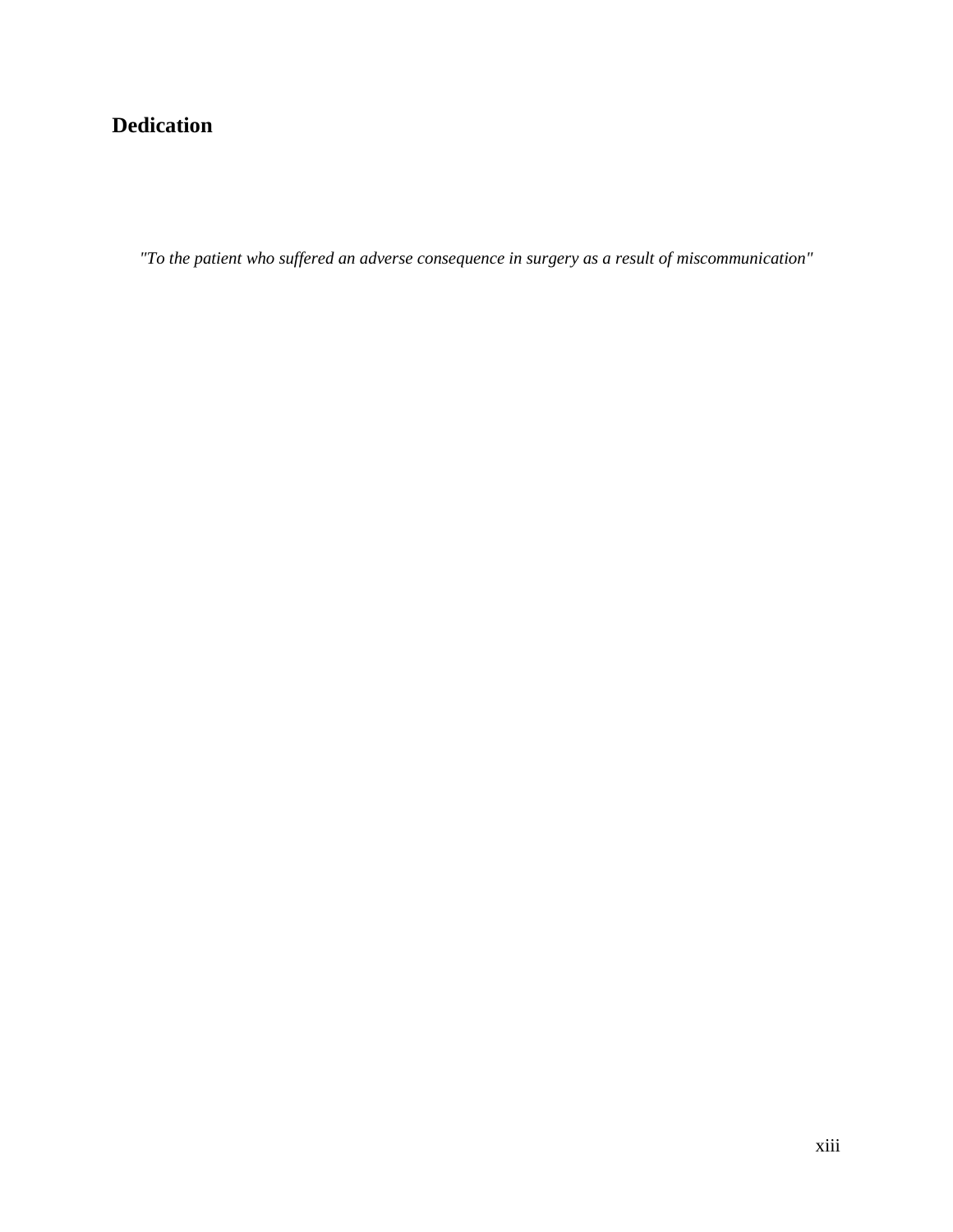## Dedication

*"To the patient who suffered an adverse consequence in surgery as a result of miscommunication"*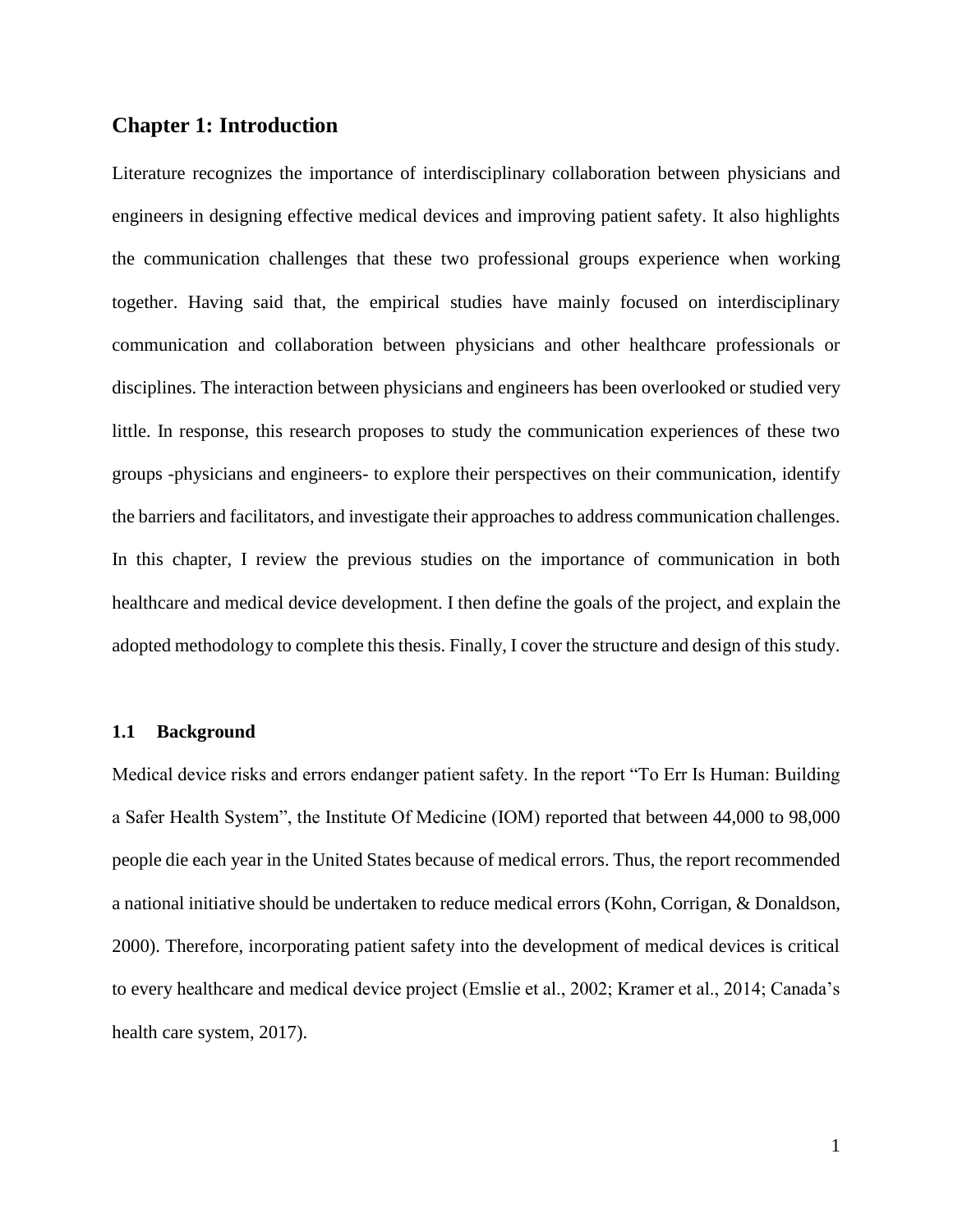## Chapter 1: Introduction

Literature recognizes the importance of interdisciplinary collaboration between physicians and engineers in designing effective medical devices and improving patient safety. It also highlights the communication challenges that these two professional groups experience when working together. Having said that, the empirical studies have mainly focused on interdisciplinary communication and collaboration between physicians and other healthcare professionals or disciplines. The interaction between physicians and engineers has been overlooked or studied very little. In response, this research proposes to study the communication experiences of these two groups -physicians and engineers- to explore their perspectives on their communication, identify the barriers and facilitators, and investigate their approaches to address communication challenges. In this chapter, I review the previous studies on the importance of communication in both healthcare and medical device development. I then define the goals of the project, and explain the adopted methodology to complete this thesis. Finally, I cover the structure and design of this study.

### 1.1 Background

Medical device risks and errors endanger patient safety. In the report "To Err Is Human: Building a Safer Health System", the Institute Of Medicine (IOM) reported that between 44,000 to 98,000 people die each year in the United States because of medical errors. Thus, the report recommended a national initiative should be undertaken to reduce medical errors (Kohn, Corrigan, & Donaldson, 2000). Therefore, incorporating patient safety into the development of medical devices is critical to every healthcare and medical device project (Emslie et al., 2002; Kramer et al., 2014; Canada's health care system, 2017).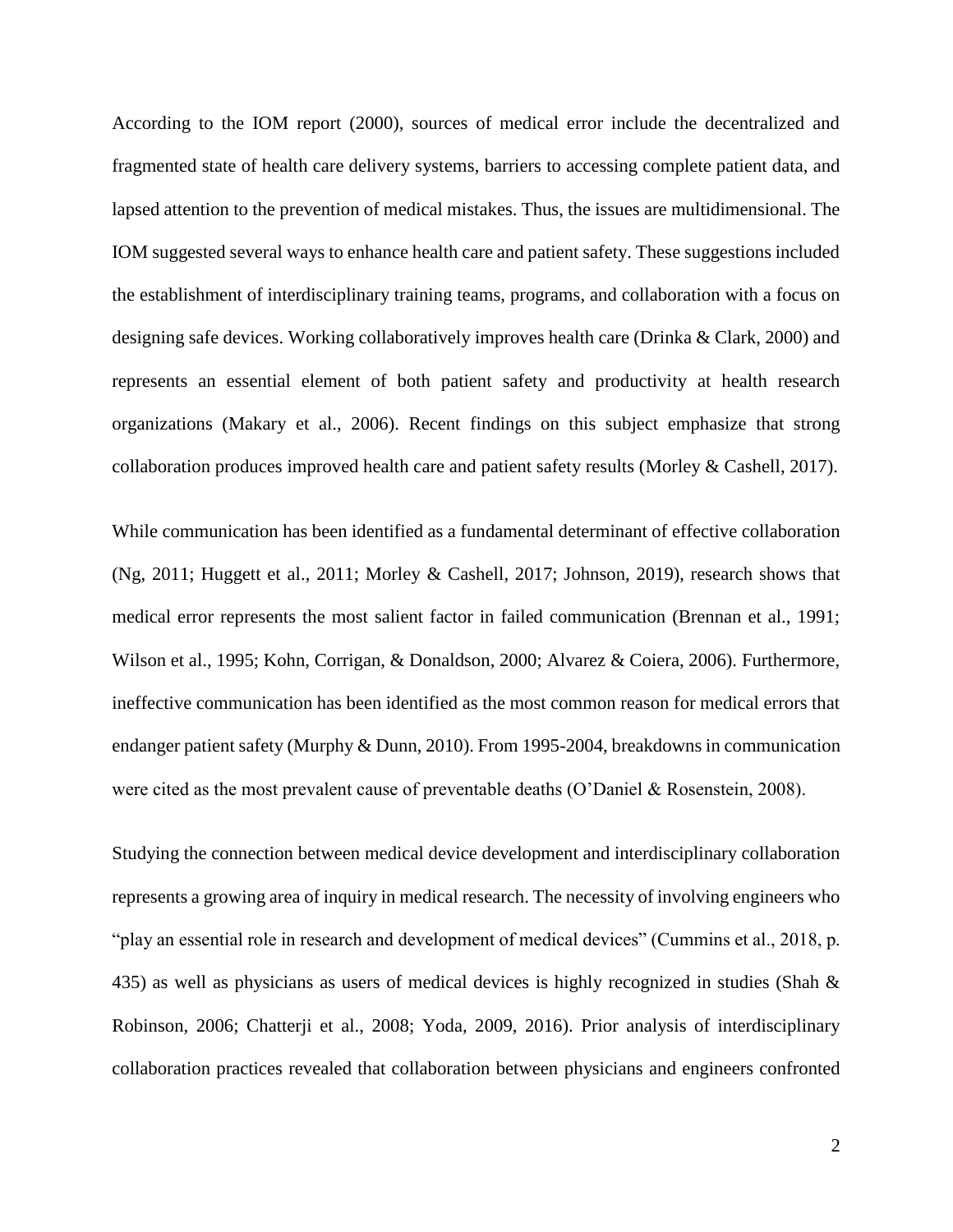According to the IOM report (2000), sources of medical error include the decentralized and fragmented state of health care delivery systems, barriers to accessing complete patient data, and lapsed attention to the prevention of medical mistakes. Thus, the issues are multidimensional. The IOM suggested several ways to enhance health care and patient safety. These suggestions included the establishment of interdisciplinary training teams, programs, and collaboration with a focus on designing safe devices. Working collaboratively improves health care (Drinka & Clark, 2000) and represents an essential element of both patient safety and productivity at health research organizations (Makary et al., 2006). Recent findings on this subject emphasize that strong collaboration produces improved health care and patient safety results (Morley & Cashell, 2017).

While communication has been identified as a fundamental determinant of effective collaboration (Ng, 2011; Huggett et al., 2011; Morley & Cashell, 2017; Johnson, 2019), research shows that medical error represents the most salient factor in failed communication (Brennan et al., 1991; Wilson et al., 1995; Kohn, Corrigan, & Donaldson, 2000; Alvarez & Coiera, 2006). Furthermore, ineffective communication has been identified as the most common reason for medical errors that endanger patient safety (Murphy & Dunn, 2010). From 1995-2004, breakdowns in communication were cited as the most prevalent cause of preventable deaths (O'Daniel & Rosenstein, 2008).

Studying the connection between medical device development and interdisciplinary collaboration represents a growing area of inquiry in medical research. The necessity of involving engineers who "play an essential role in research and development of medical devices" (Cummins et al., 2018, p. 435) as well as physicians as users of medical devices is highly recognized in studies (Shah & Robinson, 2006; Chatterji et al., 2008; Yoda, 2009, 2016). Prior analysis of interdisciplinary collaboration practices revealed that collaboration between physicians and engineers confronted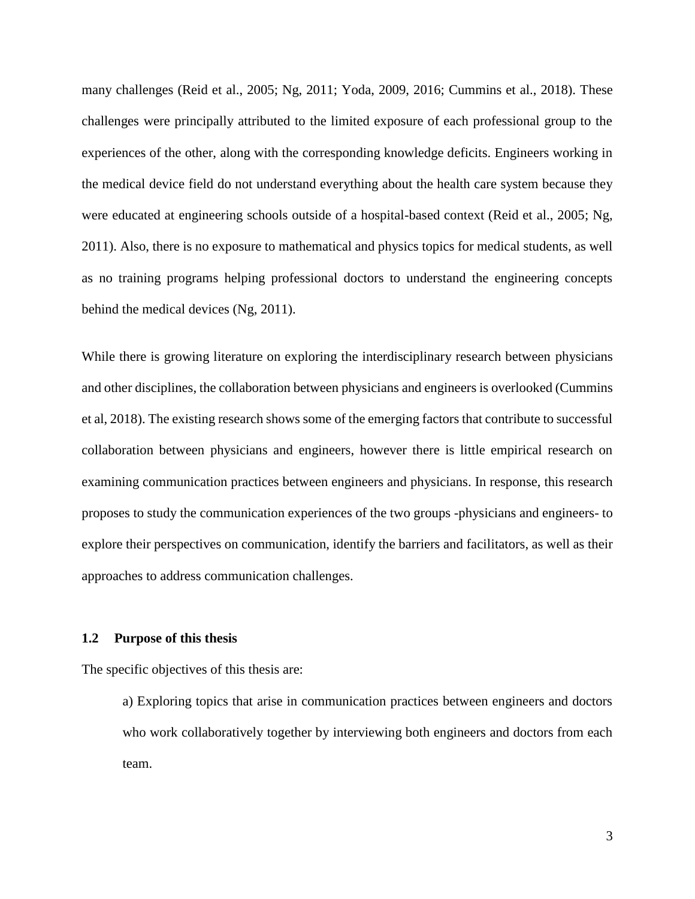many challenges (Reid et al., 2005; Ng, 2011; Yoda, 2009, 2016; Cummins et al., 2018). These challenges were principally attributed to the limited exposure of each professional group to the experiences of the other, along with the corresponding knowledge deficits. Engineers working in the medical device field do not understand everything about the health care system because they were educated at engineering schools outside of a hospital-based context (Reid et al., 2005; Ng, 2011). Also, there is no exposure to mathematical and physics topics for medical students, as well as no training programs helping professional doctors to understand the engineering concepts behind the medical devices (Ng, 2011).

While there is growing literature on exploring the interdisciplinary research between physicians and other disciplines, the collaboration between physicians and engineers is overlooked (Cummins et al, 2018). The existing research shows some of the emerging factors that contribute to successful collaboration between physicians and engineers, however there is little empirical research on examining communication practices between engineers and physicians. In response, this research proposes to study the communication experiences of the two groups -physicians and engineers- to explore their perspectives on communication, identify the barriers and facilitators, as well as their approaches to address communication challenges.

## 1.2 Purpose of this thesis

The specific objectives of this thesis are:

a) Exploring topics that arise in communication practices between engineers and doctors who work collaboratively together by interviewing both engineers and doctors from each team.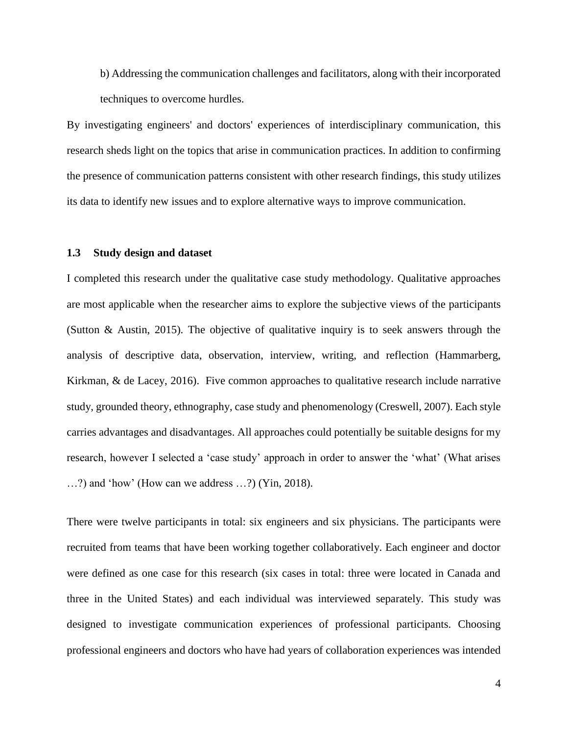b) Addressing the communication challenges and facilitators, along with their incorporated techniques to overcome hurdles.

By investigating engineers' and doctors' experiences of interdisciplinary communication, this research sheds light on the topics that arise in communication practices. In addition to confirming the presence of communication patterns consistent with other research findings, this study utilizes its data to identify new issues and to explore alternative ways to improve communication.

### 1.3 Study design and dataset

I completed this research under the qualitative case study methodology. Qualitative approaches are most applicable when the researcher aims to explore the subjective views of the participants (Sutton & Austin, 2015). The objective of qualitative inquiry is to seek answers through the analysis of descriptive data, observation, interview, writing, and reflection (Hammarberg, Kirkman, & de Lacey, 2016). Five common approaches to qualitative research include narrative study, grounded theory, ethnography, case study and phenomenology (Creswell, 2007). Each style carries advantages and disadvantages. All approaches could potentially be suitable designs for my research, however I selected a 'case study' approach in order to answer the 'what' (What arises …?) and 'how' (How can we address …?) (Yin, 2018).

There were twelve participants in total: six engineers and six physicians. The participants were recruited from teams that have been working together collaboratively. Each engineer and doctor were defined as one case for this research (six cases in total: three were located in Canada and three in the United States) and each individual was interviewed separately. This study was designed to investigate communication experiences of professional participants. Choosing professional engineers and doctors who have had years of collaboration experiences was intended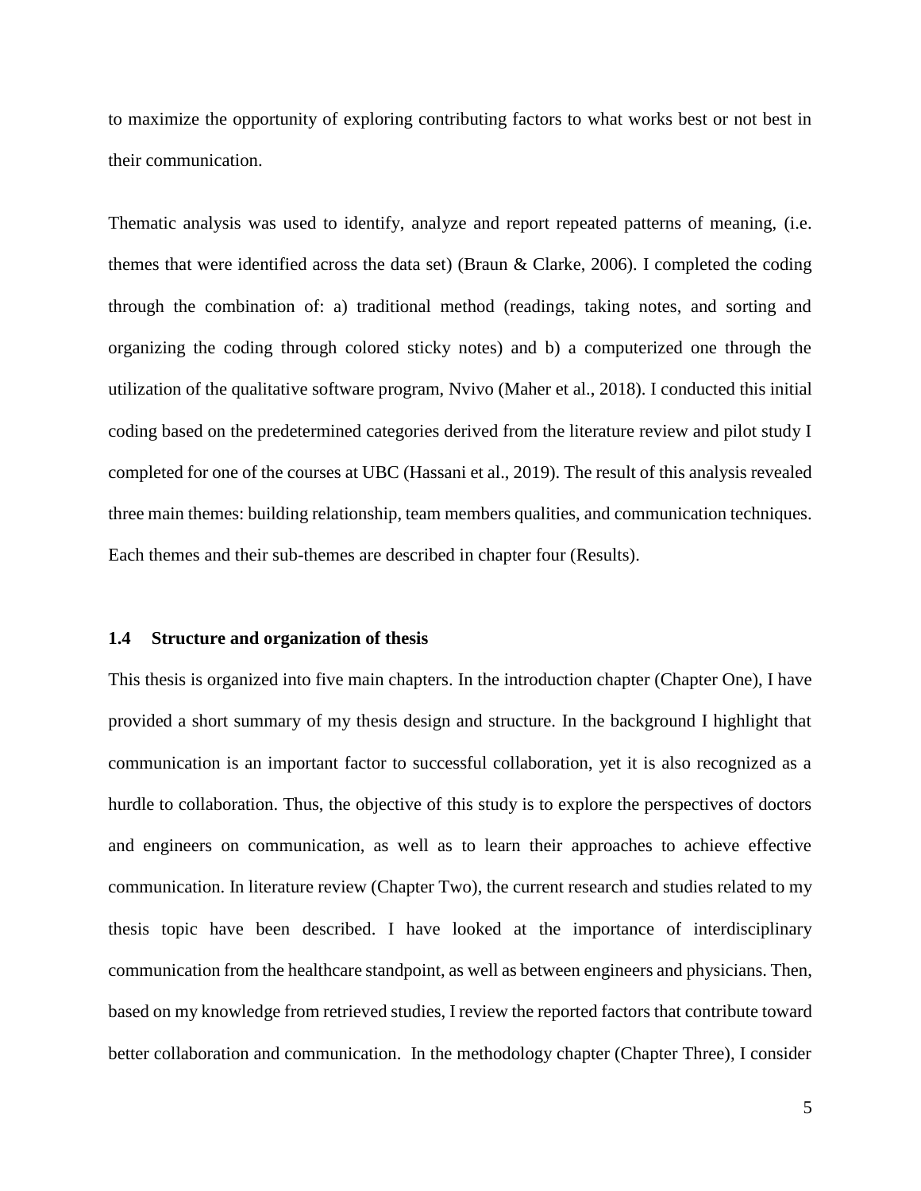to maximize the opportunity of exploring contributing factors to what works best or not best in their communication.

Thematic analysis was used to identify, analyze and report repeated patterns of meaning, (i.e. themes that were identified across the data set) (Braun & Clarke, 2006). I completed the coding through the combination of: a) traditional method (readings, taking notes, and sorting and organizing the coding through colored sticky notes) and b) a computerized one through the utilization of the qualitative software program, Nvivo (Maher et al., 2018). I conducted this initial coding based on the predetermined categories derived from the literature review and pilot study I completed for one of the courses at UBC (Hassani et al., 2019). The result of this analysis revealed three main themes: building relationship, team members qualities, and communication techniques. Each themes and their sub-themes are described in chapter four (Results).

### 1.4 Structure and organization of thesis

This thesis is organized into five main chapters. In the introduction chapter (Chapter One), I have provided a short summary of my thesis design and structure. In the background I highlight that communication is an important factor to successful collaboration, yet it is also recognized as a hurdle to collaboration. Thus, the objective of this study is to explore the perspectives of doctors and engineers on communication, as well as to learn their approaches to achieve effective communication. In literature review (Chapter Two), the current research and studies related to my thesis topic have been described. I have looked at the importance of interdisciplinary communication from the healthcare standpoint, as well as between engineers and physicians. Then, based on my knowledge from retrieved studies, I review the reported factors that contribute toward better collaboration and communication. In the methodology chapter (Chapter Three), I consider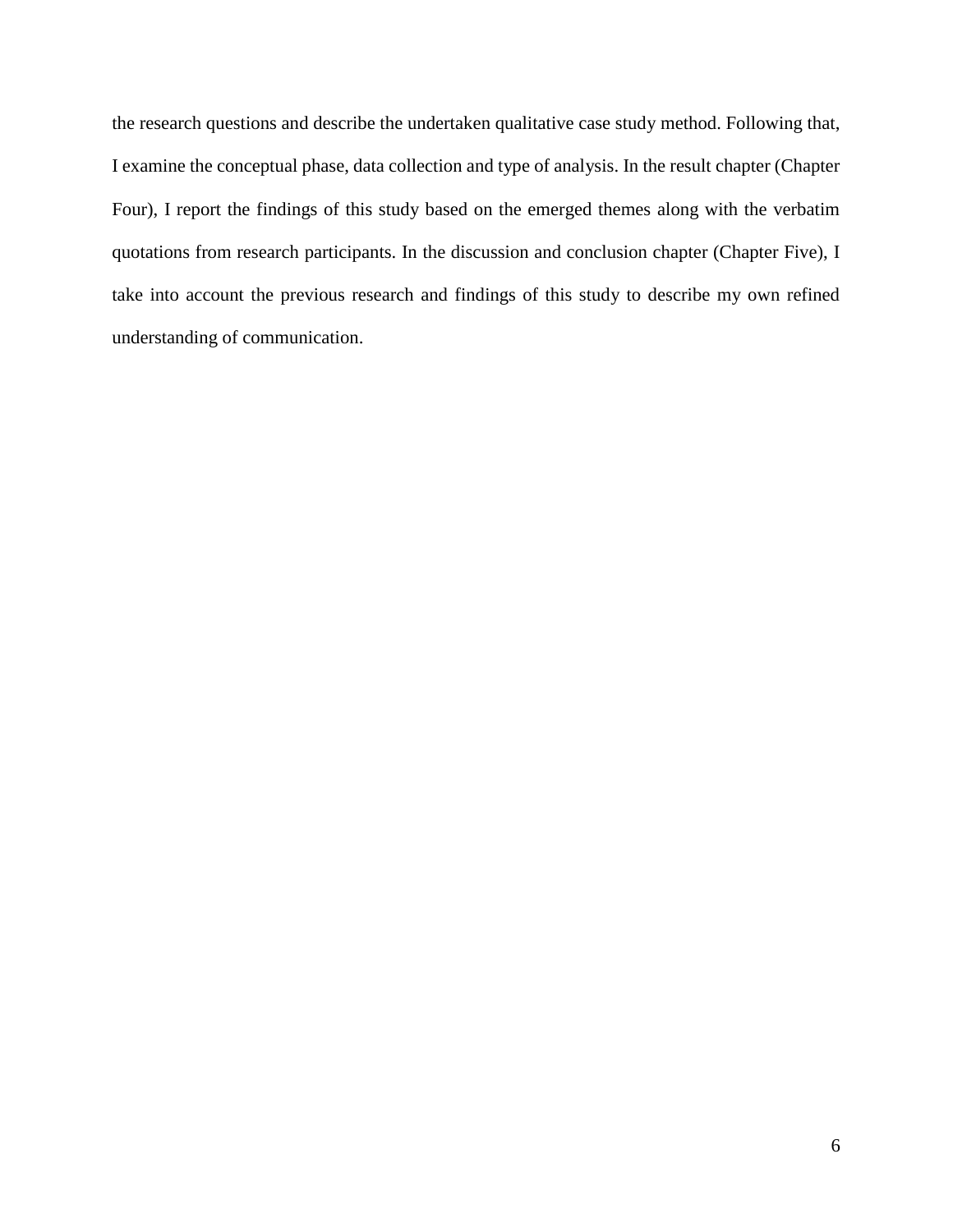the research questions and describe the undertaken qualitative case study method. Following that, I examine the conceptual phase, data collection and type of analysis. In the result chapter (Chapter Four), I report the findings of this study based on the emerged themes along with the verbatim quotations from research participants. In the discussion and conclusion chapter (Chapter Five), I take into account the previous research and findings of this study to describe my own refined understanding of communication.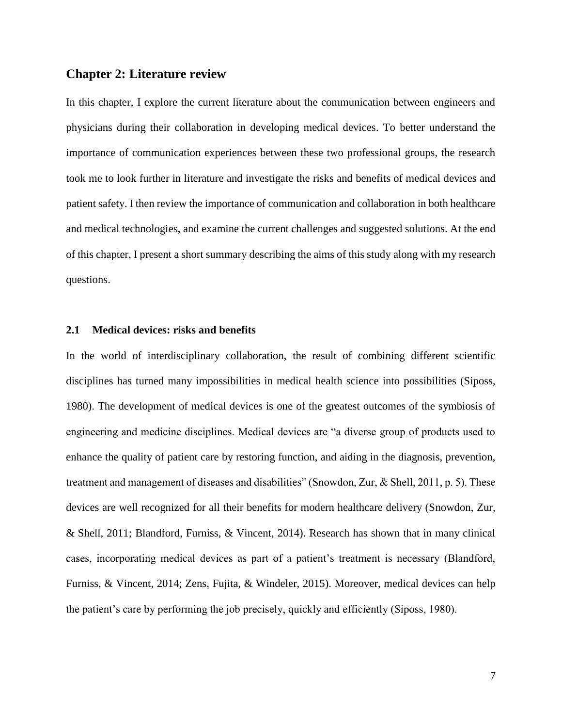## Chapter 2: Literature review

In this chapter, I explore the current literature about the communication between engineers and physicians during their collaboration in developing medical devices. To better understand the importance of communication experiences between these two professional groups, the research took me to look further in literature and investigate the risks and benefits of medical devices and patient safety. I then review the importance of communication and collaboration in both healthcare and medical technologies, and examine the current challenges and suggested solutions. At the end of this chapter, I present a short summary describing the aims of this study along with my research questions.

### 2.1 Medical devices: risks and benefits

In the world of interdisciplinary collaboration, the result of combining different scientific disciplines has turned many impossibilities in medical health science into possibilities (Siposs, 1980). The development of medical devices is one of the greatest outcomes of the symbiosis of engineering and medicine disciplines. Medical devices are "a diverse group of products used to enhance the quality of patient care by restoring function, and aiding in the diagnosis, prevention, treatment and management of diseases and disabilities" (Snowdon, Zur, & Shell, 2011, p. 5). These devices are well recognized for all their benefits for modern healthcare delivery (Snowdon, Zur, & Shell, 2011; Blandford, Furniss, & Vincent, 2014). Research has shown that in many clinical cases, incorporating medical devices as part of a patient's treatment is necessary (Blandford, Furniss, & Vincent, 2014; Zens, Fujita, & Windeler, 2015). Moreover, medical devices can help the patient's care by performing the job precisely, quickly and efficiently (Siposs, 1980).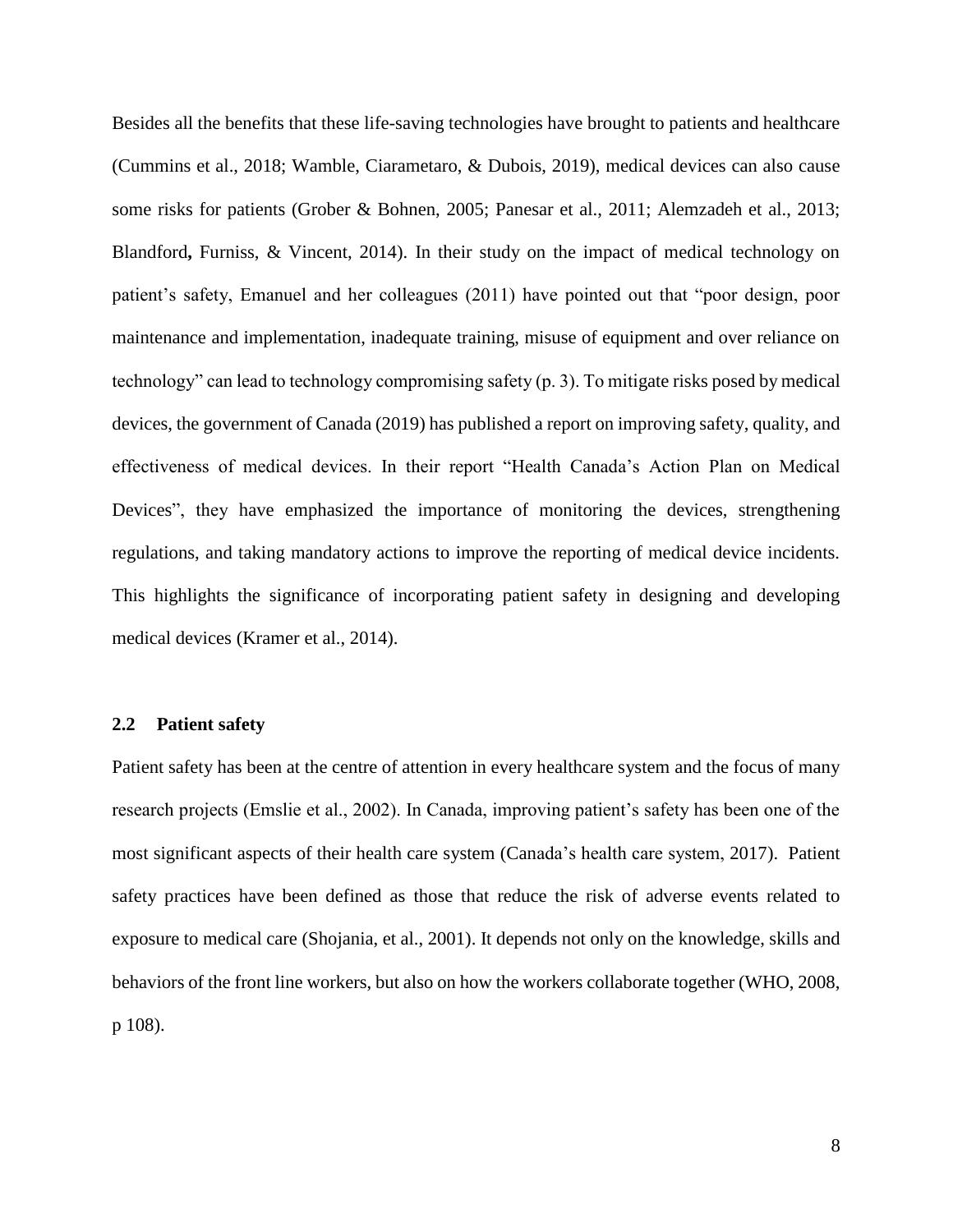Besides all the benefits that these life-saving technologies have brought to patients and healthcare (Cummins et al., 2018; Wamble, Ciarametaro, & Dubois, 2019), medical devices can also cause some risks for patients (Grober & Bohnen, 2005; Panesar et al., 2011; Alemzadeh et al., 2013; Blandford, Furniss, & Vincent, 2014). In their study on the impact of medical technology on patient's safety, Emanuel and her colleagues (2011) have pointed out that "poor design, poor maintenance and implementation, inadequate training, misuse of equipment and over reliance on technology" can lead to technology compromising safety (p. 3). To mitigate risks posed by medical devices, the government of Canada (2019) has published a report on improving safety, quality, and effectiveness of medical devices. In their report "Health Canada's Action Plan on Medical Devices", they have emphasized the importance of monitoring the devices, strengthening regulations, and taking mandatory actions to improve the reporting of medical device incidents. This highlights the significance of incorporating patient safety in designing and developing medical devices (Kramer et al., 2014).

## 2.2 Patient safety

Patient safety has been at the centre of attention in every healthcare system and the focus of many research projects (Emslie et al., 2002). In Canada, improving patient's safety has been one of the most significant aspects of their health care system (Canada's health care system, 2017). Patient safety practices have been defined as those that reduce the risk of adverse events related to exposure to medical care (Shojania, et al., 2001). It depends not only on the knowledge, skills and behaviors of the front line workers, but also on how the workers collaborate together (WHO, 2008, p 108).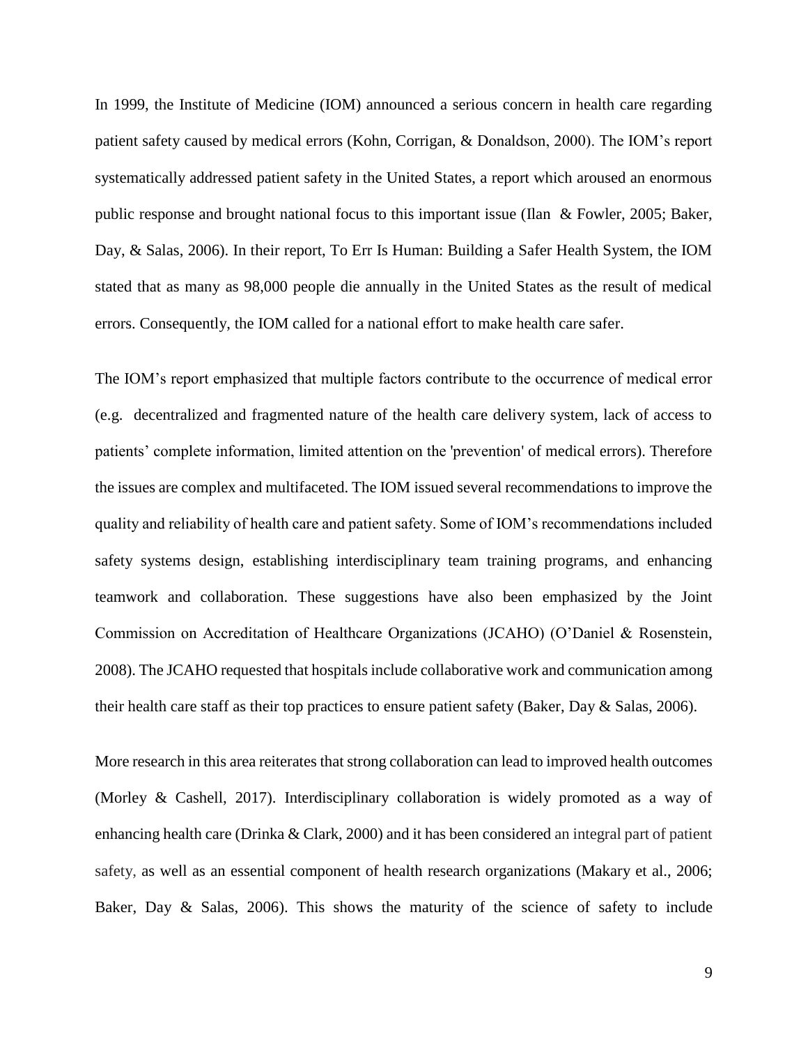In 1999, the Institute of Medicine (IOM) announced a serious concern in health care regarding patient safety caused by medical errors (Kohn, Corrigan, & Donaldson, 2000). The IOM's report systematically addressed patient safety in the United States, a report which aroused an enormous public response and brought national focus to this important issue (Ilan & Fowler, 2005; Baker, Day, & Salas, 2006). In their report, To Err Is Human: Building a Safer Health System, the IOM stated that as many as 98,000 people die annually in the United States as the result of medical errors. Consequently, the IOM called for a national effort to make health care safer.

The IOM's report emphasized that multiple factors contribute to the occurrence of medical error (e.g. decentralized and fragmented nature of the health care delivery system, lack of access to patients' complete information, limited attention on the 'prevention' of medical errors). Therefore the issues are complex and multifaceted. The IOM issued several recommendations to improve the quality and reliability of health care and patient safety. Some of IOM's recommendations included safety systems design, establishing interdisciplinary team training programs, and enhancing teamwork and collaboration. These suggestions have also been emphasized by the Joint Commission on Accreditation of Healthcare Organizations (JCAHO) (O'Daniel & Rosenstein, 2008). The JCAHO requested that hospitals include collaborative work and communication among their health care staff as their top practices to ensure patient safety (Baker, Day & Salas, 2006).

More research in this area reiterates that strong collaboration can lead to improved health outcomes (Morley & Cashell, 2017). Interdisciplinary collaboration is widely promoted as a way of enhancing health care (Drinka & Clark, 2000) and it has been considered an integral part of patient safety, as well as an essential component of health research organizations (Makary et al., 2006; Baker, Day & Salas, 2006). This shows the maturity of the science of safety to include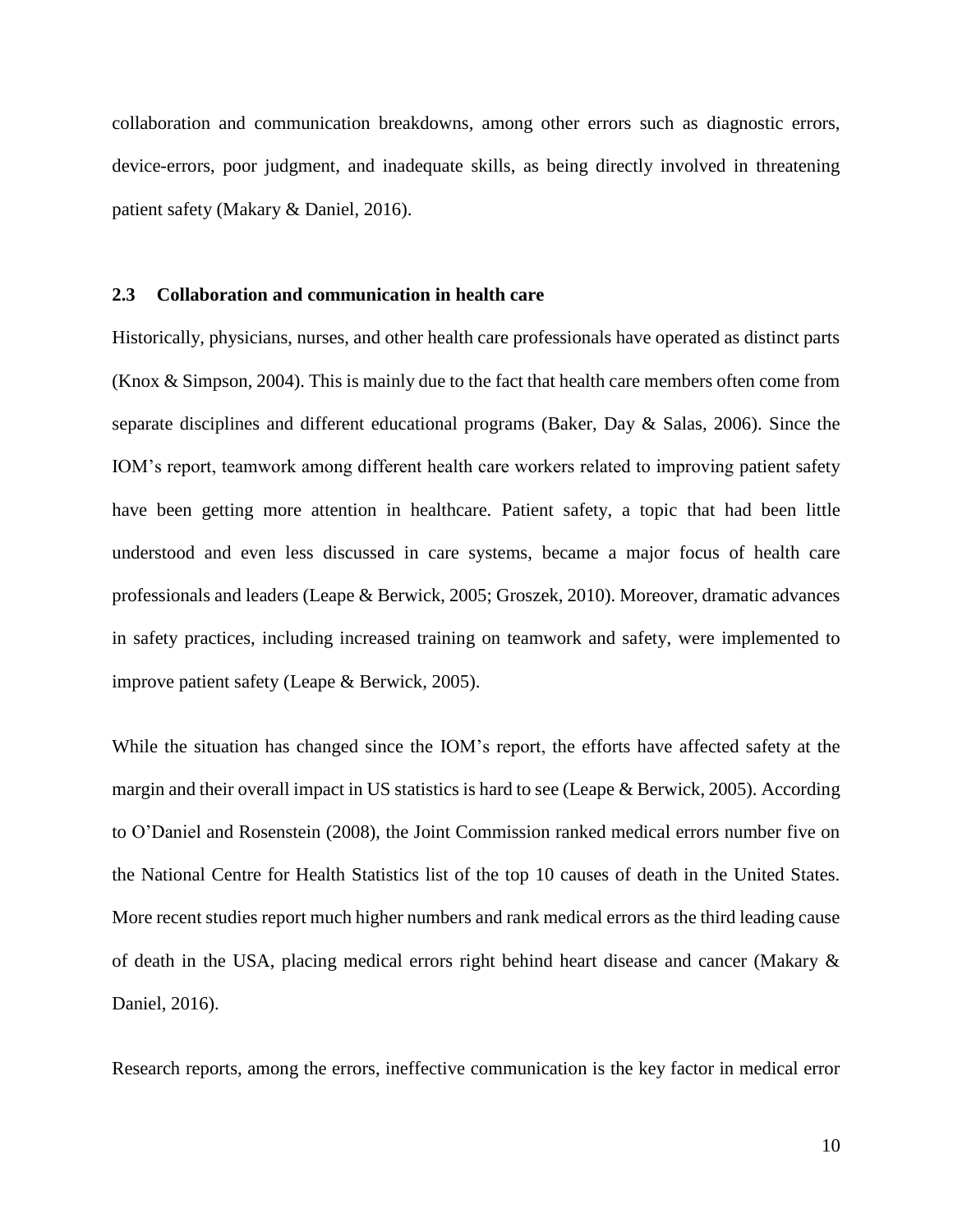collaboration and communication breakdowns, among other errors such as diagnostic errors, device-errors, poor judgment, and inadequate skills, as being directly involved in threatening patient safety (Makary & Daniel, 2016).

### 2.3 Collaboration and communication in health care

Historically, physicians, nurses, and other health care professionals have operated as distinct parts (Knox & Simpson, 2004). This is mainly due to the fact that health care members often come from separate disciplines and different educational programs (Baker, Day & Salas, 2006). Since the IOM's report, teamwork among different health care workers related to improving patient safety have been getting more attention in healthcare. Patient safety, a topic that had been little understood and even less discussed in care systems, became a major focus of health care professionals and leaders (Leape & Berwick, 2005; Groszek, 2010). Moreover, dramatic advances in safety practices, including increased training on teamwork and safety, were implemented to improve patient safety (Leape & Berwick, 2005).

While the situation has changed since the IOM's report, the efforts have affected safety at the margin and their overall impact in US statistics is hard to see (Leape & Berwick, 2005). According to O'Daniel and Rosenstein (2008), the Joint Commission ranked medical errors number five on the National Centre for Health Statistics list of the top 10 causes of death in the United States. More recent studies report much higher numbers and rank medical errors as the third leading cause of death in the USA, placing medical errors right behind heart disease and cancer (Makary & Daniel, 2016).

Research reports, among the errors, ineffective communication is the key factor in medical error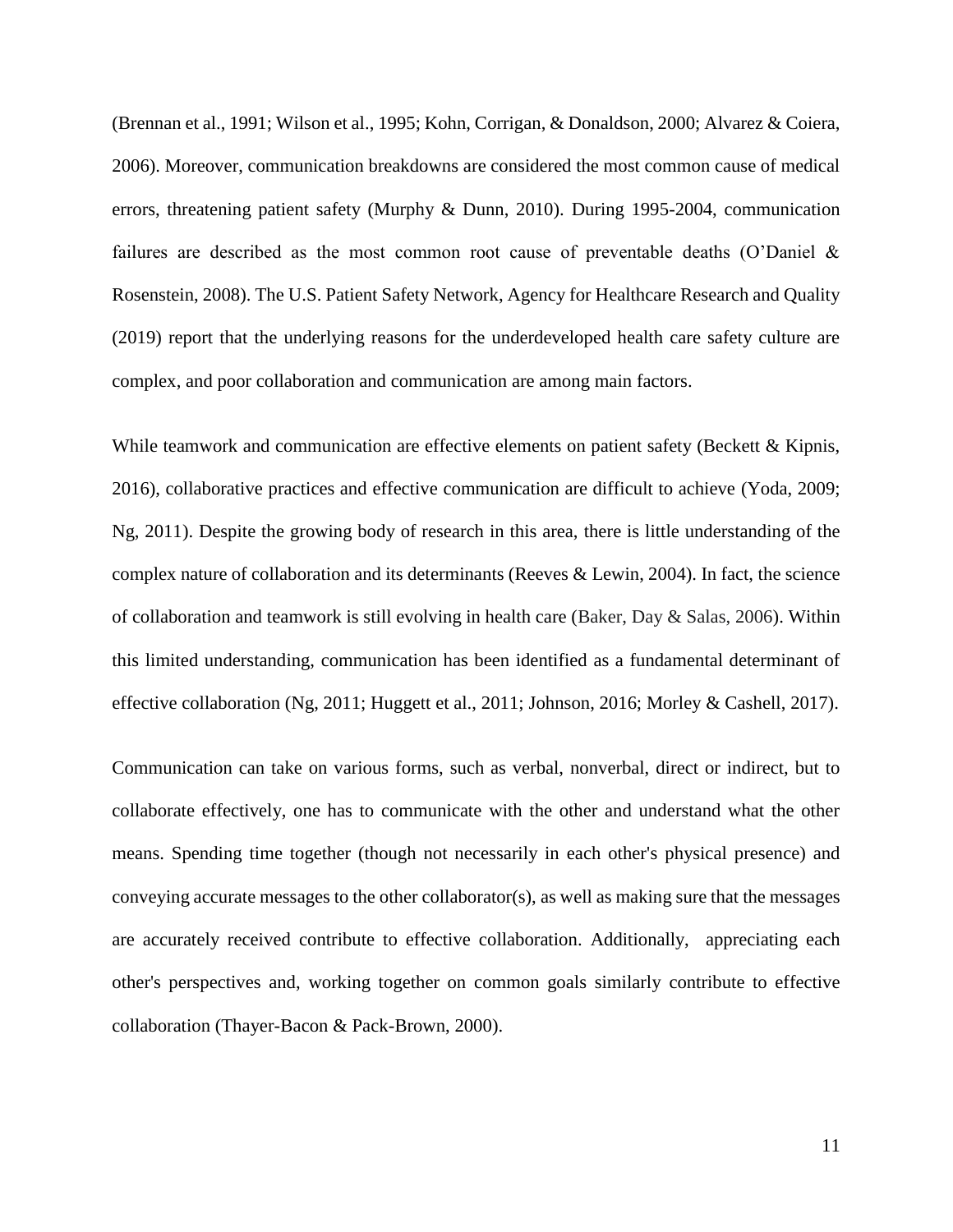(Brennan et al., 1991; Wilson et al., 1995; Kohn, Corrigan, & Donaldson, 2000; Alvarez & Coiera, 2006). Moreover, communication breakdowns are considered the most common cause of medical errors, threatening patient safety (Murphy & Dunn, 2010). During 1995-2004, communication failures are described as the most common root cause of preventable deaths (O'Daniel & Rosenstein, 2008). The U.S. Patient Safety Network, Agency for Healthcare Research and Quality (2019) report that the underlying reasons for the underdeveloped health care safety culture are complex, and poor collaboration and communication are among main factors.

While teamwork and communication are effective elements on patient safety (Beckett & Kipnis, 2016), collaborative practices and effective communication are difficult to achieve (Yoda, 2009; Ng, 2011). Despite the growing body of research in this area, there is little understanding of the complex nature of collaboration and its determinants (Reeves & Lewin, 2004). In fact, the science of collaboration and teamwork is still evolving in health care (Baker, Day & Salas, 2006). Within this limited understanding, communication has been identified as a fundamental determinant of effective collaboration (Ng, 2011; Huggett et al., 2011; Johnson, 2016; Morley & Cashell, 2017).

Communication can take on various forms, such as verbal, nonverbal, direct or indirect, but to collaborate effectively, one has to communicate with the other and understand what the other means. Spending time together (though not necessarily in each other's physical presence) and conveying accurate messages to the other collaborator(s), as well as making sure that the messages are accurately received contribute to effective collaboration. Additionally, appreciating each other's perspectives and, working together on common goals similarly contribute to effective collaboration (Thayer-Bacon & Pack-Brown, 2000).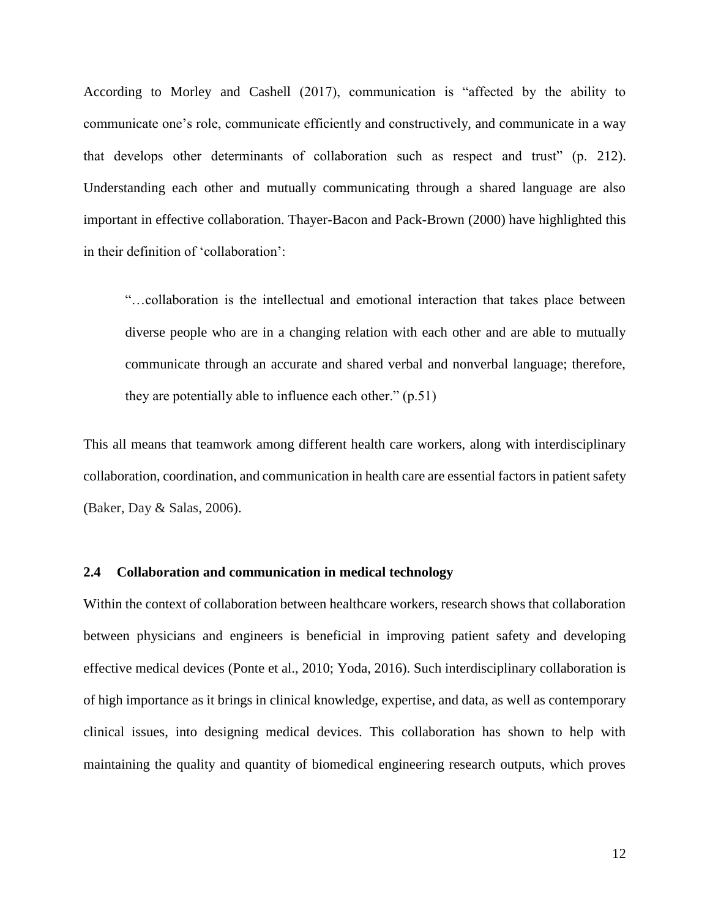According to Morley and Cashell (2017), communication is "affected by the ability to communicate one's role, communicate efficiently and constructively, and communicate in a way that develops other determinants of collaboration such as respect and trust" (p. 212). Understanding each other and mutually communicating through a shared language are also important in effective collaboration. Thayer-Bacon and Pack-Brown (2000) have highlighted this in their definition of 'collaboration':

> "…collaboration is the intellectual and emotional interaction that takes place between diverse people who are in a changing relation with each other and are able to mutually communicate through an accurate and shared verbal and nonverbal language; therefore, they are potentially able to influence each other." (p.51)

This all means that teamwork among different health care workers, along with interdisciplinary collaboration, coordination, and communication in health care are essential factors in patient safety (Baker, Day & Salas, 2006).

### 2.4 Collaboration and communication in medical technology

Within the context of collaboration between healthcare workers, research shows that collaboration between physicians and engineers is beneficial in improving patient safety and developing effective medical devices (Ponte et al., 2010; Yoda, 2016). Such interdisciplinary collaboration is of high importance as it brings in clinical knowledge, expertise, and data, as well as contemporary clinical issues, into designing medical devices. This collaboration has shown to help with maintaining the quality and quantity of biomedical engineering research outputs, which proves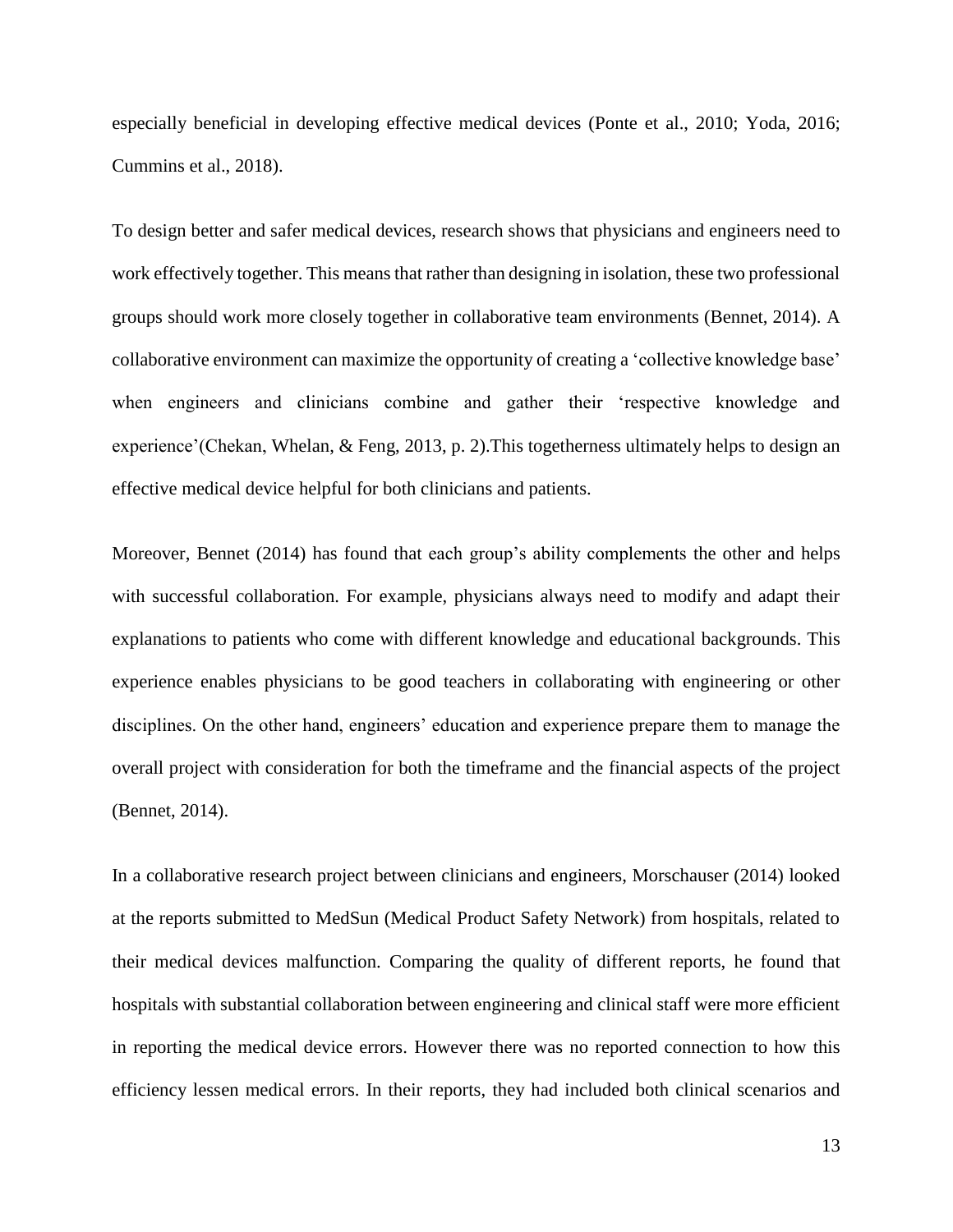especially beneficial in developing effective medical devices (Ponte et al., 2010; Yoda, 2016; Cummins et al., 2018).

To design better and safer medical devices, research shows that physicians and engineers need to work effectively together. This means that rather than designing in isolation, these two professional groups should work more closely together in collaborative team environments (Bennet, 2014). A collaborative environment can maximize the opportunity of creating a 'collective knowledge base' when engineers and clinicians combine and gather their 'respective knowledge and experience'(Chekan, Whelan, & Feng, 2013, p. 2).This togetherness ultimately helps to design an effective medical device helpful for both clinicians and patients.

Moreover, Bennet (2014) has found that each group's ability complements the other and helps with successful collaboration. For example, physicians always need to modify and adapt their explanations to patients who come with different knowledge and educational backgrounds. This experience enables physicians to be good teachers in collaborating with engineering or other disciplines. On the other hand, engineers' education and experience prepare them to manage the overall project with consideration for both the timeframe and the financial aspects of the project (Bennet, 2014).

In a collaborative research project between clinicians and engineers, Morschauser (2014) looked at the reports submitted to MedSun (Medical Product Safety Network) from hospitals, related to their medical devices malfunction. Comparing the quality of different reports, he found that hospitals with substantial collaboration between engineering and clinical staff were more efficient in reporting the medical device errors. However there was no reported connection to how this efficiency lessen medical errors. In their reports, they had included both clinical scenarios and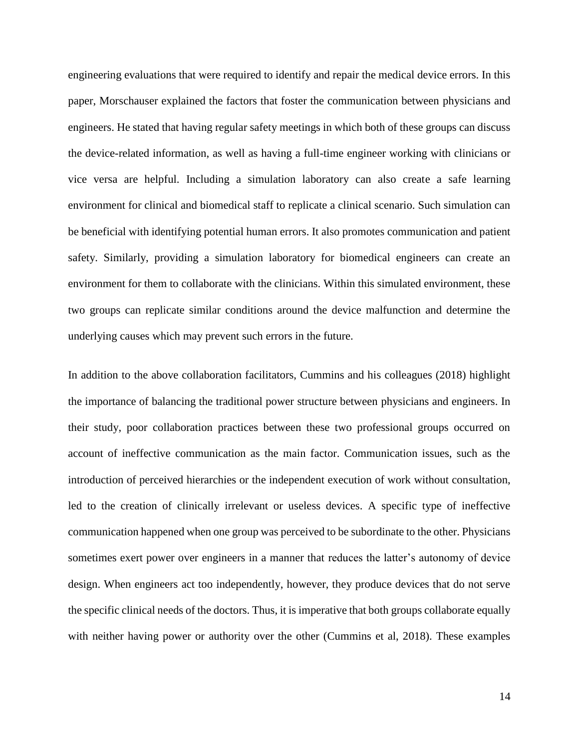engineering evaluations that were required to identify and repair the medical device errors. In this paper, Morschauser explained the factors that foster the communication between physicians and engineers. He stated that having regular safety meetings in which both of these groups can discuss the device-related information, as well as having a full-time engineer working with clinicians or vice versa are helpful. Including a simulation laboratory can also create a safe learning environment for clinical and biomedical staff to replicate a clinical scenario. Such simulation can be beneficial with identifying potential human errors. It also promotes communication and patient safety. Similarly, providing a simulation laboratory for biomedical engineers can create an environment for them to collaborate with the clinicians. Within this simulated environment, these two groups can replicate similar conditions around the device malfunction and determine the underlying causes which may prevent such errors in the future.

In addition to the above collaboration facilitators, Cummins and his colleagues (2018) highlight the importance of balancing the traditional power structure between physicians and engineers. In their study, poor collaboration practices between these two professional groups occurred on account of ineffective communication as the main factor. Communication issues, such as the introduction of perceived hierarchies or the independent execution of work without consultation, led to the creation of clinically irrelevant or useless devices. A specific type of ineffective communication happened when one group was perceived to be subordinate to the other. Physicians sometimes exert power over engineers in a manner that reduces the latter's autonomy of device design. When engineers act too independently, however, they produce devices that do not serve the specific clinical needs of the doctors. Thus, it is imperative that both groups collaborate equally with neither having power or authority over the other (Cummins et al, 2018). These examples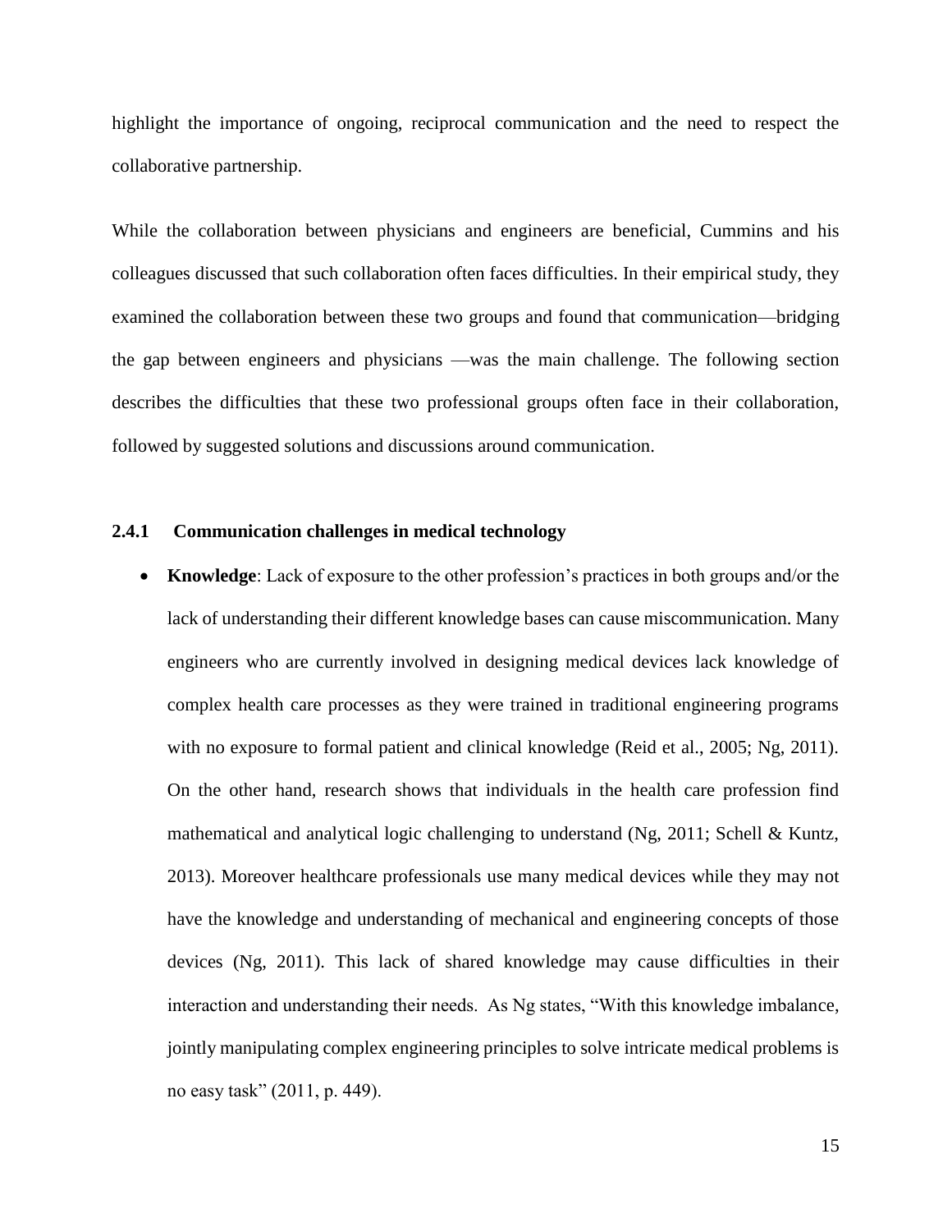highlight the importance of ongoing, reciprocal communication and the need to respect the collaborative partnership.

While the collaboration between physicians and engineers are beneficial, Cummins and his colleagues discussed that such collaboration often faces difficulties. In their empirical study, they examined the collaboration between these two groups and found that communication—bridging the gap between engineers and physicians —was the main challenge. The following section describes the difficulties that these two professional groups often face in their collaboration, followed by suggested solutions and discussions around communication.

### 2.4.1 Communication challenges in medical technology

- **Knowledge**: Lack of exposure to the other profession's practices in both groups and/or the lack of understanding their different knowledge bases can cause miscommunication. Many engineers who are currently involved in designing medical devices lack knowledge of complex health care processes as they were trained in traditional engineering programs with no exposure to formal patient and clinical knowledge (Reid et al., 2005; Ng, 2011). On the other hand, research shows that individuals in the health care profession find mathematical and analytical logic challenging to understand (Ng, 2011; Schell & Kuntz, 2013). Moreover healthcare professionals use many medical devices while they may not have the knowledge and understanding of mechanical and engineering concepts of those devices (Ng, 2011). This lack of shared knowledge may cause difficulties in their interaction and understanding their needs. As Ng states, "With this knowledge imbalance, jointly manipulating complex engineering principles to solve intricate medical problems is no easy task" (2011, p. 449).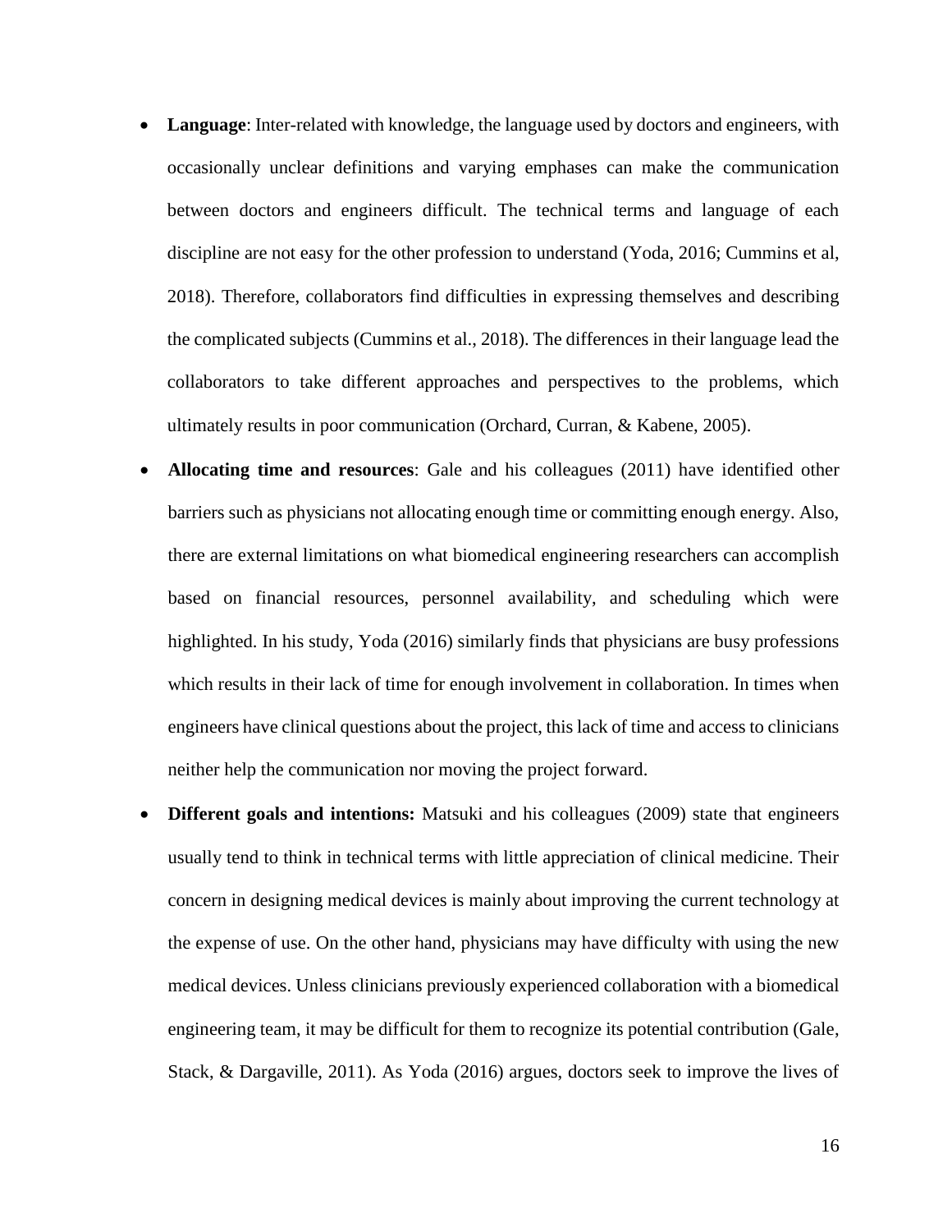- **Language**: Inter-related with knowledge, the language used by doctors and engineers, with occasionally unclear definitions and varying emphases can make the communication between doctors and engineers difficult. The technical terms and language of each discipline are not easy for the other profession to understand (Yoda, 2016; Cummins et al, 2018). Therefore, collaborators find difficulties in expressing themselves and describing the complicated subjects (Cummins et al., 2018). The differences in their language lead the collaborators to take different approaches and perspectives to the problems, which ultimately results in poor communication (Orchard, Curran, & Kabene, 2005).
- **Allocating time and resources**: Gale and his colleagues (2011) have identified other barriers such as physicians not allocating enough time or committing enough energy. Also, there are external limitations on what biomedical engineering researchers can accomplish based on financial resources, personnel availability, and scheduling which were highlighted. In his study, Yoda (2016) similarly finds that physicians are busy professions which results in their lack of time for enough involvement in collaboration. In times when engineers have clinical questions about the project, this lack of time and access to clinicians neither help the communication nor moving the project forward.
- **Different goals and intentions:** Matsuki and his colleagues (2009) state that engineers usually tend to think in technical terms with little appreciation of clinical medicine. Their concern in designing medical devices is mainly about improving the current technology at the expense of use. On the other hand, physicians may have difficulty with using the new medical devices. Unless clinicians previously experienced collaboration with a biomedical engineering team, it may be difficult for them to recognize its potential contribution (Gale, Stack, & Dargaville, 2011). As Yoda (2016) argues, doctors seek to improve the lives of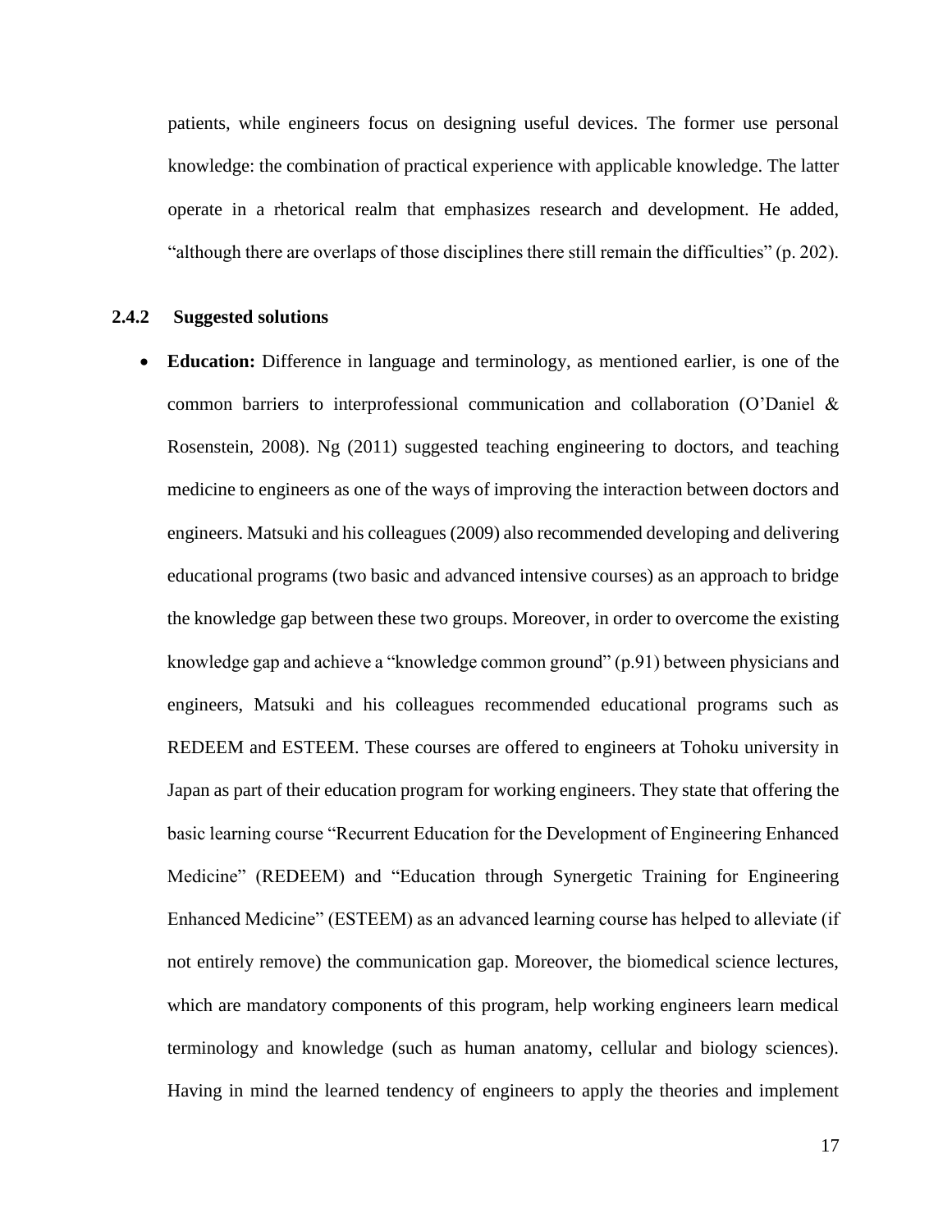patients, while engineers focus on designing useful devices. The former use personal knowledge: the combination of practical experience with applicable knowledge. The latter operate in a rhetorical realm that emphasizes research and development. He added, "although there are overlaps of those disciplines there still remain the difficulties" (p. 202).

### 2.4.2 Suggested solutions

- **Education:** Difference in language and terminology, as mentioned earlier, is one of the common barriers to interprofessional communication and collaboration (O'Daniel & Rosenstein, 2008). Ng (2011) suggested teaching engineering to doctors, and teaching medicine to engineers as one of the ways of improving the interaction between doctors and engineers. Matsuki and his colleagues (2009) also recommended developing and delivering educational programs (two basic and advanced intensive courses) as an approach to bridge the knowledge gap between these two groups. Moreover, in order to overcome the existing knowledge gap and achieve a "knowledge common ground" (p.91) between physicians and engineers, Matsuki and his colleagues recommended educational programs such as REDEEM and ESTEEM. These courses are offered to engineers at Tohoku university in Japan as part of their education program for working engineers. They state that offering the basic learning course "Recurrent Education for the Development of Engineering Enhanced Medicine" (REDEEM) and "Education through Synergetic Training for Engineering Enhanced Medicine" (ESTEEM) as an advanced learning course has helped to alleviate (if not entirely remove) the communication gap. Moreover, the biomedical science lectures, which are mandatory components of this program, help working engineers learn medical terminology and knowledge (such as human anatomy, cellular and biology sciences). Having in mind the learned tendency of engineers to apply the theories and implement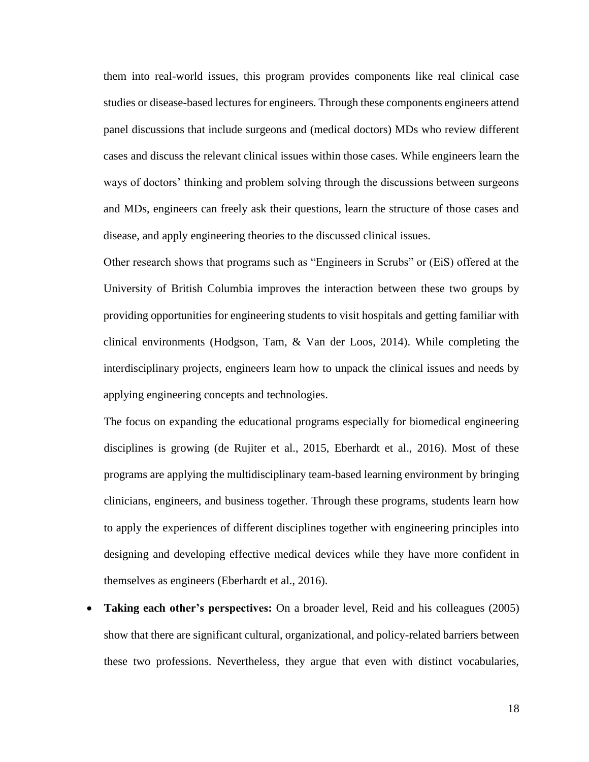them into real-world issues, this program provides components like real clinical case studies or disease-based lectures for engineers. Through these components engineers attend panel discussions that include surgeons and (medical doctors) MDs who review different cases and discuss the relevant clinical issues within those cases. While engineers learn the ways of doctors' thinking and problem solving through the discussions between surgeons and MDs, engineers can freely ask their questions, learn the structure of those cases and disease, and apply engineering theories to the discussed clinical issues.

Other research shows that programs such as "Engineers in Scrubs" or (EiS) offered at the University of British Columbia improves the interaction between these two groups by providing opportunities for engineering students to visit hospitals and getting familiar with clinical environments (Hodgson, Tam, & Van der Loos, 2014). While completing the interdisciplinary projects, engineers learn how to unpack the clinical issues and needs by applying engineering concepts and technologies.

The focus on expanding the educational programs especially for biomedical engineering disciplines is growing (de Rujiter et al., 2015, Eberhardt et al., 2016). Most of these programs are applying the multidisciplinary team-based learning environment by bringing clinicians, engineers, and business together. Through these programs, students learn how to apply the experiences of different disciplines together with engineering principles into designing and developing effective medical devices while they have more confident in themselves as engineers (Eberhardt et al., 2016).

- **Taking each other's perspectives:** On a broader level, Reid and his colleagues (2005) show that there are significant cultural, organizational, and policy-related barriers between these two professions. Nevertheless, they argue that even with distinct vocabularies,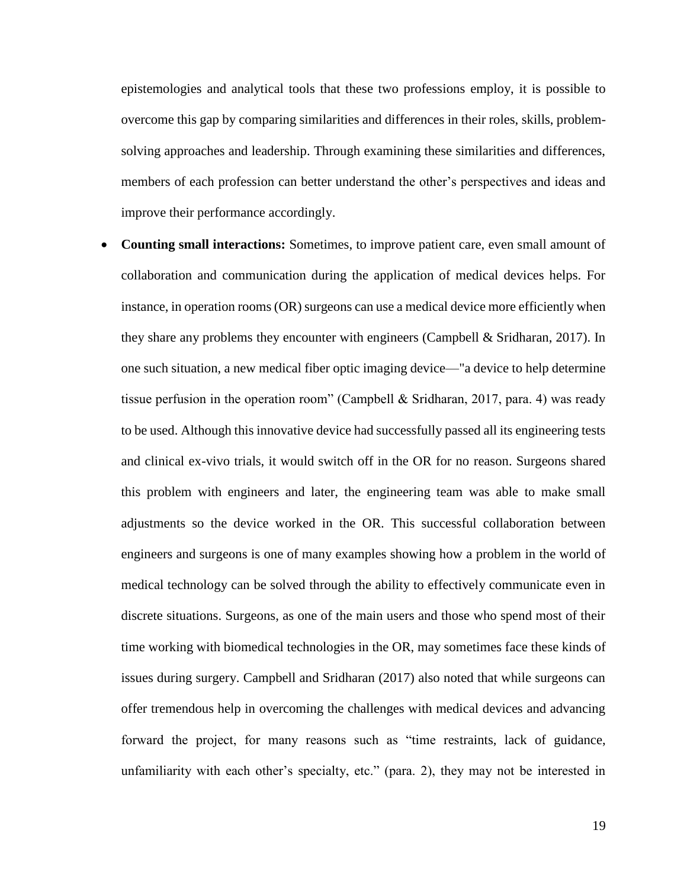epistemologies and analytical tools that these two professions employ, it is possible to overcome this gap by comparing similarities and differences in their roles, skills, problem-solving approaches and leadership. Through examining these similarities and differences, members of each profession can better understand the other's perspectives and ideas and improve their performance accordingly.

- **Counting small interactions:** Sometimes, to improve patient care, even small amount of collaboration and communication during the application of medical devices helps. For instance, in operation rooms (OR) surgeons can use a medical device more efficiently when they share any problems they encounter with engineers (Campbell & Sridharan, 2017). In one such situation, a new medical fiber optic imaging device—"a device to help determine tissue perfusion in the operation room" (Campbell & Sridharan, 2017, para. 4) was ready to be used. Although this innovative device had successfully passed all its engineering tests and clinical ex-vivo trials, it would switch off in the OR for no reason. Surgeons shared this problem with engineers and later, the engineering team was able to make small adjustments so the device worked in the OR. This successful collaboration between engineers and surgeons is one of many examples showing how a problem in the world of medical technology can be solved through the ability to effectively communicate even in discrete situations. Surgeons, as one of the main users and those who spend most of their time working with biomedical technologies in the OR, may sometimes face these kinds of issues during surgery. Campbell and Sridharan (2017) also noted that while surgeons can offer tremendous help in overcoming the challenges with medical devices and advancing forward the project, for many reasons such as "time restraints, lack of guidance, unfamiliarity with each other's specialty, etc." (para. 2), they may not be interested in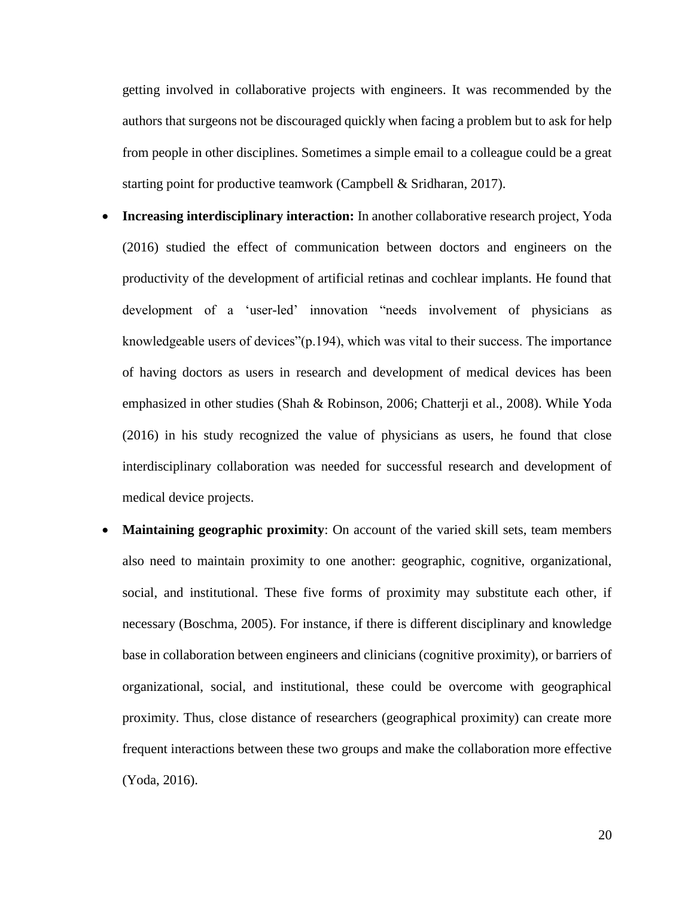getting involved in collaborative projects with engineers. It was recommended by the authors that surgeons not be discouraged quickly when facing a problem but to ask for help from people in other disciplines. Sometimes a simple email to a colleague could be a great starting point for productive teamwork (Campbell & Sridharan, 2017).

- **Increasing interdisciplinary interaction:** In another collaborative research project, Yoda (2016) studied the effect of communication between doctors and engineers on the productivity of the development of artificial retinas and cochlear implants. He found that development of a 'user-led' innovation "needs involvement of physicians as knowledgeable users of devices"(p.194), which was vital to their success. The importance of having doctors as users in research and development of medical devices has been emphasized in other studies (Shah & Robinson, 2006; Chatterji et al., 2008). While Yoda (2016) in his study recognized the value of physicians as users, he found that close interdisciplinary collaboration was needed for successful research and development of medical device projects.
- **Maintaining geographic proximity**: On account of the varied skill sets, team members also need to maintain proximity to one another: geographic, cognitive, organizational, social, and institutional. These five forms of proximity may substitute each other, if necessary (Boschma, 2005). For instance, if there is different disciplinary and knowledge base in collaboration between engineers and clinicians (cognitive proximity), or barriers of organizational, social, and institutional, these could be overcome with geographical proximity. Thus, close distance of researchers (geographical proximity) can create more frequent interactions between these two groups and make the collaboration more effective (Yoda, 2016).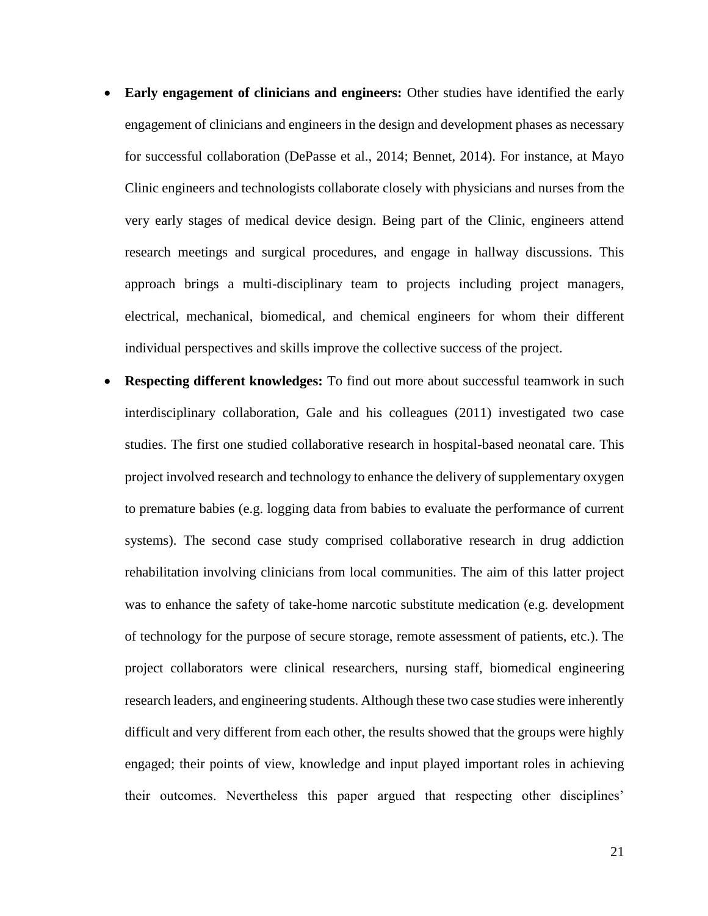- **Early engagement of clinicians and engineers:** Other studies have identified the early engagement of clinicians and engineers in the design and development phases as necessary for successful collaboration (DePasse et al., 2014; Bennet, 2014). For instance, at Mayo Clinic engineers and technologists collaborate closely with physicians and nurses from the very early stages of medical device design. Being part of the Clinic, engineers attend research meetings and surgical procedures, and engage in hallway discussions. This approach brings a multi-disciplinary team to projects including project managers, electrical, mechanical, biomedical, and chemical engineers for whom their different individual perspectives and skills improve the collective success of the project.
- **Respecting different knowledges:** To find out more about successful teamwork in such interdisciplinary collaboration, Gale and his colleagues (2011) investigated two case studies. The first one studied collaborative research in hospital-based neonatal care. This project involved research and technology to enhance the delivery of supplementary oxygen to premature babies (e.g. logging data from babies to evaluate the performance of current systems). The second case study comprised collaborative research in drug addiction rehabilitation involving clinicians from local communities. The aim of this latter project was to enhance the safety of take-home narcotic substitute medication (e.g. development of technology for the purpose of secure storage, remote assessment of patients, etc.). The project collaborators were clinical researchers, nursing staff, biomedical engineering research leaders, and engineering students. Although these two case studies were inherently difficult and very different from each other, the results showed that the groups were highly engaged; their points of view, knowledge and input played important roles in achieving their outcomes. Nevertheless this paper argued that respecting other disciplines'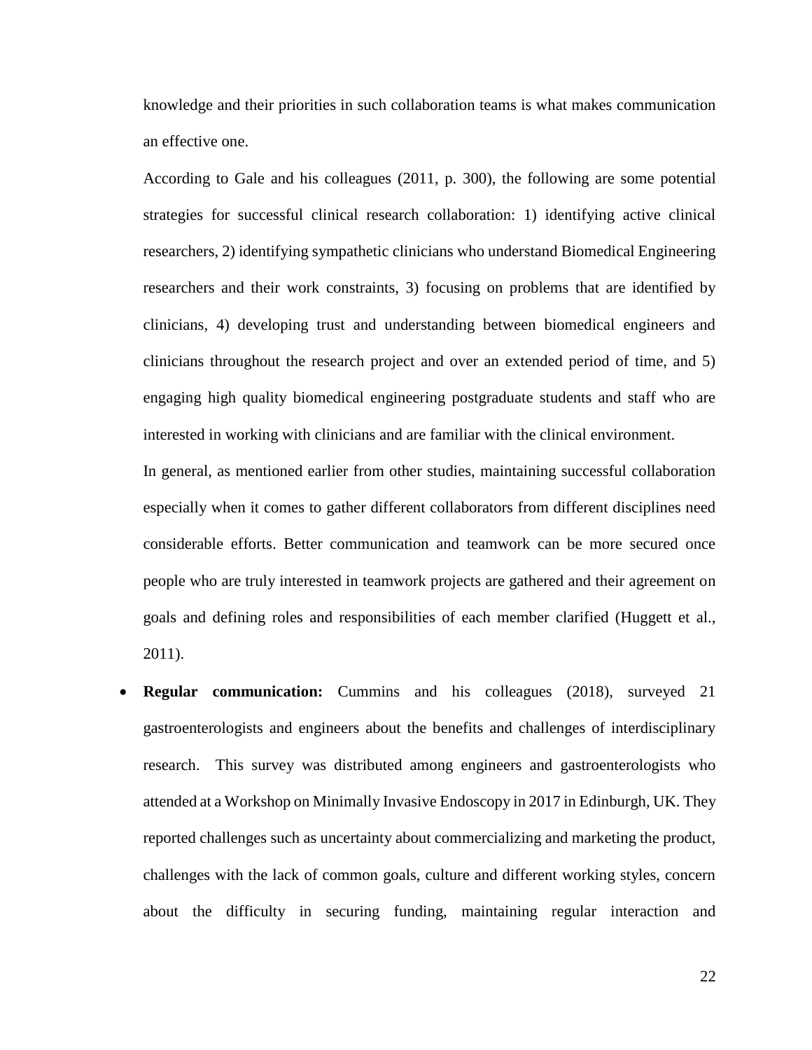knowledge and their priorities in such collaboration teams is what makes communication an effective one.

According to Gale and his colleagues (2011, p. 300), the following are some potential strategies for successful clinical research collaboration: 1) identifying active clinical researchers, 2) identifying sympathetic clinicians who understand Biomedical Engineering researchers and their work constraints, 3) focusing on problems that are identified by clinicians, 4) developing trust and understanding between biomedical engineers and clinicians throughout the research project and over an extended period of time, and 5) engaging high quality biomedical engineering postgraduate students and staff who are interested in working with clinicians and are familiar with the clinical environment.

In general, as mentioned earlier from other studies, maintaining successful collaboration especially when it comes to gather different collaborators from different disciplines need considerable efforts. Better communication and teamwork can be more secured once people who are truly interested in teamwork projects are gathered and their agreement on goals and defining roles and responsibilities of each member clarified (Huggett et al., 2011).

- **Regular communication:** Cummins and his colleagues (2018), surveyed 21 gastroenterologists and engineers about the benefits and challenges of interdisciplinary research. This survey was distributed among engineers and gastroenterologists who attended at a Workshop on Minimally Invasive Endoscopy in 2017 in Edinburgh, UK. They reported challenges such as uncertainty about commercializing and marketing the product, challenges with the lack of common goals, culture and different working styles, concern about the difficulty in securing funding, maintaining regular interaction and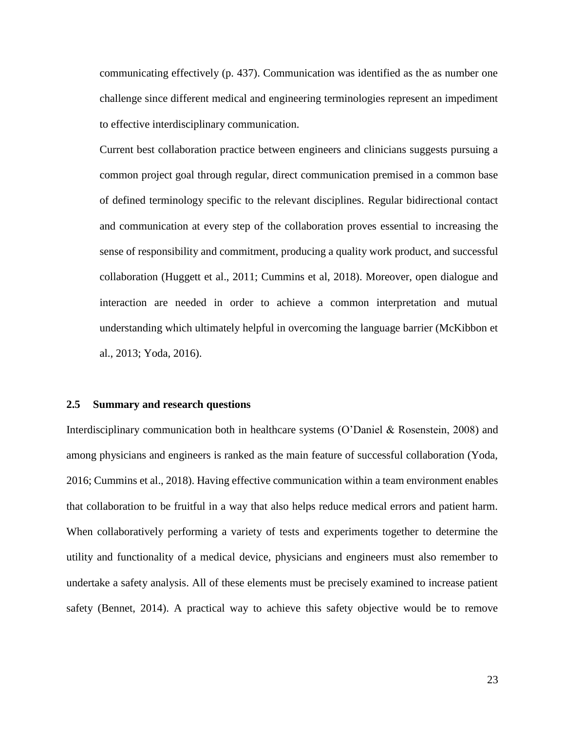communicating effectively (p. 437). Communication was identified as the as number one challenge since different medical and engineering terminologies represent an impediment to effective interdisciplinary communication.

Current best collaboration practice between engineers and clinicians suggests pursuing a common project goal through regular, direct communication premised in a common base of defined terminology specific to the relevant disciplines. Regular bidirectional contact and communication at every step of the collaboration proves essential to increasing the sense of responsibility and commitment, producing a quality work product, and successful collaboration (Huggett et al., 2011; Cummins et al, 2018). Moreover, open dialogue and interaction are needed in order to achieve a common interpretation and mutual understanding which ultimately helpful in overcoming the language barrier (McKibbon et al., 2013; Yoda, 2016).

## 2.5 Summary and research questions

Interdisciplinary communication both in healthcare systems (O'Daniel & Rosenstein, 2008) and among physicians and engineers is ranked as the main feature of successful collaboration (Yoda, 2016; Cummins et al., 2018). Having effective communication within a team environment enables that collaboration to be fruitful in a way that also helps reduce medical errors and patient harm. When collaboratively performing a variety of tests and experiments together to determine the utility and functionality of a medical device, physicians and engineers must also remember to undertake a safety analysis. All of these elements must be precisely examined to increase patient safety (Bennet, 2014). A practical way to achieve this safety objective would be to remove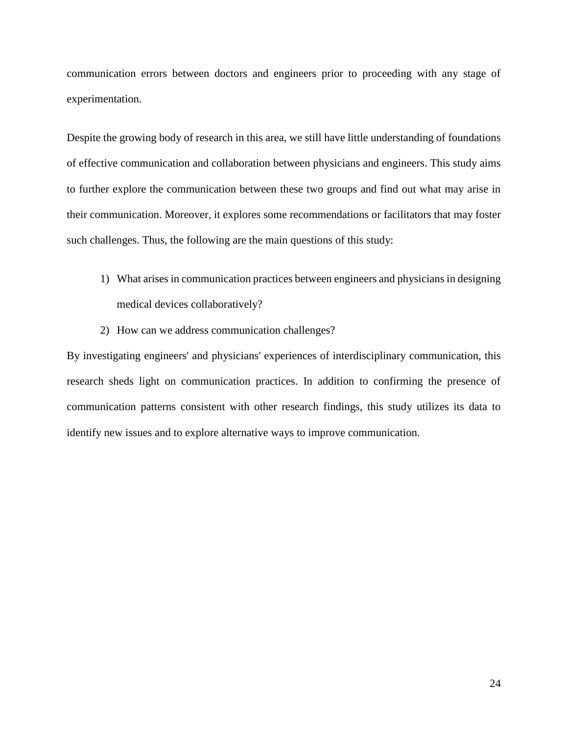communication errors between doctors and engineers prior to proceeding with any stage of experimentation.

Despite the growing body of research in this area, we still have little understanding of foundations of effective communication and collaboration between physicians and engineers. This study aims to further explore the communication between these two groups and find out what may arise in their communication. Moreover, it explores some recommendations or facilitators that may foster such challenges. Thus, the following are the main questions of this study:

1) What arises in communication practices between engineers and physicians in designing medical devices collaboratively?
2) How can we address communication challenges?

By investigating engineers' and physicians' experiences of interdisciplinary communication, this research sheds light on communication practices. In addition to confirming the presence of communication patterns consistent with other research findings, this study utilizes its data to identify new issues and to explore alternative ways to improve communication.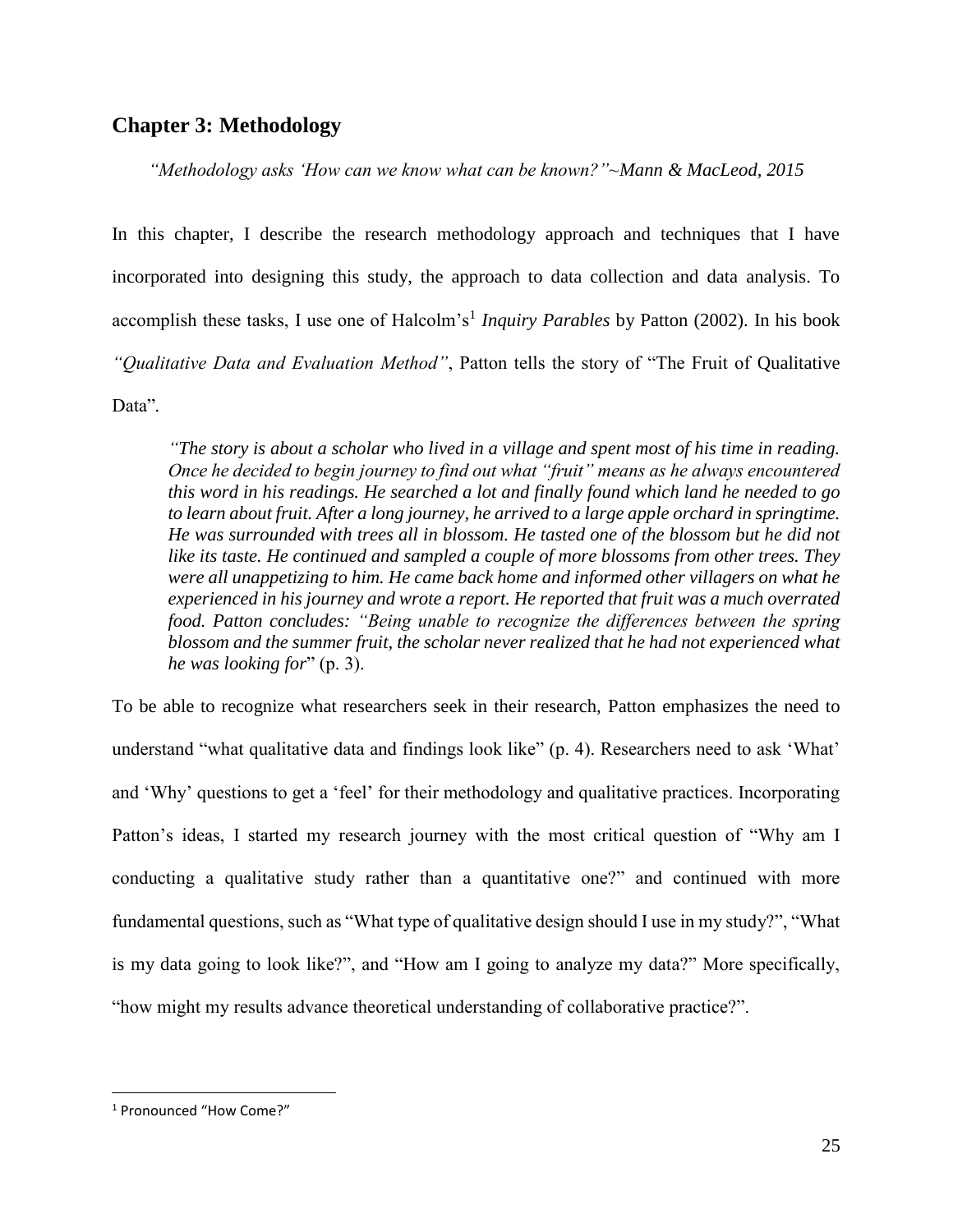## Chapter 3: Methodology

*"Methodology asks 'How can we know what can be known?"~Mann & MacLeod, 2015*

In this chapter, I describe the research methodology approach and techniques that I have incorporated into designing this study, the approach to data collection and data analysis. To accomplish these tasks, I use one of Halcolm's[1] *Inquiry Parables* by Patton (2002). In his book *"Qualitative Data and Evaluation Method"*, Patton tells the story of "The Fruit of Qualitative Data".

> *"The story is about a scholar who lived in a village and spent most of his time in reading. Once he decided to begin journey to find out what "fruit" means as he always encountered this word in his readings. He searched a lot and finally found which land he needed to go to learn about fruit. After a long journey, he arrived to a large apple orchard in springtime. He was surrounded with trees all in blossom. He tasted one of the blossom but he did not like its taste. He continued and sampled a couple of more blossoms from other trees. They were all unappetizing to him. He came back home and informed other villagers on what he experienced in his journey and wrote a report. He reported that fruit was a much overrated food. Patton concludes: "Being unable to recognize the differences between the spring blossom and the summer fruit, the scholar never realized that he had not experienced what he was looking for*" (p. 3).

To be able to recognize what researchers seek in their research, Patton emphasizes the need to understand "what qualitative data and findings look like" (p. 4). Researchers need to ask 'What' and 'Why' questions to get a 'feel' for their methodology and qualitative practices. Incorporating Patton's ideas, I started my research journey with the most critical question of "Why am I conducting a qualitative study rather than a quantitative one?" and continued with more fundamental questions, such as "What type of qualitative design should I use in my study?", "What is my data going to look like?", and "How am I going to analyze my data?" More specifically, "how might my results advance theoretical understanding of collaborative practice?".

[1] Pronounced "How Come?"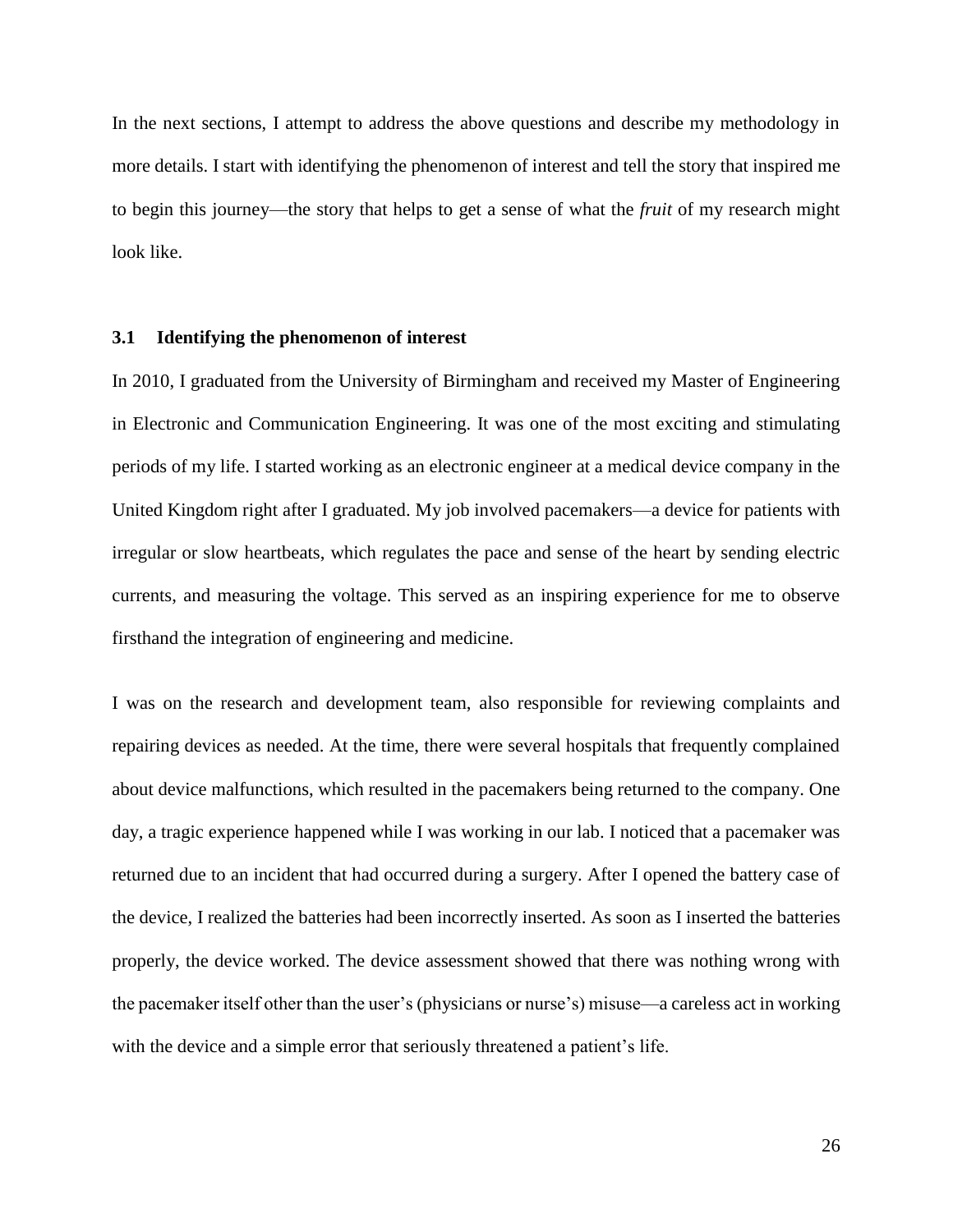In the next sections, I attempt to address the above questions and describe my methodology in more details. I start with identifying the phenomenon of interest and tell the story that inspired me to begin this journey—the story that helps to get a sense of what the *fruit* of my research might look like.

### 3.1 Identifying the phenomenon of interest

In 2010, I graduated from the University of Birmingham and received my Master of Engineering in Electronic and Communication Engineering. It was one of the most exciting and stimulating periods of my life. I started working as an electronic engineer at a medical device company in the United Kingdom right after I graduated. My job involved pacemakers—a device for patients with irregular or slow heartbeats, which regulates the pace and sense of the heart by sending electric currents, and measuring the voltage. This served as an inspiring experience for me to observe firsthand the integration of engineering and medicine.

I was on the research and development team, also responsible for reviewing complaints and repairing devices as needed. At the time, there were several hospitals that frequently complained about device malfunctions, which resulted in the pacemakers being returned to the company. One day, a tragic experience happened while I was working in our lab. I noticed that a pacemaker was returned due to an incident that had occurred during a surgery. After I opened the battery case of the device, I realized the batteries had been incorrectly inserted. As soon as I inserted the batteries properly, the device worked. The device assessment showed that there was nothing wrong with the pacemaker itself other than the user's (physicians or nurse's) misuse—a careless act in working with the device and a simple error that seriously threatened a patient's life.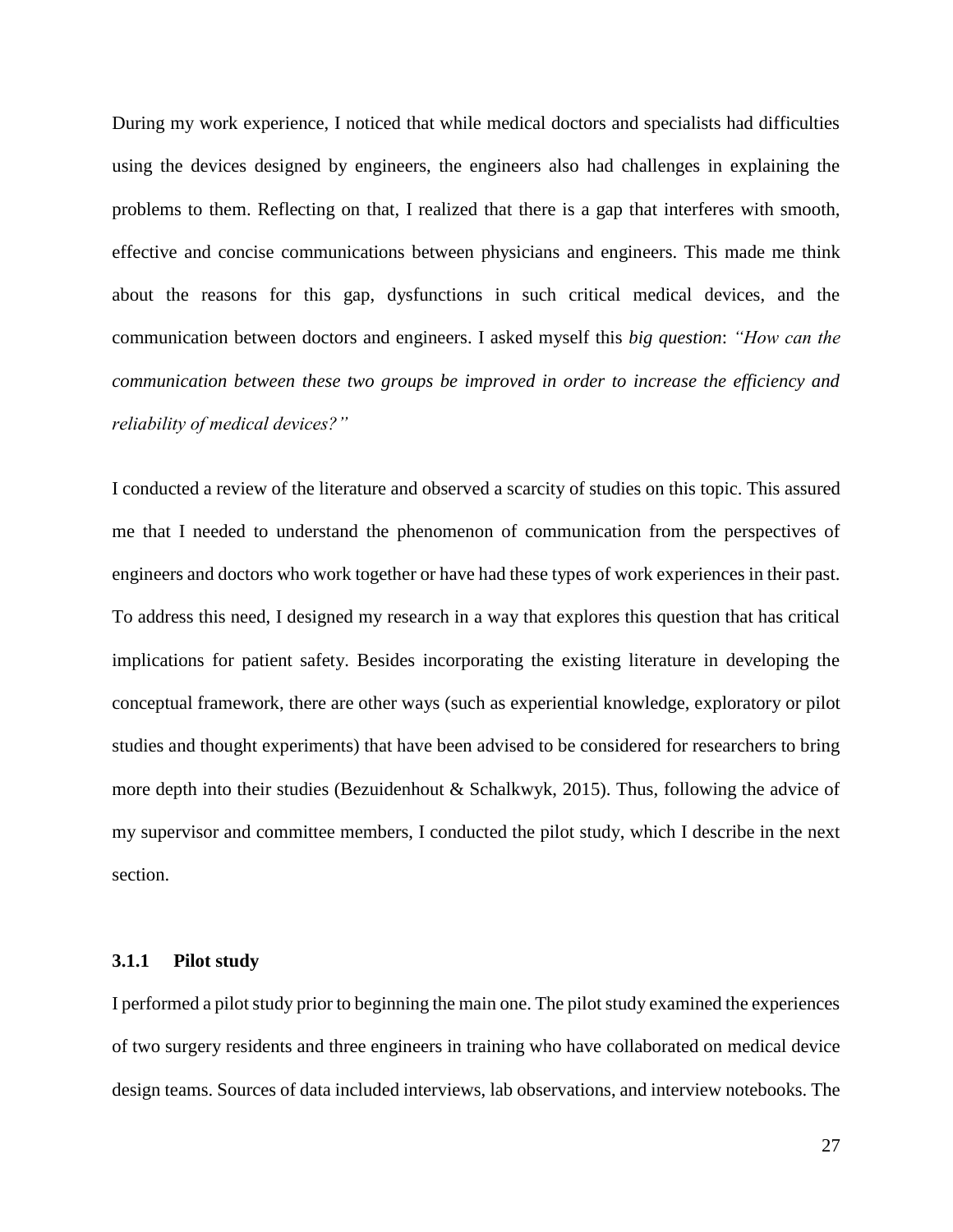During my work experience, I noticed that while medical doctors and specialists had difficulties using the devices designed by engineers, the engineers also had challenges in explaining the problems to them. Reflecting on that, I realized that there is a gap that interferes with smooth, effective and concise communications between physicians and engineers. This made me think about the reasons for this gap, dysfunctions in such critical medical devices, and the communication between doctors and engineers. I asked myself this *big question*: *"How can the communication between these two groups be improved in order to increase the efficiency and reliability of medical devices?"*

I conducted a review of the literature and observed a scarcity of studies on this topic. This assured me that I needed to understand the phenomenon of communication from the perspectives of engineers and doctors who work together or have had these types of work experiences in their past. To address this need, I designed my research in a way that explores this question that has critical implications for patient safety. Besides incorporating the existing literature in developing the conceptual framework, there are other ways (such as experiential knowledge, exploratory or pilot studies and thought experiments) that have been advised to be considered for researchers to bring more depth into their studies (Bezuidenhout & Schalkwyk, 2015). Thus, following the advice of my supervisor and committee members, I conducted the pilot study, which I describe in the next section.

### 3.1.1 Pilot study

I performed a pilot study prior to beginning the main one. The pilot study examined the experiences of two surgery residents and three engineers in training who have collaborated on medical device design teams. Sources of data included interviews, lab observations, and interview notebooks. The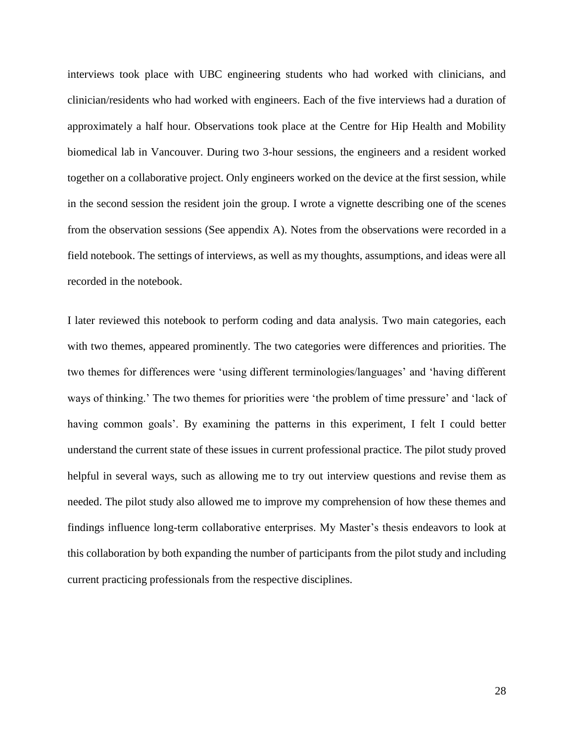interviews took place with UBC engineering students who had worked with clinicians, and clinician/residents who had worked with engineers. Each of the five interviews had a duration of approximately a half hour. Observations took place at the Centre for Hip Health and Mobility biomedical lab in Vancouver. During two 3-hour sessions, the engineers and a resident worked together on a collaborative project. Only engineers worked on the device at the first session, while in the second session the resident join the group. I wrote a vignette describing one of the scenes from the observation sessions (See appendix A). Notes from the observations were recorded in a field notebook. The settings of interviews, as well as my thoughts, assumptions, and ideas were all recorded in the notebook.

I later reviewed this notebook to perform coding and data analysis. Two main categories, each with two themes, appeared prominently. The two categories were differences and priorities. The two themes for differences were 'using different terminologies/languages' and 'having different ways of thinking.' The two themes for priorities were 'the problem of time pressure' and 'lack of having common goals'. By examining the patterns in this experiment, I felt I could better understand the current state of these issues in current professional practice. The pilot study proved helpful in several ways, such as allowing me to try out interview questions and revise them as needed. The pilot study also allowed me to improve my comprehension of how these themes and findings influence long-term collaborative enterprises. My Master's thesis endeavors to look at this collaboration by both expanding the number of participants from the pilot study and including current practicing professionals from the respective disciplines.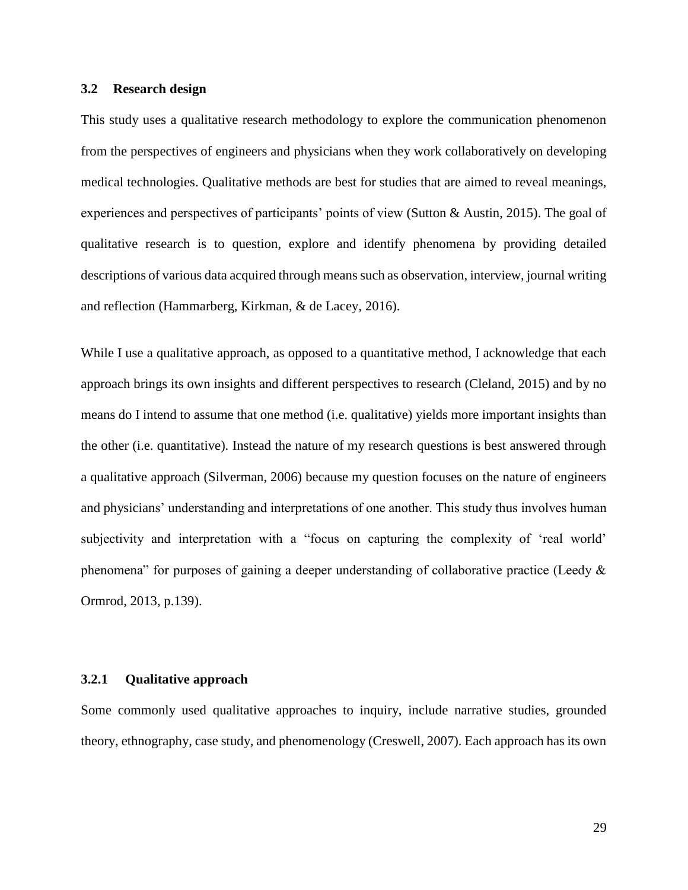## 3.2 Research design

This study uses a qualitative research methodology to explore the communication phenomenon from the perspectives of engineers and physicians when they work collaboratively on developing medical technologies. Qualitative methods are best for studies that are aimed to reveal meanings, experiences and perspectives of participants' points of view (Sutton & Austin, 2015). The goal of qualitative research is to question, explore and identify phenomena by providing detailed descriptions of various data acquired through means such as observation, interview, journal writing and reflection (Hammarberg, Kirkman, & de Lacey, 2016).

While I use a qualitative approach, as opposed to a quantitative method, I acknowledge that each approach brings its own insights and different perspectives to research (Cleland, 2015) and by no means do I intend to assume that one method (i.e. qualitative) yields more important insights than the other (i.e. quantitative). Instead the nature of my research questions is best answered through a qualitative approach (Silverman, 2006) because my question focuses on the nature of engineers and physicians' understanding and interpretations of one another. This study thus involves human subjectivity and interpretation with a "focus on capturing the complexity of 'real world' phenomena" for purposes of gaining a deeper understanding of collaborative practice (Leedy & Ormrod, 2013, p.139).

### 3.2.1 Qualitative approach

Some commonly used qualitative approaches to inquiry, include narrative studies, grounded theory, ethnography, case study, and phenomenology (Creswell, 2007). Each approach has its own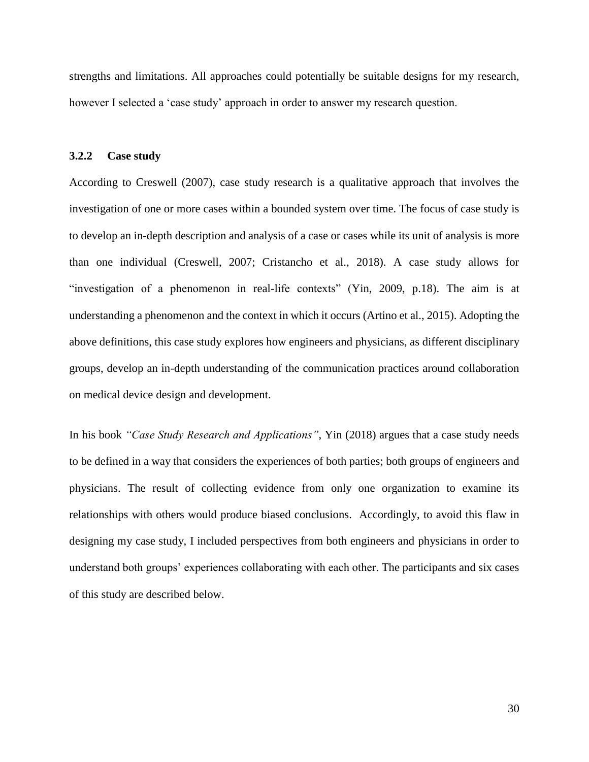strengths and limitations. All approaches could potentially be suitable designs for my research, however I selected a 'case study' approach in order to answer my research question.

### 3.2.2 Case study

According to Creswell (2007), case study research is a qualitative approach that involves the investigation of one or more cases within a bounded system over time. The focus of case study is to develop an in-depth description and analysis of a case or cases while its unit of analysis is more than one individual (Creswell, 2007; Cristancho et al., 2018). A case study allows for "investigation of a phenomenon in real-life contexts" (Yin, 2009, p.18). The aim is at understanding a phenomenon and the context in which it occurs (Artino et al., 2015). Adopting the above definitions, this case study explores how engineers and physicians, as different disciplinary groups, develop an in-depth understanding of the communication practices around collaboration on medical device design and development.

In his book *"Case Study Research and Applications"*, Yin (2018) argues that a case study needs to be defined in a way that considers the experiences of both parties; both groups of engineers and physicians. The result of collecting evidence from only one organization to examine its relationships with others would produce biased conclusions. Accordingly, to avoid this flaw in designing my case study, I included perspectives from both engineers and physicians in order to understand both groups' experiences collaborating with each other. The participants and six cases of this study are described below.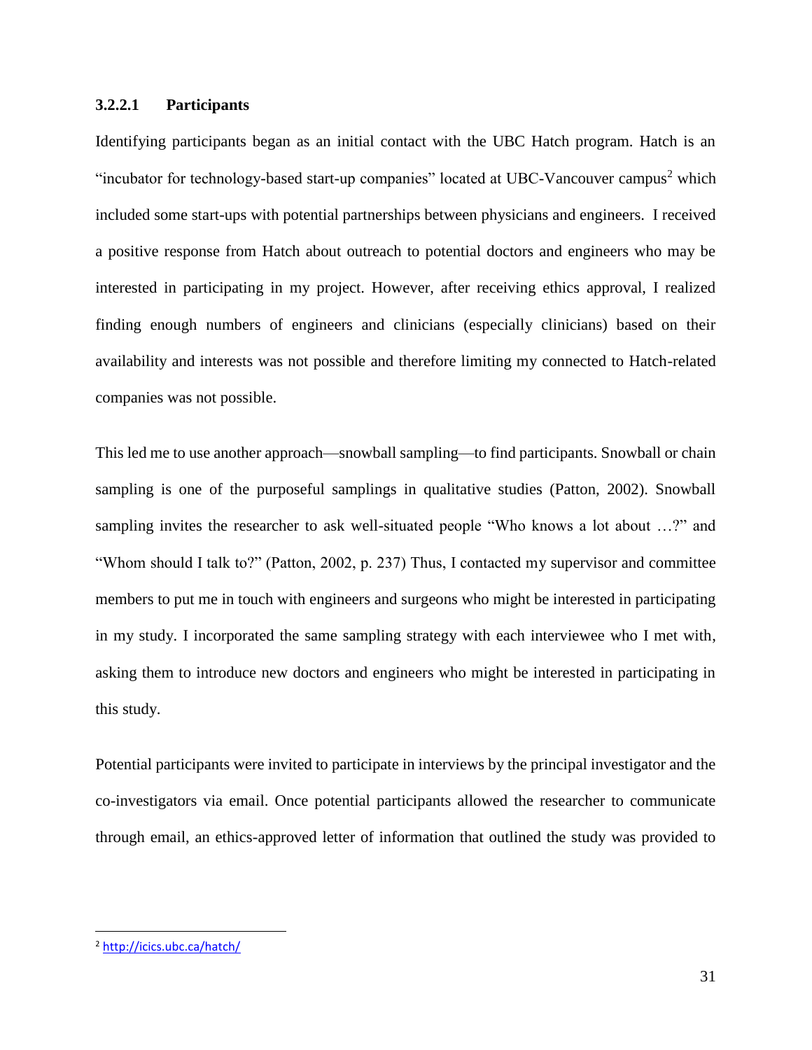#### 3.2.2.1 Participants

Identifying participants began as an initial contact with the UBC Hatch program. Hatch is an "incubator for technology-based start-up companies" located at UBC-Vancouver campus[2] which included some start-ups with potential partnerships between physicians and engineers. I received a positive response from Hatch about outreach to potential doctors and engineers who may be interested in participating in my project. However, after receiving ethics approval, I realized finding enough numbers of engineers and clinicians (especially clinicians) based on their availability and interests was not possible and therefore limiting my connected to Hatch-related companies was not possible.

This led me to use another approach—snowball sampling—to find participants. Snowball or chain sampling is one of the purposeful samplings in qualitative studies (Patton, 2002). Snowball sampling invites the researcher to ask well-situated people "Who knows a lot about …?" and "Whom should I talk to?" (Patton, 2002, p. 237) Thus, I contacted my supervisor and committee members to put me in touch with engineers and surgeons who might be interested in participating in my study. I incorporated the same sampling strategy with each interviewee who I met with, asking them to introduce new doctors and engineers who might be interested in participating in this study.

Potential participants were invited to participate in interviews by the principal investigator and the co-investigators via email. Once potential participants allowed the researcher to communicate through email, an ethics-approved letter of information that outlined the study was provided to

---

[2] http://icics.ubc.ca/hatch/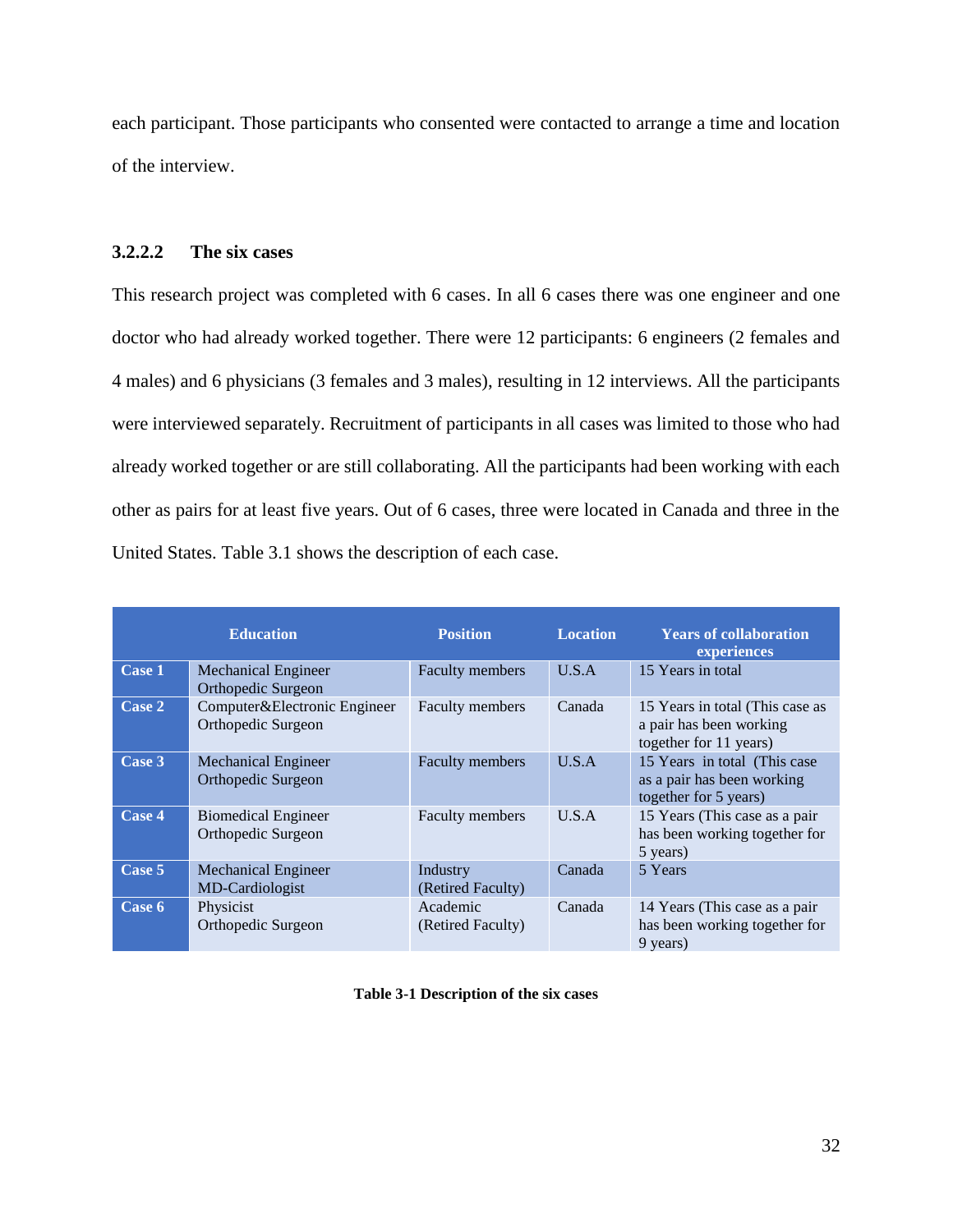each participant. Those participants who consented were contacted to arrange a time and location of the interview.

#### 3.2.2.2 The six cases

This research project was completed with 6 cases. In all 6 cases there was one engineer and one doctor who had already worked together. There were 12 participants: 6 engineers (2 females and 4 males) and 6 physicians (3 females and 3 males), resulting in 12 interviews. All the participants were interviewed separately. Recruitment of participants in all cases was limited to those who had already worked together or are still collaborating. All the participants had been working with each other as pairs for at least five years. Out of 6 cases, three were located in Canada and three in the United States. Table 3.1 shows the description of each case.

| | Education | Position | Location | Years of collaboration experiences |
|---|---|---|---|---|
| **Case 1** | Mechanical Engineer<br>Orthopedic Surgeon | Faculty members | U.S.A | 15 Years in total |
| **Case 2** | Computer&Electronic Engineer<br>Orthopedic Surgeon | Faculty members | Canada | 15 Years in total (This case as a pair has been working together for 11 years) |
| **Case 3** | Mechanical Engineer<br>Orthopedic Surgeon | Faculty members | U.S.A | 15 Years in total (This case as a pair has been working together for 5 years) |
| **Case 4** | Biomedical Engineer<br>Orthopedic Surgeon | Faculty members | U.S.A | 15 Years (This case as a pair has been working together for 5 years) |
| **Case 5** | Mechanical Engineer<br>MD-Cardiologist | Industry<br>(Retired Faculty) | Canada | 5 Years |
| **Case 6** | Physicist<br>Orthopedic Surgeon | Academic<br>(Retired Faculty) | Canada | 14 Years (This case as a pair has been working together for 9 years) |

**Table 3-1 Description of the six cases**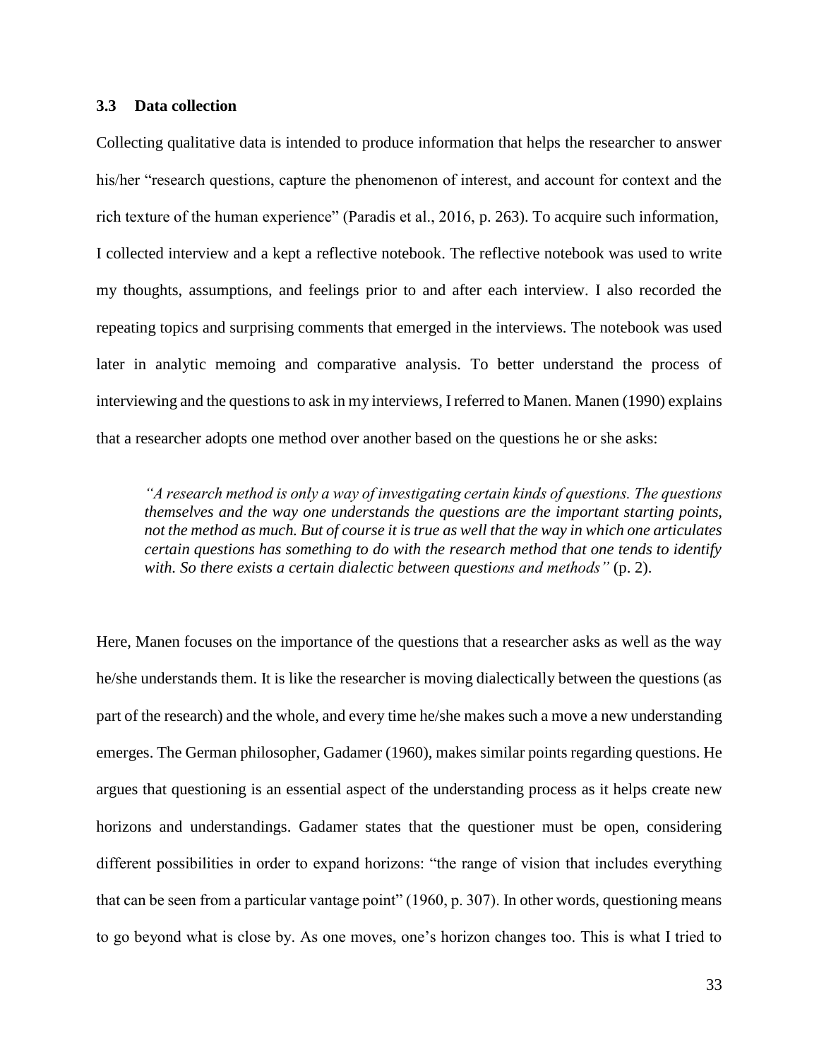### 3.3 Data collection

Collecting qualitative data is intended to produce information that helps the researcher to answer his/her "research questions, capture the phenomenon of interest, and account for context and the rich texture of the human experience" (Paradis et al., 2016, p. 263). To acquire such information, I collected interview and a kept a reflective notebook. The reflective notebook was used to write my thoughts, assumptions, and feelings prior to and after each interview. I also recorded the repeating topics and surprising comments that emerged in the interviews. The notebook was used later in analytic memoing and comparative analysis. To better understand the process of interviewing and the questions to ask in my interviews, I referred to Manen. Manen (1990) explains that a researcher adopts one method over another based on the questions he or she asks:

> *"A research method is only a way of investigating certain kinds of questions. The questions themselves and the way one understands the questions are the important starting points, not the method as much. But of course it is true as well that the way in which one articulates certain questions has something to do with the research method that one tends to identify with. So there exists a certain dialectic between questions and methods"* (p. 2).

Here, Manen focuses on the importance of the questions that a researcher asks as well as the way he/she understands them. It is like the researcher is moving dialectically between the questions (as part of the research) and the whole, and every time he/she makes such a move a new understanding emerges. The German philosopher, Gadamer (1960), makes similar points regarding questions. He argues that questioning is an essential aspect of the understanding process as it helps create new horizons and understandings. Gadamer states that the questioner must be open, considering different possibilities in order to expand horizons: "the range of vision that includes everything that can be seen from a particular vantage point" (1960, p. 307). In other words, questioning means to go beyond what is close by. As one moves, one's horizon changes too. This is what I tried to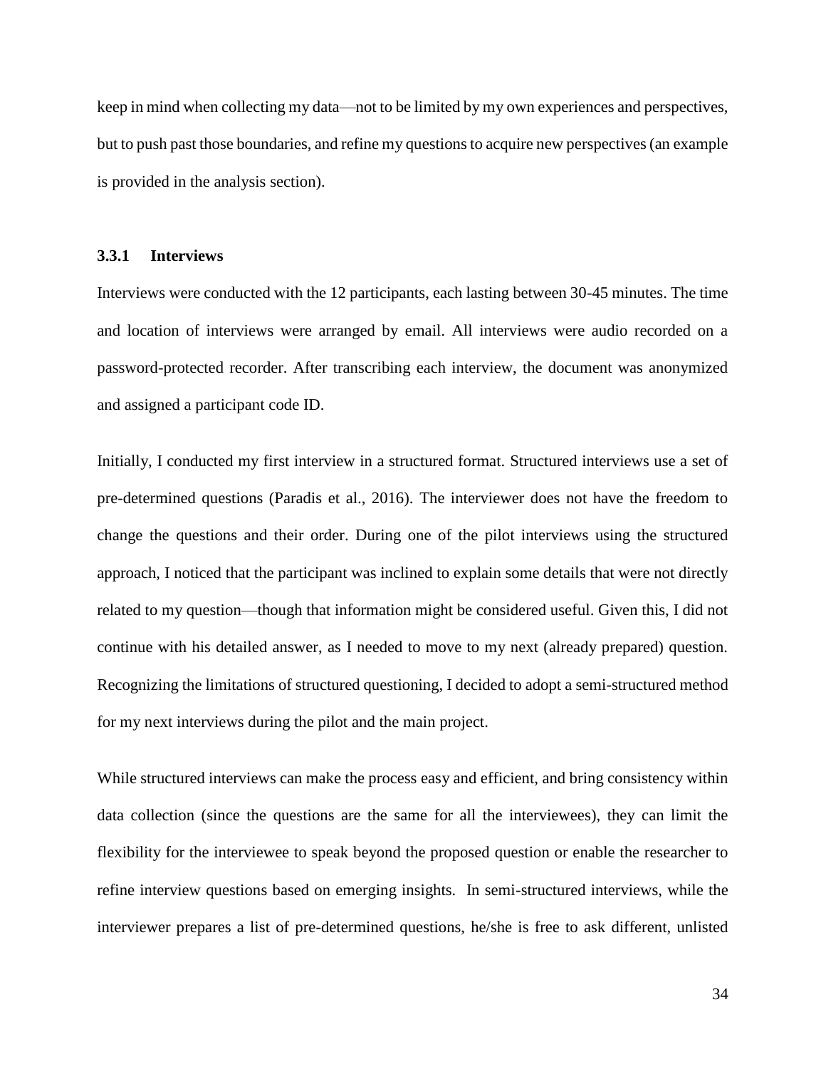keep in mind when collecting my data—not to be limited by my own experiences and perspectives, but to push past those boundaries, and refine my questions to acquire new perspectives (an example is provided in the analysis section).

### 3.3.1 Interviews

Interviews were conducted with the 12 participants, each lasting between 30-45 minutes. The time and location of interviews were arranged by email. All interviews were audio recorded on a password-protected recorder. After transcribing each interview, the document was anonymized and assigned a participant code ID.

Initially, I conducted my first interview in a structured format. Structured interviews use a set of pre-determined questions (Paradis et al., 2016). The interviewer does not have the freedom to change the questions and their order. During one of the pilot interviews using the structured approach, I noticed that the participant was inclined to explain some details that were not directly related to my question—though that information might be considered useful. Given this, I did not continue with his detailed answer, as I needed to move to my next (already prepared) question. Recognizing the limitations of structured questioning, I decided to adopt a semi-structured method for my next interviews during the pilot and the main project.

While structured interviews can make the process easy and efficient, and bring consistency within data collection (since the questions are the same for all the interviewees), they can limit the flexibility for the interviewee to speak beyond the proposed question or enable the researcher to refine interview questions based on emerging insights. In semi-structured interviews, while the interviewer prepares a list of pre-determined questions, he/she is free to ask different, unlisted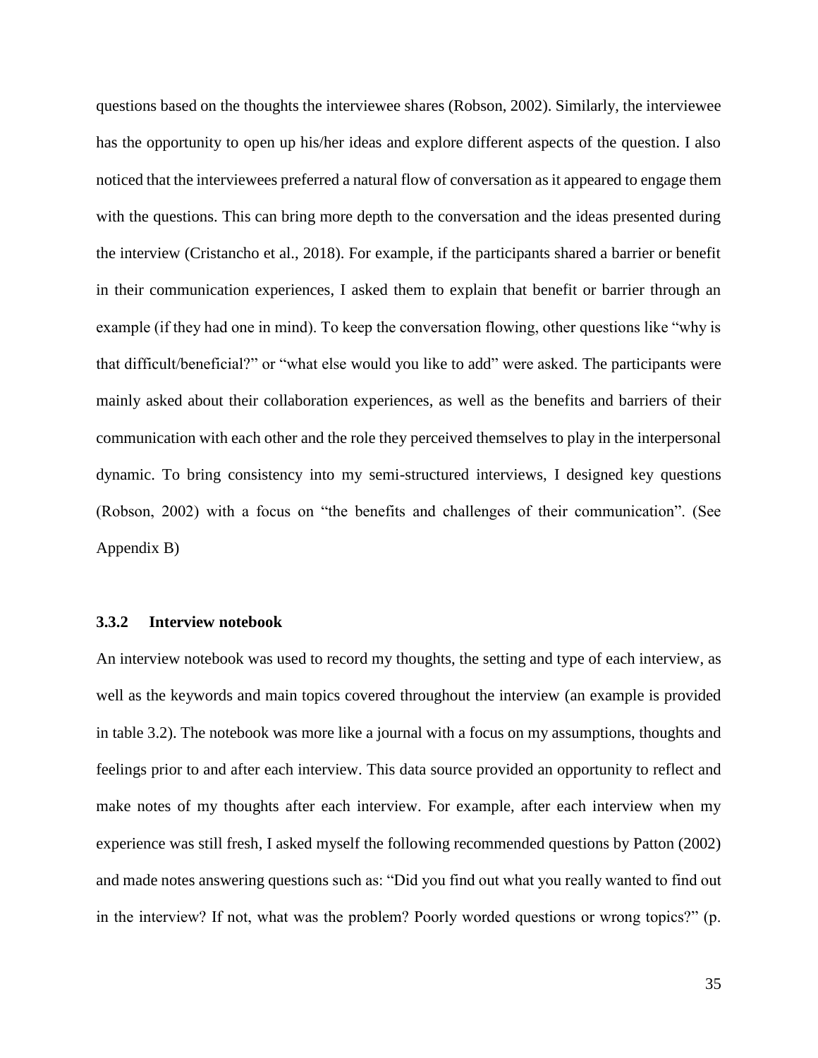questions based on the thoughts the interviewee shares (Robson, 2002). Similarly, the interviewee has the opportunity to open up his/her ideas and explore different aspects of the question. I also noticed that the interviewees preferred a natural flow of conversation as it appeared to engage them with the questions. This can bring more depth to the conversation and the ideas presented during the interview (Cristancho et al., 2018). For example, if the participants shared a barrier or benefit in their communication experiences, I asked them to explain that benefit or barrier through an example (if they had one in mind). To keep the conversation flowing, other questions like "why is that difficult/beneficial?" or "what else would you like to add" were asked. The participants were mainly asked about their collaboration experiences, as well as the benefits and barriers of their communication with each other and the role they perceived themselves to play in the interpersonal dynamic. To bring consistency into my semi-structured interviews, I designed key questions (Robson, 2002) with a focus on "the benefits and challenges of their communication". (See Appendix B)

### 3.3.2 Interview notebook

An interview notebook was used to record my thoughts, the setting and type of each interview, as well as the keywords and main topics covered throughout the interview (an example is provided in table 3.2). The notebook was more like a journal with a focus on my assumptions, thoughts and feelings prior to and after each interview. This data source provided an opportunity to reflect and make notes of my thoughts after each interview. For example, after each interview when my experience was still fresh, I asked myself the following recommended questions by Patton (2002) and made notes answering questions such as: "Did you find out what you really wanted to find out in the interview? If not, what was the problem? Poorly worded questions or wrong topics?" (p.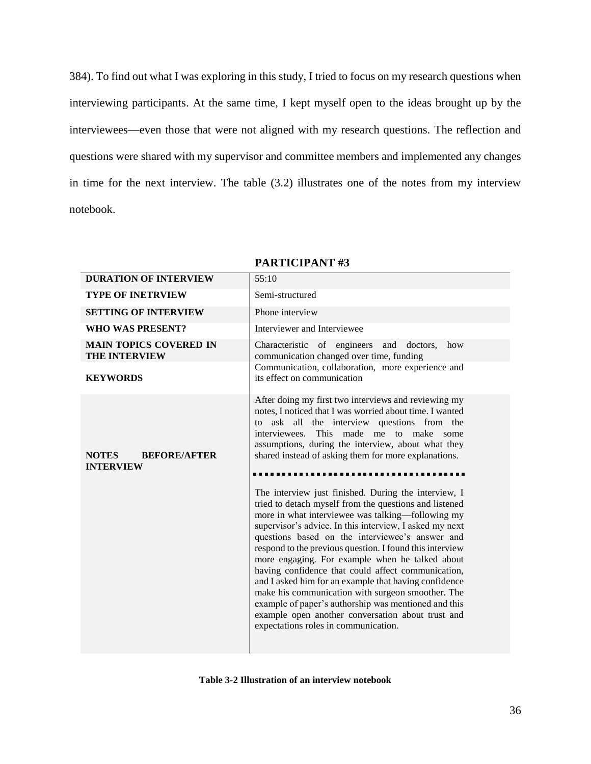384). To find out what I was exploring in this study, I tried to focus on my research questions when interviewing participants. At the same time, I kept myself open to the ideas brought up by the interviewees—even those that were not aligned with my research questions. The reflection and questions were shared with my supervisor and committee members and implemented any changes in time for the next interview. The table (3.2) illustrates one of the notes from my interview notebook.

| **PARTICIPANT #3** | |
|---|---|
| **DURATION OF INTERVIEW** | 55:10 |
| **TYPE OF INETRVIEW** | Semi-structured |
| **SETTING OF INTERVIEW** | Phone interview |
| **WHO WAS PRESENT?** | Interviewer and Interviewee |
| **MAIN TOPICS COVERED IN THE INTERVIEW** | Characteristic of engineers and doctors, how communication changed over time, funding |
| **KEYWORDS** | Communication, collaboration, more experience and its effect on communication |
| **NOTES BEFORE/AFTER INTERVIEW** | After doing my first two interviews and reviewing my notes, I noticed that I was worried about time. I wanted to ask all the interview questions from the interviewees. This made me to make some assumptions, during the interview, about what they shared instead of asking them for more explanations. <br><br> ▪▪▪▪▪▪▪▪▪▪▪▪▪▪▪▪▪▪▪▪▪▪▪▪▪▪▪▪▪▪▪▪▪▪ <br><br> The interview just finished. During the interview, I tried to detach myself from the questions and listened more in what interviewee was talking—following my supervisor's advice. In this interview, I asked my next questions based on the interviewee's answer and respond to the previous question. I found this interview more engaging. For example when he talked about having confidence that could affect communication, and I asked him for an example that having confidence make his communication with surgeon smoother. The example of paper's authorship was mentioned and this example open another conversation about trust and expectations roles in communication. |

**Table 3-2 Illustration of an interview notebook**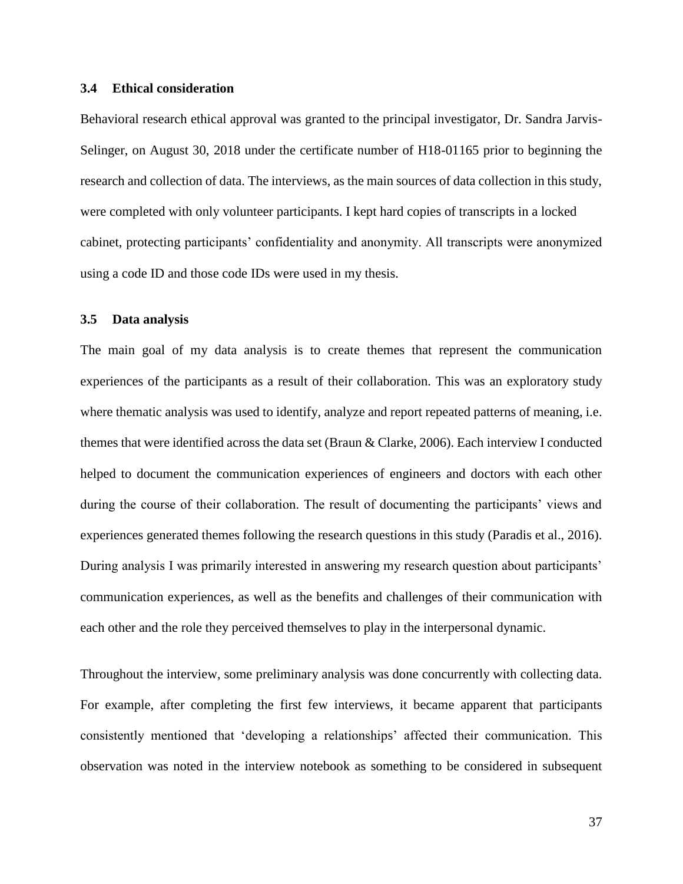### 3.4 Ethical consideration

Behavioral research ethical approval was granted to the principal investigator, Dr. Sandra Jarvis-Selinger, on August 30, 2018 under the certificate number of H18-01165 prior to beginning the research and collection of data. The interviews, as the main sources of data collection in this study, were completed with only volunteer participants. I kept hard copies of transcripts in a locked cabinet, protecting participants' confidentiality and anonymity. All transcripts were anonymized using a code ID and those code IDs were used in my thesis.

### 3.5 Data analysis

The main goal of my data analysis is to create themes that represent the communication experiences of the participants as a result of their collaboration. This was an exploratory study where thematic analysis was used to identify, analyze and report repeated patterns of meaning, i.e. themes that were identified across the data set (Braun & Clarke, 2006). Each interview I conducted helped to document the communication experiences of engineers and doctors with each other during the course of their collaboration. The result of documenting the participants' views and experiences generated themes following the research questions in this study (Paradis et al., 2016). During analysis I was primarily interested in answering my research question about participants' communication experiences, as well as the benefits and challenges of their communication with each other and the role they perceived themselves to play in the interpersonal dynamic.

Throughout the interview, some preliminary analysis was done concurrently with collecting data. For example, after completing the first few interviews, it became apparent that participants consistently mentioned that 'developing a relationships' affected their communication. This observation was noted in the interview notebook as something to be considered in subsequent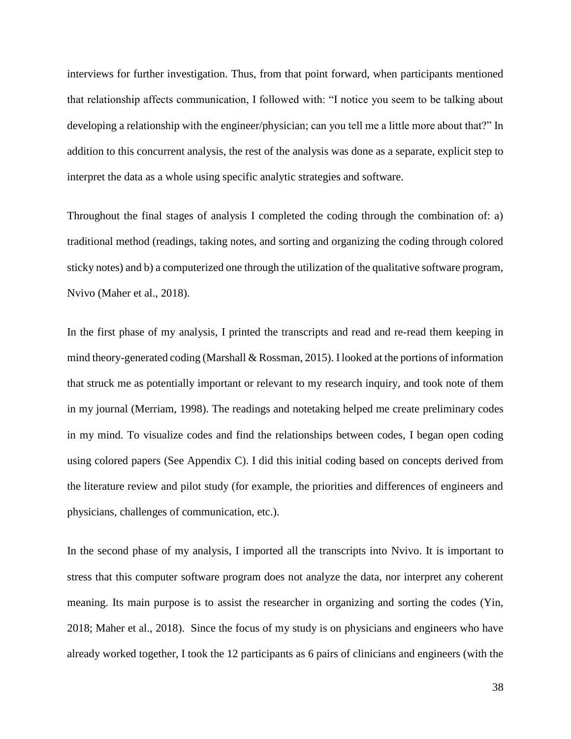interviews for further investigation. Thus, from that point forward, when participants mentioned that relationship affects communication, I followed with: "I notice you seem to be talking about developing a relationship with the engineer/physician; can you tell me a little more about that?" In addition to this concurrent analysis, the rest of the analysis was done as a separate, explicit step to interpret the data as a whole using specific analytic strategies and software.

Throughout the final stages of analysis I completed the coding through the combination of: a) traditional method (readings, taking notes, and sorting and organizing the coding through colored sticky notes) and b) a computerized one through the utilization of the qualitative software program, Nvivo (Maher et al., 2018).

In the first phase of my analysis, I printed the transcripts and read and re-read them keeping in mind theory-generated coding (Marshall & Rossman, 2015). I looked at the portions of information that struck me as potentially important or relevant to my research inquiry, and took note of them in my journal (Merriam, 1998). The readings and notetaking helped me create preliminary codes in my mind. To visualize codes and find the relationships between codes, I began open coding using colored papers (See Appendix C). I did this initial coding based on concepts derived from the literature review and pilot study (for example, the priorities and differences of engineers and physicians, challenges of communication, etc.).

In the second phase of my analysis, I imported all the transcripts into Nvivo. It is important to stress that this computer software program does not analyze the data, nor interpret any coherent meaning. Its main purpose is to assist the researcher in organizing and sorting the codes (Yin, 2018; Maher et al., 2018). Since the focus of my study is on physicians and engineers who have already worked together, I took the 12 participants as 6 pairs of clinicians and engineers (with the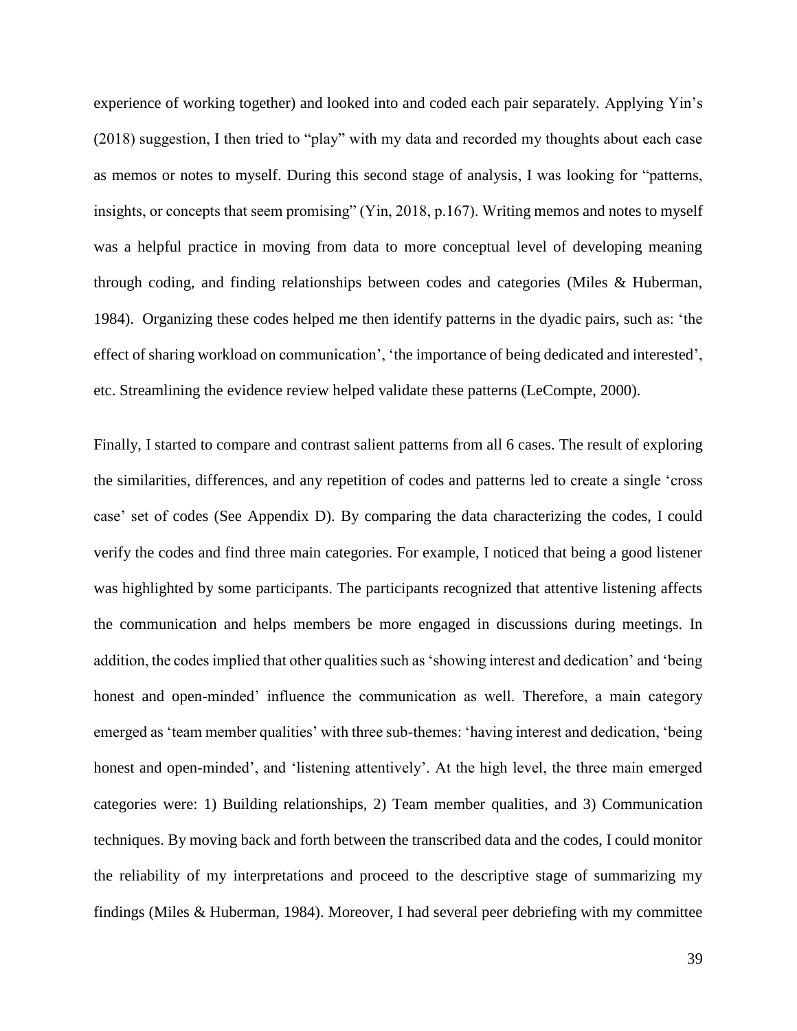experience of working together) and looked into and coded each pair separately. Applying Yin's (2018) suggestion, I then tried to "play" with my data and recorded my thoughts about each case as memos or notes to myself. During this second stage of analysis, I was looking for "patterns, insights, or concepts that seem promising" (Yin, 2018, p.167). Writing memos and notes to myself was a helpful practice in moving from data to more conceptual level of developing meaning through coding, and finding relationships between codes and categories (Miles & Huberman, 1984). Organizing these codes helped me then identify patterns in the dyadic pairs, such as: 'the effect of sharing workload on communication', 'the importance of being dedicated and interested', etc. Streamlining the evidence review helped validate these patterns (LeCompte, 2000).

Finally, I started to compare and contrast salient patterns from all 6 cases. The result of exploring the similarities, differences, and any repetition of codes and patterns led to create a single 'cross case' set of codes (See Appendix D). By comparing the data characterizing the codes, I could verify the codes and find three main categories. For example, I noticed that being a good listener was highlighted by some participants. The participants recognized that attentive listening affects the communication and helps members be more engaged in discussions during meetings. In addition, the codes implied that other qualities such as 'showing interest and dedication' and 'being honest and open-minded' influence the communication as well. Therefore, a main category emerged as 'team member qualities' with three sub-themes: 'having interest and dedication, 'being honest and open-minded', and 'listening attentively'. At the high level, the three main emerged categories were: 1) Building relationships, 2) Team member qualities, and 3) Communication techniques. By moving back and forth between the transcribed data and the codes, I could monitor the reliability of my interpretations and proceed to the descriptive stage of summarizing my findings (Miles & Huberman, 1984). Moreover, I had several peer debriefing with my committee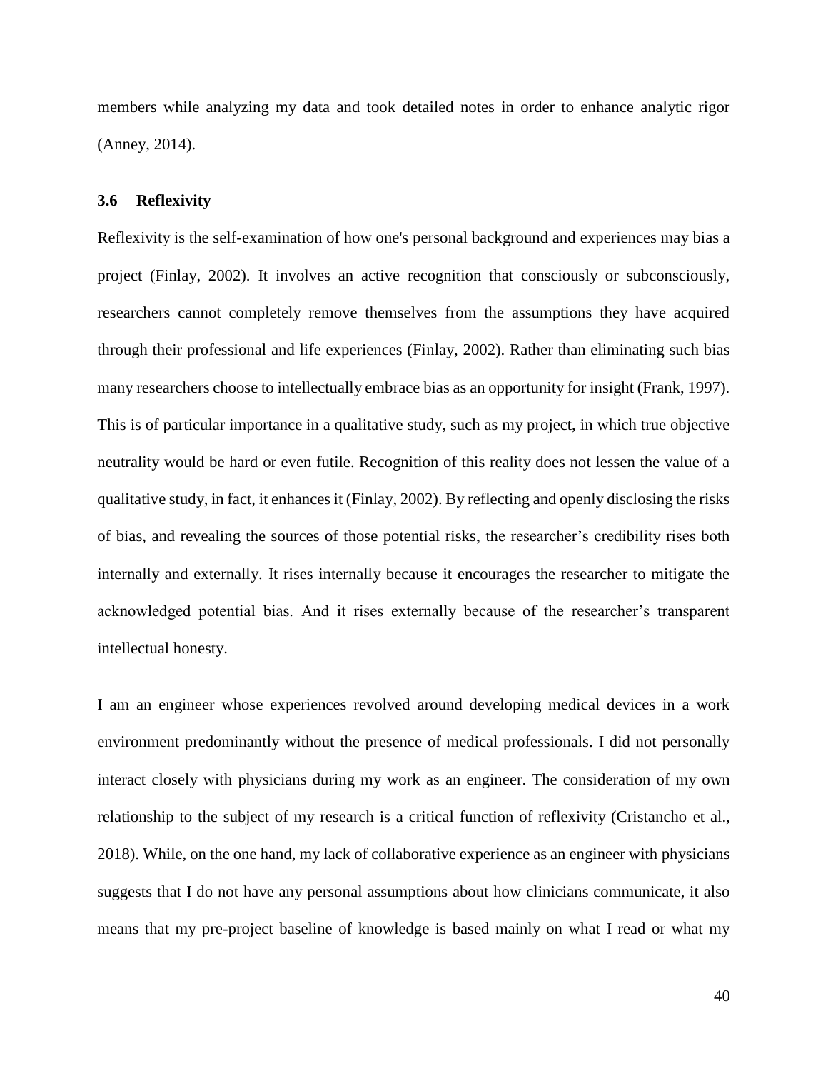members while analyzing my data and took detailed notes in order to enhance analytic rigor (Anney, 2014).

### 3.6 Reflexivity

Reflexivity is the self-examination of how one's personal background and experiences may bias a project (Finlay, 2002). It involves an active recognition that consciously or subconsciously, researchers cannot completely remove themselves from the assumptions they have acquired through their professional and life experiences (Finlay, 2002). Rather than eliminating such bias many researchers choose to intellectually embrace bias as an opportunity for insight (Frank, 1997). This is of particular importance in a qualitative study, such as my project, in which true objective neutrality would be hard or even futile. Recognition of this reality does not lessen the value of a qualitative study, in fact, it enhances it (Finlay, 2002). By reflecting and openly disclosing the risks of bias, and revealing the sources of those potential risks, the researcher's credibility rises both internally and externally. It rises internally because it encourages the researcher to mitigate the acknowledged potential bias. And it rises externally because of the researcher's transparent intellectual honesty.

I am an engineer whose experiences revolved around developing medical devices in a work environment predominantly without the presence of medical professionals. I did not personally interact closely with physicians during my work as an engineer. The consideration of my own relationship to the subject of my research is a critical function of reflexivity (Cristancho et al., 2018). While, on the one hand, my lack of collaborative experience as an engineer with physicians suggests that I do not have any personal assumptions about how clinicians communicate, it also means that my pre-project baseline of knowledge is based mainly on what I read or what my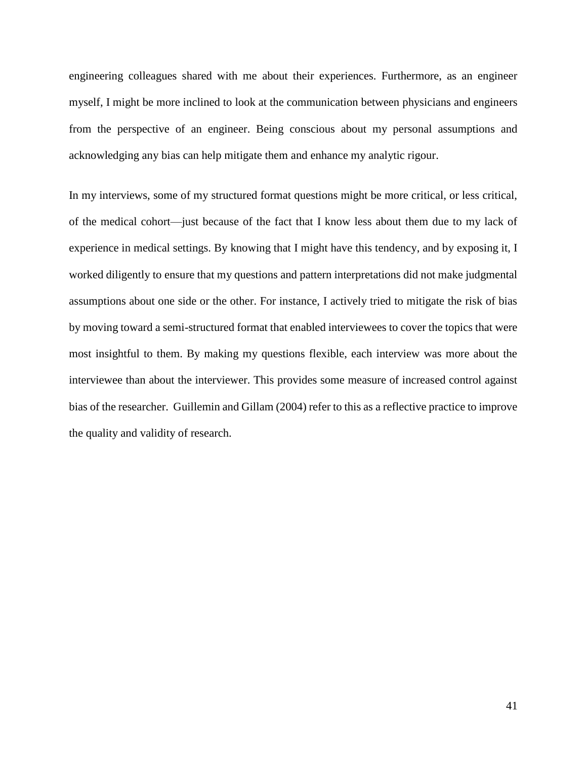engineering colleagues shared with me about their experiences. Furthermore, as an engineer myself, I might be more inclined to look at the communication between physicians and engineers from the perspective of an engineer. Being conscious about my personal assumptions and acknowledging any bias can help mitigate them and enhance my analytic rigour.

In my interviews, some of my structured format questions might be more critical, or less critical, of the medical cohort—just because of the fact that I know less about them due to my lack of experience in medical settings. By knowing that I might have this tendency, and by exposing it, I worked diligently to ensure that my questions and pattern interpretations did not make judgmental assumptions about one side or the other. For instance, I actively tried to mitigate the risk of bias by moving toward a semi-structured format that enabled interviewees to cover the topics that were most insightful to them. By making my questions flexible, each interview was more about the interviewee than about the interviewer. This provides some measure of increased control against bias of the researcher. Guillemin and Gillam (2004) refer to this as a reflective practice to improve the quality and validity of research.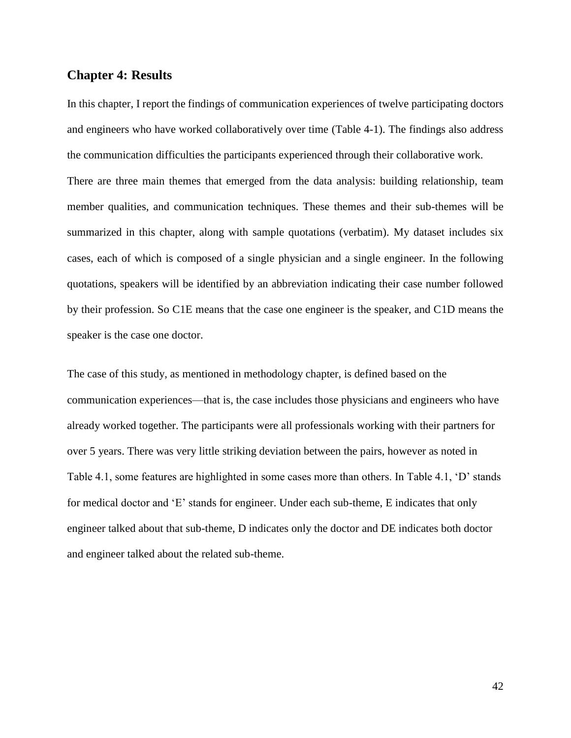## Chapter 4: Results

In this chapter, I report the findings of communication experiences of twelve participating doctors and engineers who have worked collaboratively over time (Table 4-1). The findings also address the communication difficulties the participants experienced through their collaborative work. There are three main themes that emerged from the data analysis: building relationship, team member qualities, and communication techniques. These themes and their sub-themes will be summarized in this chapter, along with sample quotations (verbatim). My dataset includes six cases, each of which is composed of a single physician and a single engineer. In the following quotations, speakers will be identified by an abbreviation indicating their case number followed by their profession. So C1E means that the case one engineer is the speaker, and C1D means the speaker is the case one doctor.

The case of this study, as mentioned in methodology chapter, is defined based on the communication experiences—that is, the case includes those physicians and engineers who have already worked together. The participants were all professionals working with their partners for over 5 years. There was very little striking deviation between the pairs, however as noted in Table 4.1, some features are highlighted in some cases more than others. In Table 4.1, 'D' stands for medical doctor and 'E' stands for engineer. Under each sub-theme, E indicates that only engineer talked about that sub-theme, D indicates only the doctor and DE indicates both doctor and engineer talked about the related sub-theme.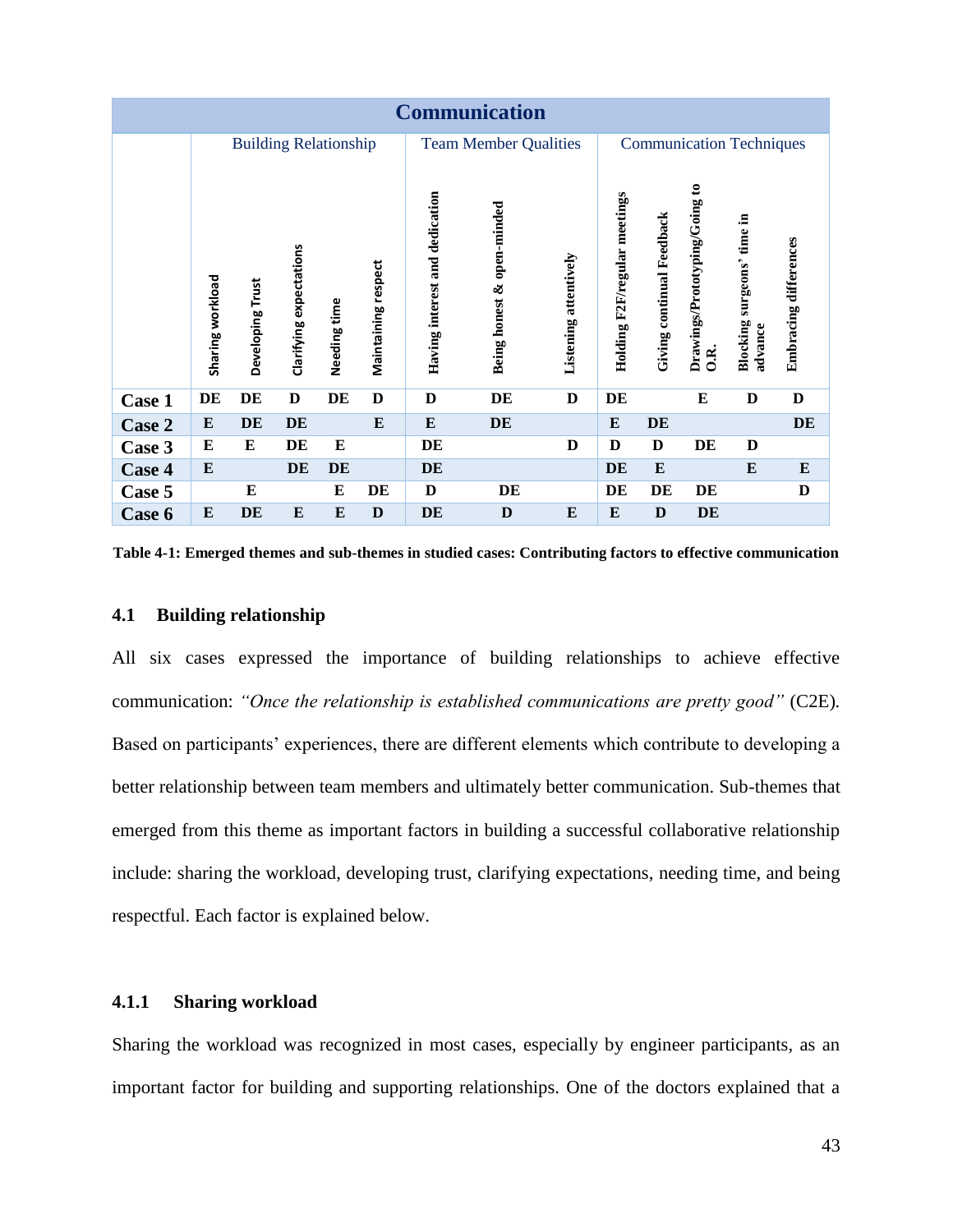| Communication | | | | | | | | | | | | | |
|---|---|---|---|---|---|---|---|---|---|---|---|---|---|
| | Building Relationship | | | | | Team Member Qualities | | | Communication Techniques | | | | |
| | Sharing workload | Developing Trust | Clarifying expectations | Needing time | Maintaining respect | Having interest and dedication | Being honest & open-minded | Listening attentively | Holding F2F/regular meetings | Giving continual Feedback | Drawings/Prototyping/Going to O.R. | Blocking surgeons' time in advance | Embracing differences |
| **Case 1** | **DE** | **DE** | **D** | **DE** | **D** | **D** | **DE** | **D** | **DE** | | **E** | **D** | **D** |
| **Case 2** | **E** | **DE** | **DE** | | **E** | **E** | **DE** | | **E** | **DE** | | | **DE** |
| **Case 3** | **E** | **E** | **DE** | **E** | | **DE** | | **D** | **D** | **D** | **DE** | **D** | |
| **Case 4** | **E** | | **DE** | **DE** | | **DE** | | | **DE** | **E** | | **E** | **E** |
| **Case 5** | | **E** | | **E** | **DE** | **D** | **DE** | | **DE** | **DE** | **DE** | | **D** |
| **Case 6** | **E** | **DE** | **E** | **E** | **D** | **DE** | **D** | **E** | **E** | **D** | **DE** | | |

**Table 4-1: Emerged themes and sub-themes in studied cases: Contributing factors to effective communication**

## 4.1 Building relationship

All six cases expressed the importance of building relationships to achieve effective communication: *"Once the relationship is established communications are pretty good"* (C2E). Based on participants' experiences, there are different elements which contribute to developing a better relationship between team members and ultimately better communication. Sub-themes that emerged from this theme as important factors in building a successful collaborative relationship include: sharing the workload, developing trust, clarifying expectations, needing time, and being respectful. Each factor is explained below.

### 4.1.1 Sharing workload

Sharing the workload was recognized in most cases, especially by engineer participants, as an important factor for building and supporting relationships. One of the doctors explained that a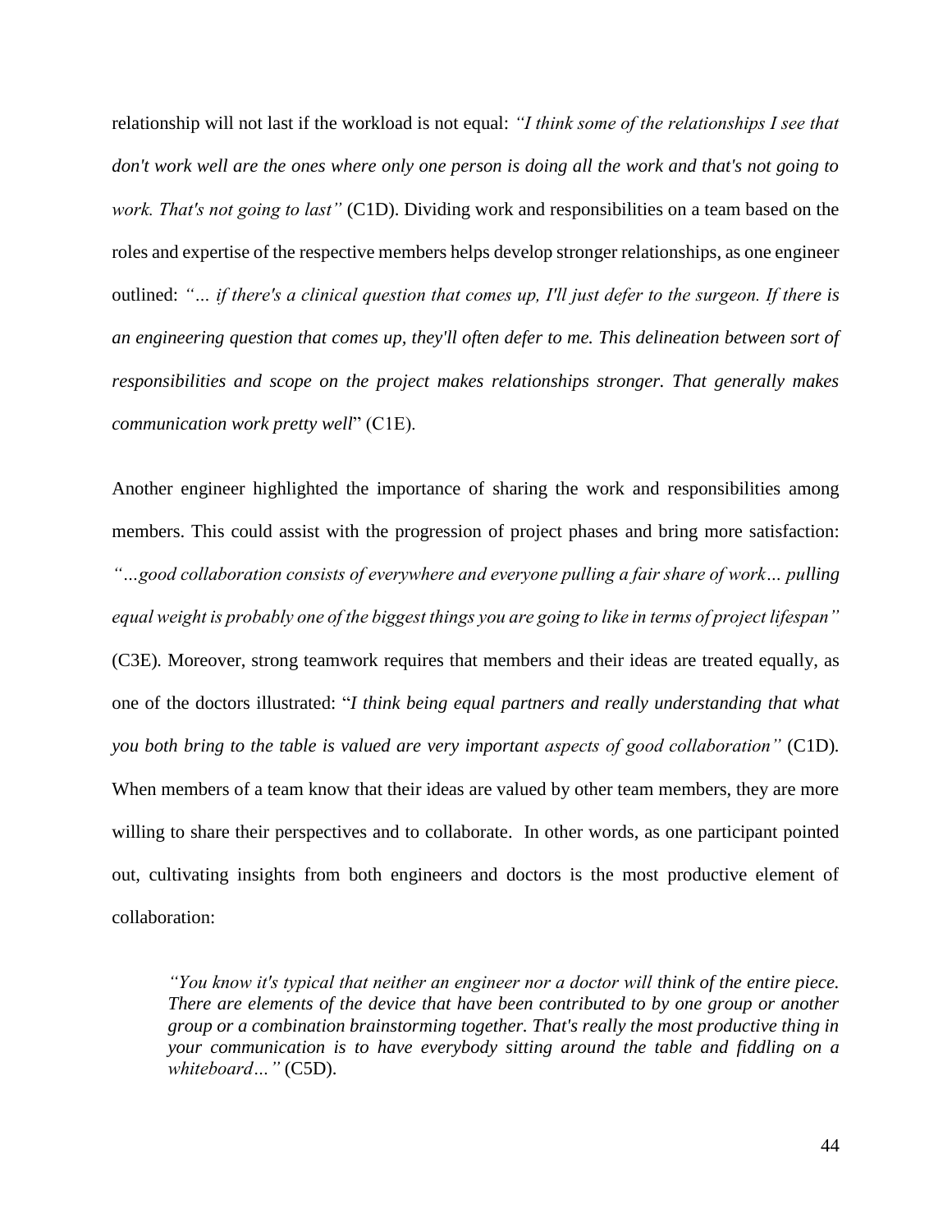relationship will not last if the workload is not equal: *"I think some of the relationships I see that don't work well are the ones where only one person is doing all the work and that's not going to work. That's not going to last"* (C1D). Dividing work and responsibilities on a team based on the roles and expertise of the respective members helps develop stronger relationships, as one engineer outlined: *"… if there's a clinical question that comes up, I'll just defer to the surgeon. If there is an engineering question that comes up, they'll often defer to me. This delineation between sort of responsibilities and scope on the project makes relationships stronger. That generally makes communication work pretty well*" (C1E).

Another engineer highlighted the importance of sharing the work and responsibilities among members. This could assist with the progression of project phases and bring more satisfaction: *"…good collaboration consists of everywhere and everyone pulling a fair share of work… pulling equal weight is probably one of the biggest things you are going to like in terms of project lifespan"* (C3E). Moreover, strong teamwork requires that members and their ideas are treated equally, as one of the doctors illustrated: "*I think being equal partners and really understanding that what you both bring to the table is valued are very important aspects of good collaboration"* (C1D). When members of a team know that their ideas are valued by other team members, they are more willing to share their perspectives and to collaborate. In other words, as one participant pointed out, cultivating insights from both engineers and doctors is the most productive element of collaboration:

> *"You know it's typical that neither an engineer nor a doctor will think of the entire piece. There are elements of the device that have been contributed to by one group or another group or a combination brainstorming together. That's really the most productive thing in your communication is to have everybody sitting around the table and fiddling on a whiteboard…"* (C5D).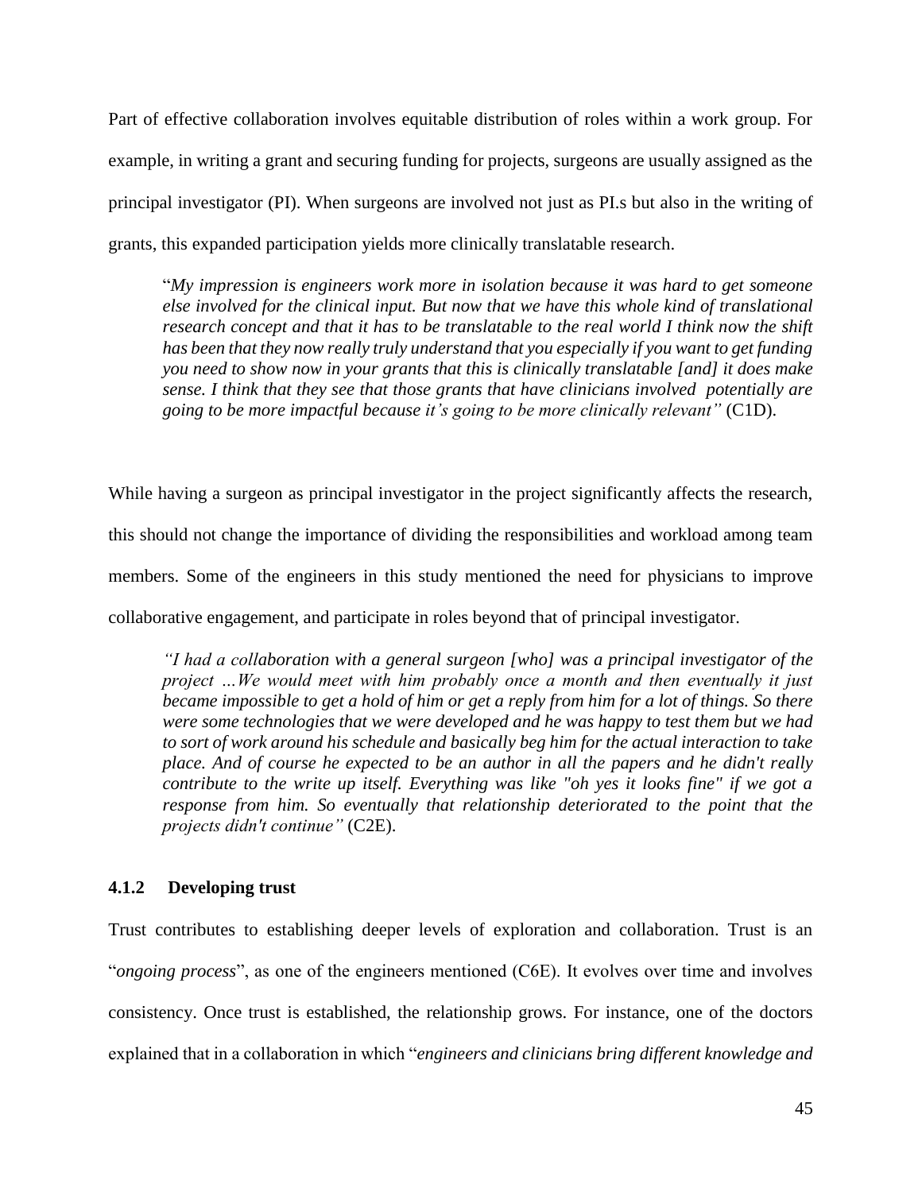Part of effective collaboration involves equitable distribution of roles within a work group. For example, in writing a grant and securing funding for projects, surgeons are usually assigned as the principal investigator (PI). When surgeons are involved not just as PI.s but also in the writing of grants, this expanded participation yields more clinically translatable research.

> "*My impression is engineers work more in isolation because it was hard to get someone else involved for the clinical input. But now that we have this whole kind of translational research concept and that it has to be translatable to the real world I think now the shift has been that they now really truly understand that you especially if you want to get funding you need to show now in your grants that this is clinically translatable [and] it does make sense. I think that they see that those grants that have clinicians involved potentially are going to be more impactful because it's going to be more clinically relevant"* (C1D).

While having a surgeon as principal investigator in the project significantly affects the research, this should not change the importance of dividing the responsibilities and workload among team members. Some of the engineers in this study mentioned the need for physicians to improve collaborative engagement, and participate in roles beyond that of principal investigator.

> *"I had a collaboration with a general surgeon [who] was a principal investigator of the project …We would meet with him probably once a month and then eventually it just became impossible to get a hold of him or get a reply from him for a lot of things. So there were some technologies that we were developed and he was happy to test them but we had to sort of work around his schedule and basically beg him for the actual interaction to take place. And of course he expected to be an author in all the papers and he didn't really contribute to the write up itself. Everything was like "oh yes it looks fine" if we got a response from him. So eventually that relationship deteriorated to the point that the projects didn't continue"* (C2E).

### 4.1.2 Developing trust

Trust contributes to establishing deeper levels of exploration and collaboration. Trust is an "*ongoing process*", as one of the engineers mentioned (C6E). It evolves over time and involves consistency. Once trust is established, the relationship grows. For instance, one of the doctors explained that in a collaboration in which "*engineers and clinicians bring different knowledge and*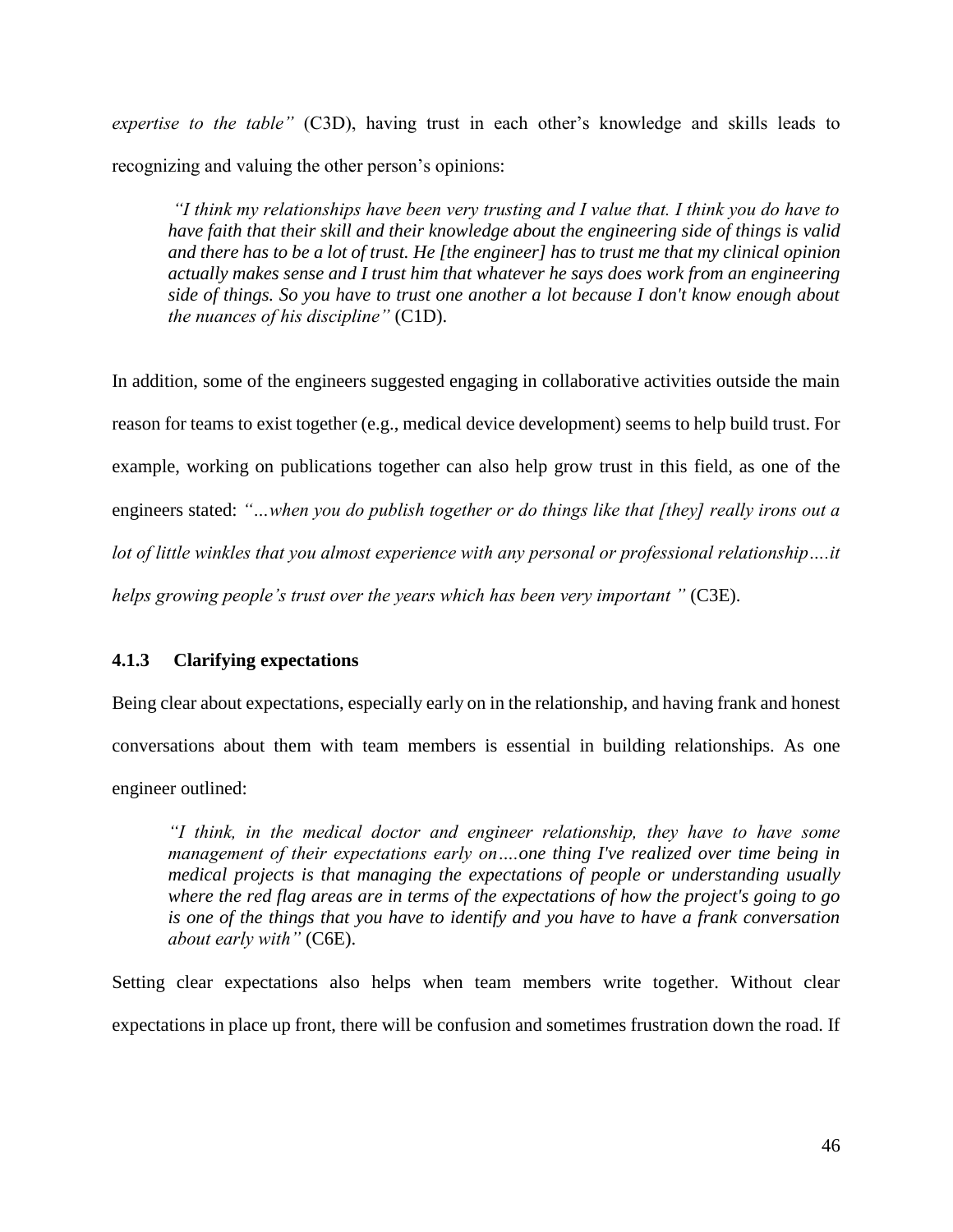*expertise to the table"* (C3D), having trust in each other's knowledge and skills leads to recognizing and valuing the other person's opinions:

> *"I think my relationships have been very trusting and I value that. I think you do have to have faith that their skill and their knowledge about the engineering side of things is valid and there has to be a lot of trust. He [the engineer] has to trust me that my clinical opinion actually makes sense and I trust him that whatever he says does work from an engineering side of things. So you have to trust one another a lot because I don't know enough about the nuances of his discipline"* (C1D).

In addition, some of the engineers suggested engaging in collaborative activities outside the main reason for teams to exist together (e.g., medical device development) seems to help build trust. For example, working on publications together can also help grow trust in this field, as one of the engineers stated: *"…when you do publish together or do things like that [they] really irons out a lot of little winkles that you almost experience with any personal or professional relationship….it helps growing people's trust over the years which has been very important "* (C3E).

### 4.1.3 Clarifying expectations

Being clear about expectations, especially early on in the relationship, and having frank and honest conversations about them with team members is essential in building relationships. As one engineer outlined:

> *"I think, in the medical doctor and engineer relationship, they have to have some management of their expectations early on….one thing I've realized over time being in medical projects is that managing the expectations of people or understanding usually where the red flag areas are in terms of the expectations of how the project's going to go is one of the things that you have to identify and you have to have a frank conversation about early with"* (C6E).

Setting clear expectations also helps when team members write together. Without clear expectations in place up front, there will be confusion and sometimes frustration down the road. If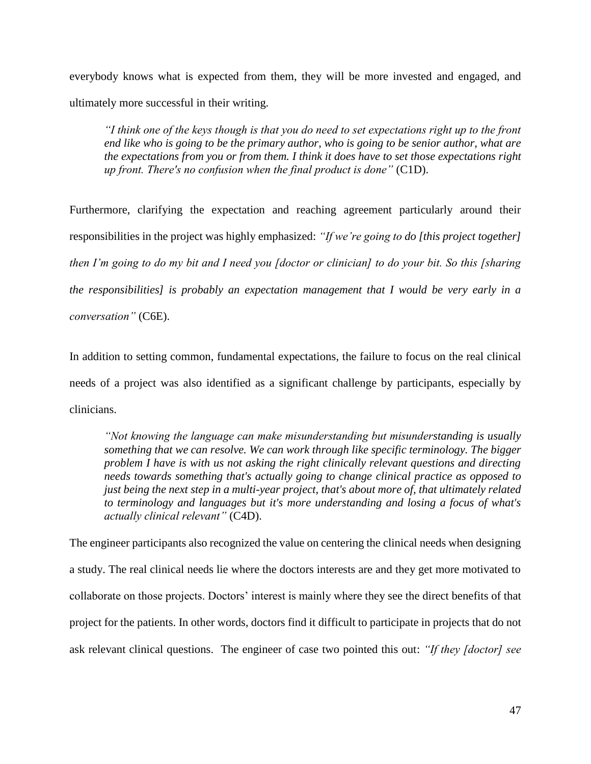everybody knows what is expected from them, they will be more invested and engaged, and ultimately more successful in their writing.

> *"I think one of the keys though is that you do need to set expectations right up to the front end like who is going to be the primary author, who is going to be senior author, what are the expectations from you or from them. I think it does have to set those expectations right up front. There's no confusion when the final product is done"* (C1D).

Furthermore, clarifying the expectation and reaching agreement particularly around their responsibilities in the project was highly emphasized: *"If we're going to do [this project together] then I'm going to do my bit and I need you [doctor or clinician] to do your bit. So this [sharing the responsibilities] is probably an expectation management that I would be very early in a conversation"* (C6E).

In addition to setting common, fundamental expectations, the failure to focus on the real clinical needs of a project was also identified as a significant challenge by participants, especially by clinicians.

> *"Not knowing the language can make misunderstanding but misunderstanding is usually something that we can resolve. We can work through like specific terminology. The bigger problem I have is with us not asking the right clinically relevant questions and directing needs towards something that's actually going to change clinical practice as opposed to just being the next step in a multi-year project, that's about more of, that ultimately related to terminology and languages but it's more understanding and losing a focus of what's actually clinical relevant"* (C4D).

The engineer participants also recognized the value on centering the clinical needs when designing a study. The real clinical needs lie where the doctors interests are and they get more motivated to collaborate on those projects. Doctors' interest is mainly where they see the direct benefits of that project for the patients. In other words, doctors find it difficult to participate in projects that do not ask relevant clinical questions. The engineer of case two pointed this out: *"If they [doctor] see*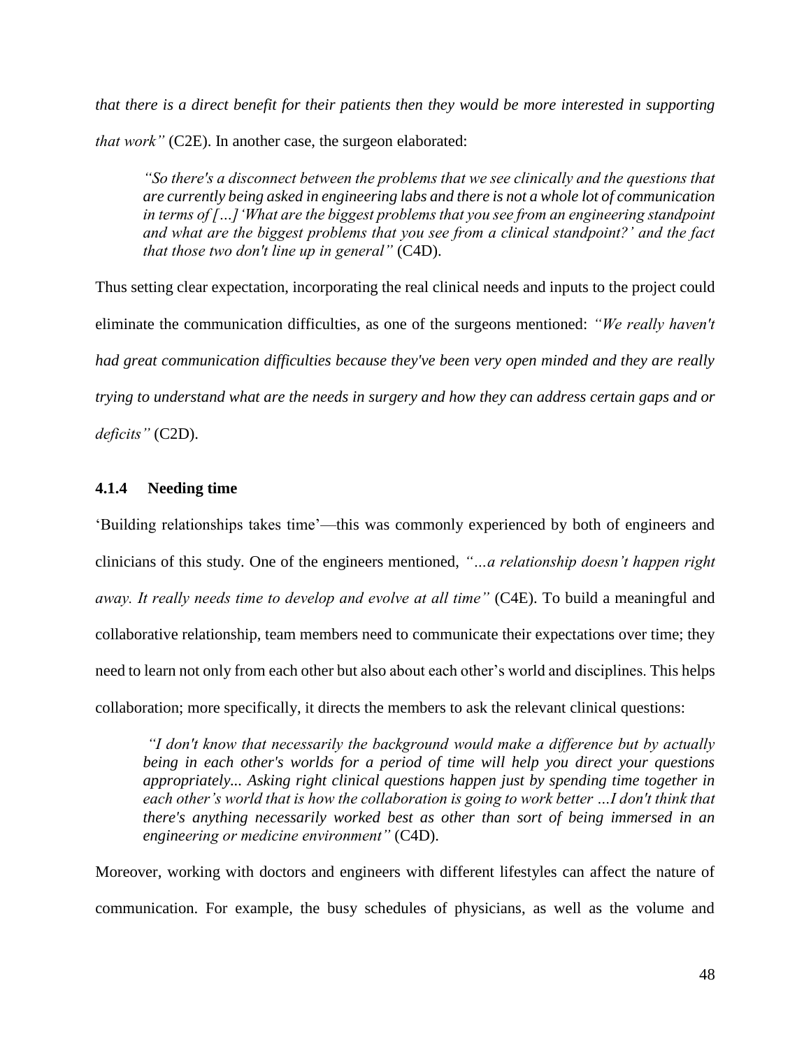*that there is a direct benefit for their patients then they would be more interested in supporting that work"* (C2E). In another case, the surgeon elaborated:

> *"So there's a disconnect between the problems that we see clinically and the questions that are currently being asked in engineering labs and there is not a whole lot of communication in terms of […] 'What are the biggest problems that you see from an engineering standpoint and what are the biggest problems that you see from a clinical standpoint?' and the fact that those two don't line up in general"* (C4D).

Thus setting clear expectation, incorporating the real clinical needs and inputs to the project could eliminate the communication difficulties, as one of the surgeons mentioned: *"We really haven't had great communication difficulties because they've been very open minded and they are really trying to understand what are the needs in surgery and how they can address certain gaps and or deficits"* (C2D).

### 4.1.4 Needing time

'Building relationships takes time'—this was commonly experienced by both of engineers and clinicians of this study. One of the engineers mentioned, *"…a relationship doesn't happen right away. It really needs time to develop and evolve at all time"* (C4E). To build a meaningful and collaborative relationship, team members need to communicate their expectations over time; they need to learn not only from each other but also about each other's world and disciplines. This helps collaboration; more specifically, it directs the members to ask the relevant clinical questions:

> *"I don't know that necessarily the background would make a difference but by actually being in each other's worlds for a period of time will help you direct your questions appropriately... Asking right clinical questions happen just by spending time together in each other's world that is how the collaboration is going to work better …I don't think that there's anything necessarily worked best as other than sort of being immersed in an engineering or medicine environment"* (C4D).

Moreover, working with doctors and engineers with different lifestyles can affect the nature of communication. For example, the busy schedules of physicians, as well as the volume and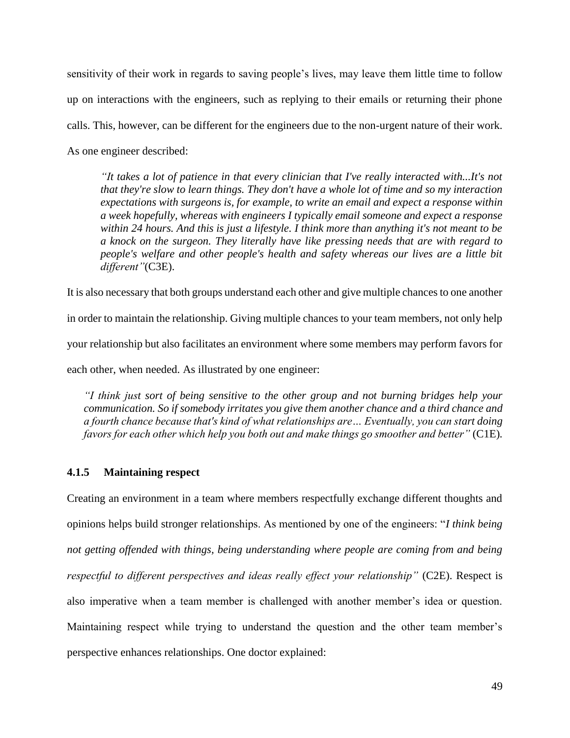sensitivity of their work in regards to saving people's lives, may leave them little time to follow up on interactions with the engineers, such as replying to their emails or returning their phone calls. This, however, can be different for the engineers due to the non-urgent nature of their work. As one engineer described:

> *"It takes a lot of patience in that every clinician that I've really interacted with...It's not that they're slow to learn things. They don't have a whole lot of time and so my interaction expectations with surgeons is, for example, to write an email and expect a response within a week hopefully, whereas with engineers I typically email someone and expect a response within 24 hours. And this is just a lifestyle. I think more than anything it's not meant to be a knock on the surgeon. They literally have like pressing needs that are with regard to people's welfare and other people's health and safety whereas our lives are a little bit different"*(C3E).

It is also necessary that both groups understand each other and give multiple chances to one another in order to maintain the relationship. Giving multiple chances to your team members, not only help your relationship but also facilitates an environment where some members may perform favors for each other, when needed. As illustrated by one engineer:

> *"I think just sort of being sensitive to the other group and not burning bridges help your communication. So if somebody irritates you give them another chance and a third chance and a fourth chance because that's kind of what relationships are… Eventually, you can start doing favors for each other which help you both out and make things go smoother and better"* (C1E).

### 4.1.5 Maintaining respect

Creating an environment in a team where members respectfully exchange different thoughts and opinions helps build stronger relationships. As mentioned by one of the engineers: "*I think being not getting offended with things, being understanding where people are coming from and being respectful to different perspectives and ideas really effect your relationship"* (C2E). Respect is also imperative when a team member is challenged with another member's idea or question. Maintaining respect while trying to understand the question and the other team member's perspective enhances relationships. One doctor explained: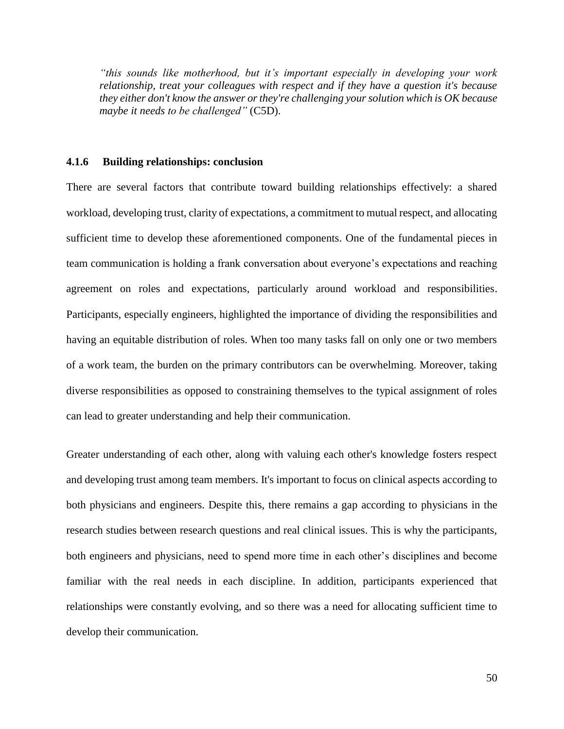*"this sounds like motherhood, but it's important especially in developing your work relationship, treat your colleagues with respect and if they have a question it's because they either don't know the answer or they're challenging your solution which is OK because maybe it needs to be challenged"* (C5D).

### 4.1.6 Building relationships: conclusion

There are several factors that contribute toward building relationships effectively: a shared workload, developing trust, clarity of expectations, a commitment to mutual respect, and allocating sufficient time to develop these aforementioned components. One of the fundamental pieces in team communication is holding a frank conversation about everyone's expectations and reaching agreement on roles and expectations, particularly around workload and responsibilities. Participants, especially engineers, highlighted the importance of dividing the responsibilities and having an equitable distribution of roles. When too many tasks fall on only one or two members of a work team, the burden on the primary contributors can be overwhelming. Moreover, taking diverse responsibilities as opposed to constraining themselves to the typical assignment of roles can lead to greater understanding and help their communication.

Greater understanding of each other, along with valuing each other's knowledge fosters respect and developing trust among team members. It's important to focus on clinical aspects according to both physicians and engineers. Despite this, there remains a gap according to physicians in the research studies between research questions and real clinical issues. This is why the participants, both engineers and physicians, need to spend more time in each other's disciplines and become familiar with the real needs in each discipline. In addition, participants experienced that relationships were constantly evolving, and so there was a need for allocating sufficient time to develop their communication.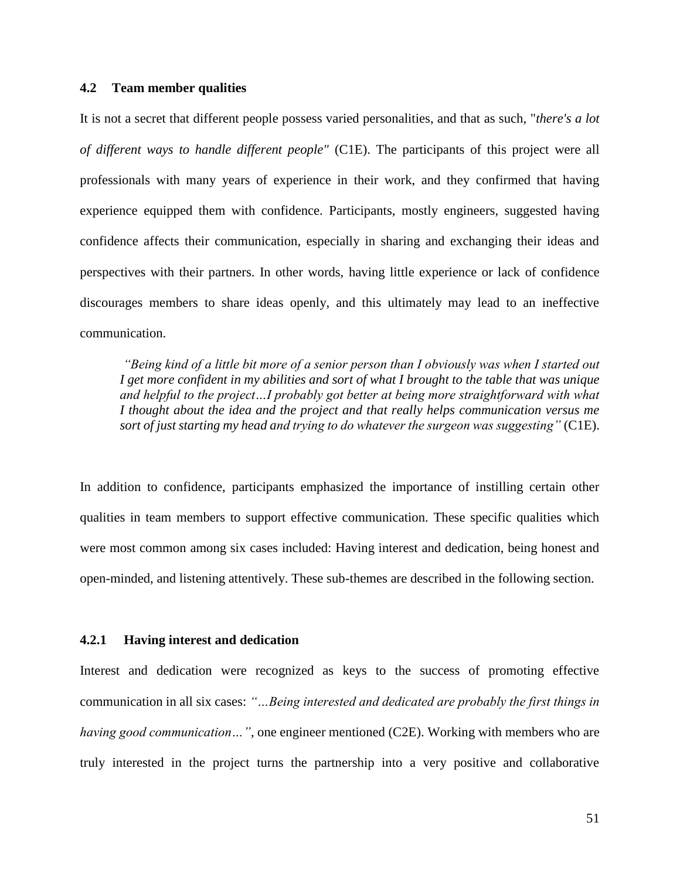### 4.2 Team member qualities

It is not a secret that different people possess varied personalities, and that as such, "*there's a lot of different ways to handle different people"* (C1E). The participants of this project were all professionals with many years of experience in their work, and they confirmed that having experience equipped them with confidence. Participants, mostly engineers, suggested having confidence affects their communication, especially in sharing and exchanging their ideas and perspectives with their partners. In other words, having little experience or lack of confidence discourages members to share ideas openly, and this ultimately may lead to an ineffective communication.

> *"Being kind of a little bit more of a senior person than I obviously was when I started out I get more confident in my abilities and sort of what I brought to the table that was unique and helpful to the project…I probably got better at being more straightforward with what I thought about the idea and the project and that really helps communication versus me sort of just starting my head and trying to do whatever the surgeon was suggesting"* (C1E).

In addition to confidence, participants emphasized the importance of instilling certain other qualities in team members to support effective communication. These specific qualities which were most common among six cases included: Having interest and dedication, being honest and open-minded, and listening attentively. These sub-themes are described in the following section.

#### 4.2.1 Having interest and dedication

Interest and dedication were recognized as keys to the success of promoting effective communication in all six cases: *"…Being interested and dedicated are probably the first things in having good communication…"*, one engineer mentioned (C2E). Working with members who are truly interested in the project turns the partnership into a very positive and collaborative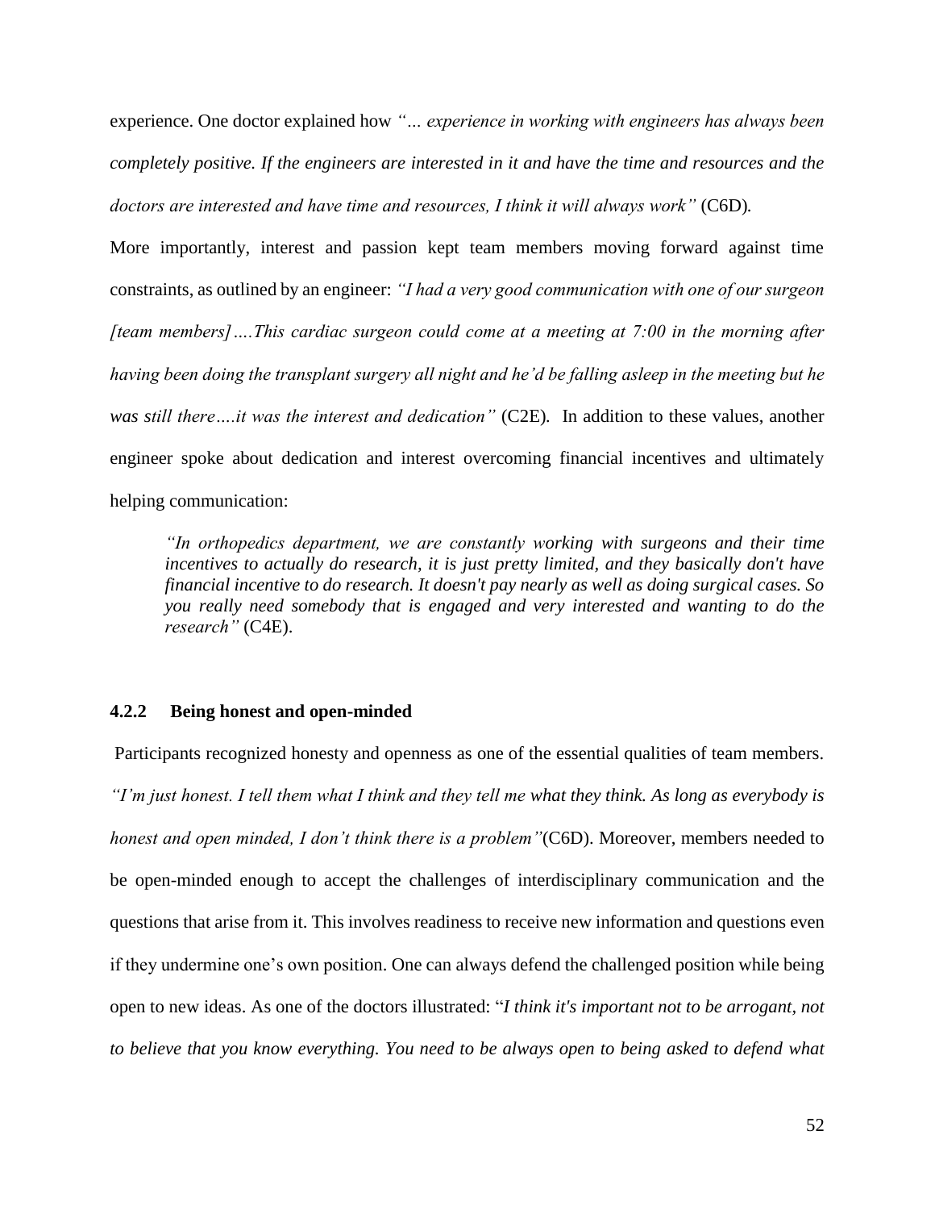experience. One doctor explained how *"… experience in working with engineers has always been completely positive. If the engineers are interested in it and have the time and resources and the doctors are interested and have time and resources, I think it will always work"* (C6D).

More importantly, interest and passion kept team members moving forward against time constraints, as outlined by an engineer: *"I had a very good communication with one of our surgeon [team members]….This cardiac surgeon could come at a meeting at 7:00 in the morning after having been doing the transplant surgery all night and he'd be falling asleep in the meeting but he was still there….it was the interest and dedication"* (C2E). In addition to these values, another engineer spoke about dedication and interest overcoming financial incentives and ultimately helping communication:

> *"In orthopedics department, we are constantly working with surgeons and their time incentives to actually do research, it is just pretty limited, and they basically don't have financial incentive to do research. It doesn't pay nearly as well as doing surgical cases. So you really need somebody that is engaged and very interested and wanting to do the research"* (C4E).

### 4.2.2 Being honest and open-minded

Participants recognized honesty and openness as one of the essential qualities of team members. *"I'm just honest. I tell them what I think and they tell me what they think. As long as everybody is honest and open minded, I don't think there is a problem"*(C6D). Moreover, members needed to be open-minded enough to accept the challenges of interdisciplinary communication and the questions that arise from it. This involves readiness to receive new information and questions even if they undermine one's own position. One can always defend the challenged position while being open to new ideas. As one of the doctors illustrated: "*I think it's important not to be arrogant, not to believe that you know everything. You need to be always open to being asked to defend what*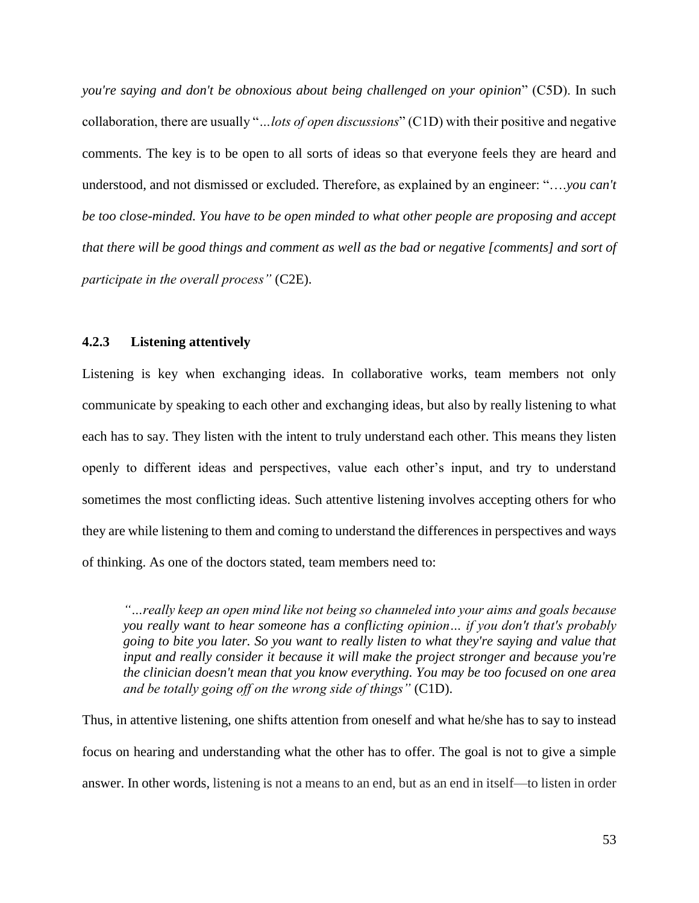*you're saying and don't be obnoxious about being challenged on your opinion*" (C5D). In such collaboration, there are usually "*…lots of open discussions*" (C1D) with their positive and negative comments. The key is to be open to all sorts of ideas so that everyone feels they are heard and understood, and not dismissed or excluded. Therefore, as explained by an engineer: "*….you can't be too close-minded. You have to be open minded to what other people are proposing and accept that there will be good things and comment as well as the bad or negative [comments] and sort of participate in the overall process"* (C2E).

### 4.2.3 Listening attentively

Listening is key when exchanging ideas. In collaborative works, team members not only communicate by speaking to each other and exchanging ideas, but also by really listening to what each has to say. They listen with the intent to truly understand each other. This means they listen openly to different ideas and perspectives, value each other's input, and try to understand sometimes the most conflicting ideas. Such attentive listening involves accepting others for who they are while listening to them and coming to understand the differences in perspectives and ways of thinking. As one of the doctors stated, team members need to:

> *"…really keep an open mind like not being so channeled into your aims and goals because you really want to hear someone has a conflicting opinion… if you don't that's probably going to bite you later. So you want to really listen to what they're saying and value that input and really consider it because it will make the project stronger and because you're the clinician doesn't mean that you know everything. You may be too focused on one area and be totally going off on the wrong side of things"* (C1D).

Thus, in attentive listening, one shifts attention from oneself and what he/she has to say to instead focus on hearing and understanding what the other has to offer. The goal is not to give a simple answer. In other words, listening is not a means to an end, but as an end in itself—to listen in order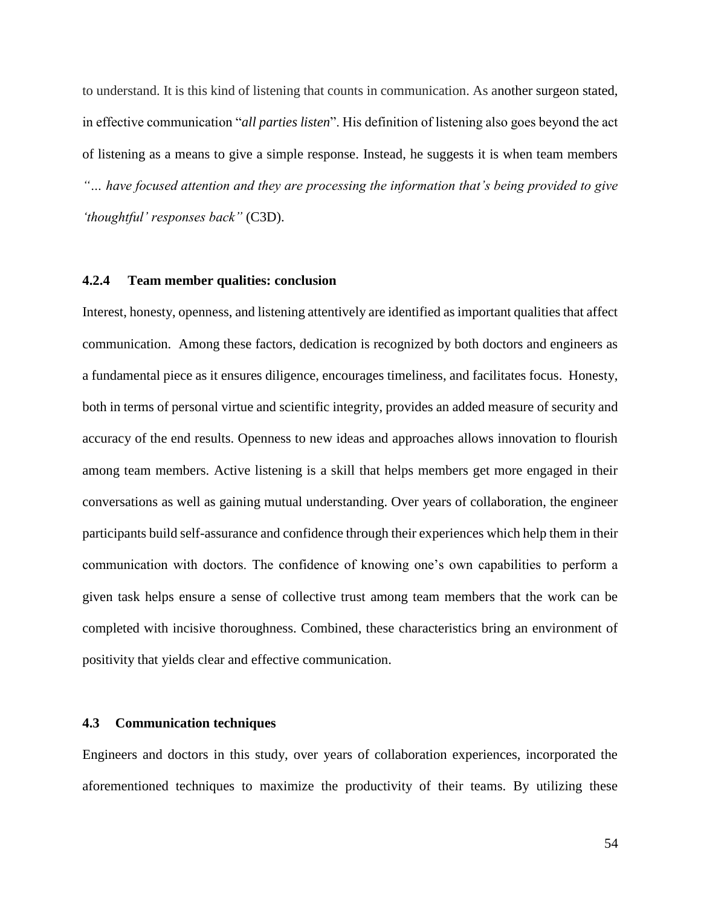to understand. It is this kind of listening that counts in communication. As another surgeon stated, in effective communication "*all parties listen*". His definition of listening also goes beyond the act of listening as a means to give a simple response. Instead, he suggests it is when team members *"… have focused attention and they are processing the information that's being provided to give 'thoughtful' responses back"* (C3D).

### 4.2.4 Team member qualities: conclusion

Interest, honesty, openness, and listening attentively are identified as important qualities that affect communication. Among these factors, dedication is recognized by both doctors and engineers as a fundamental piece as it ensures diligence, encourages timeliness, and facilitates focus. Honesty, both in terms of personal virtue and scientific integrity, provides an added measure of security and accuracy of the end results. Openness to new ideas and approaches allows innovation to flourish among team members. Active listening is a skill that helps members get more engaged in their conversations as well as gaining mutual understanding. Over years of collaboration, the engineer participants build self-assurance and confidence through their experiences which help them in their communication with doctors. The confidence of knowing one's own capabilities to perform a given task helps ensure a sense of collective trust among team members that the work can be completed with incisive thoroughness. Combined, these characteristics bring an environment of positivity that yields clear and effective communication.

## 4.3 Communication techniques

Engineers and doctors in this study, over years of collaboration experiences, incorporated the aforementioned techniques to maximize the productivity of their teams. By utilizing these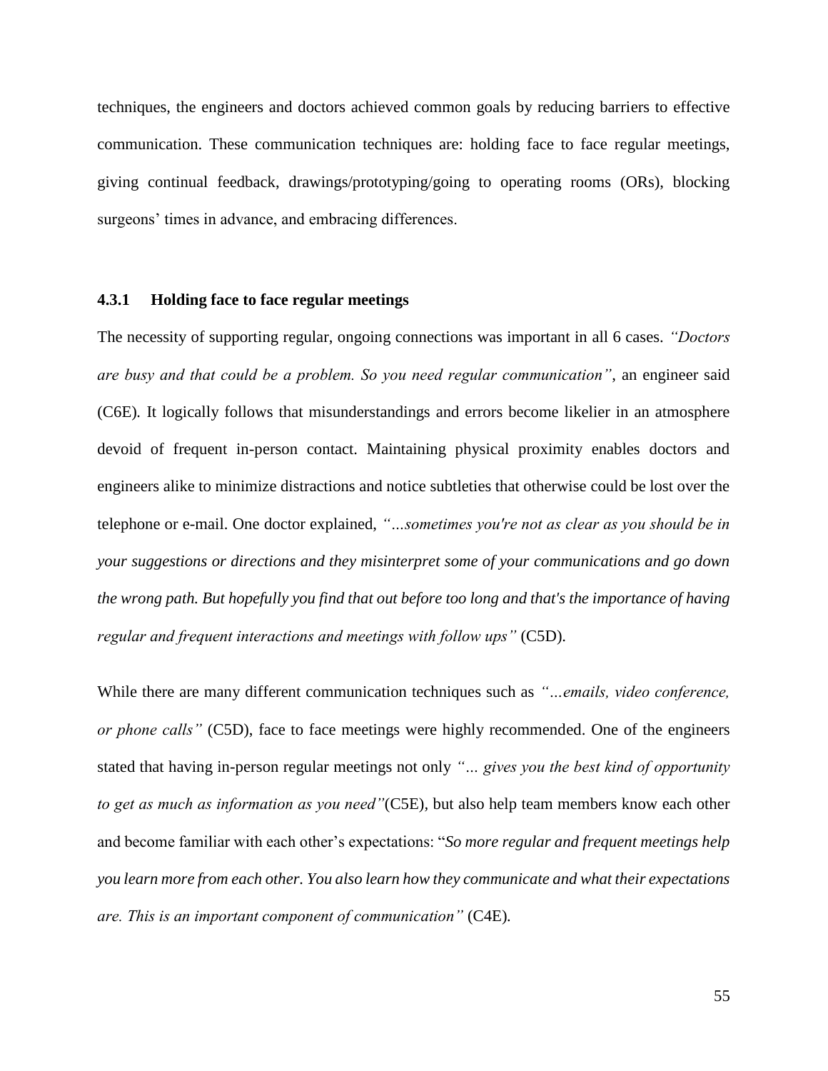techniques, the engineers and doctors achieved common goals by reducing barriers to effective communication. These communication techniques are: holding face to face regular meetings, giving continual feedback, drawings/prototyping/going to operating rooms (ORs), blocking surgeons' times in advance, and embracing differences.

### 4.3.1 Holding face to face regular meetings

The necessity of supporting regular, ongoing connections was important in all 6 cases. *"Doctors are busy and that could be a problem. So you need regular communication"*, an engineer said (C6E). It logically follows that misunderstandings and errors become likelier in an atmosphere devoid of frequent in-person contact. Maintaining physical proximity enables doctors and engineers alike to minimize distractions and notice subtleties that otherwise could be lost over the telephone or e-mail. One doctor explained, *"…sometimes you're not as clear as you should be in your suggestions or directions and they misinterpret some of your communications and go down the wrong path. But hopefully you find that out before too long and that's the importance of having regular and frequent interactions and meetings with follow ups"* (C5D).

While there are many different communication techniques such as *"…emails, video conference, or phone calls"* (C5D), face to face meetings were highly recommended. One of the engineers stated that having in-person regular meetings not only *"… gives you the best kind of opportunity to get as much as information as you need"*(C5E), but also help team members know each other and become familiar with each other's expectations: "*So more regular and frequent meetings help you learn more from each other. You also learn how they communicate and what their expectations are. This is an important component of communication"* (C4E).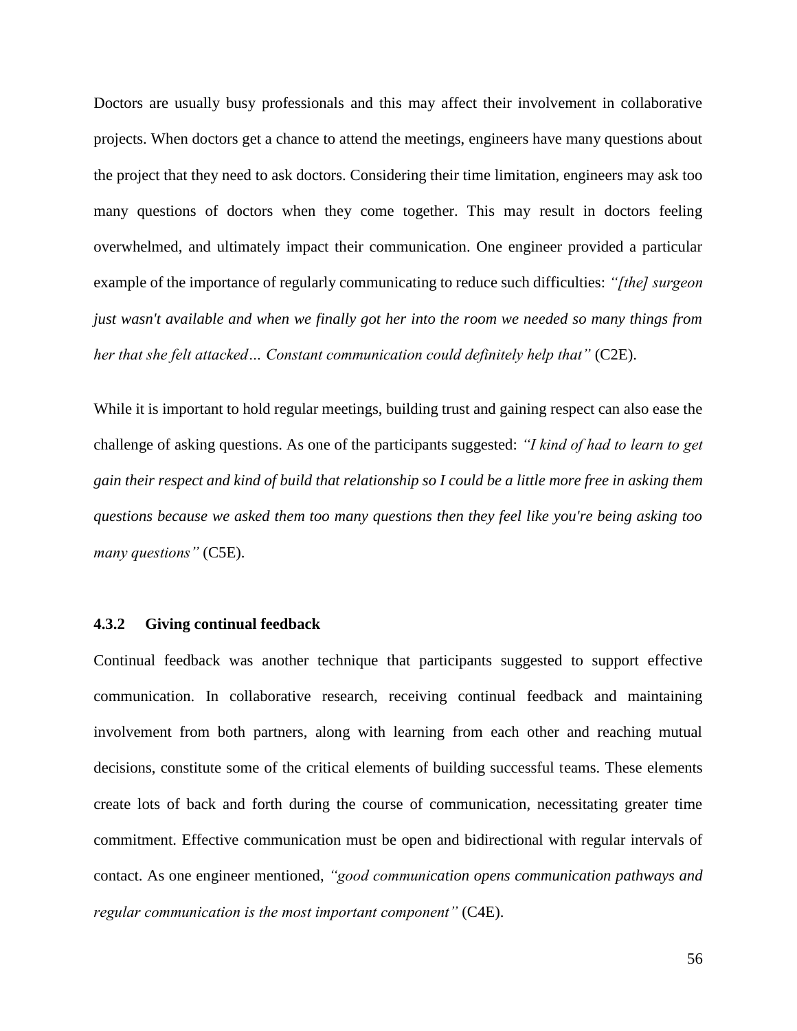Doctors are usually busy professionals and this may affect their involvement in collaborative projects. When doctors get a chance to attend the meetings, engineers have many questions about the project that they need to ask doctors. Considering their time limitation, engineers may ask too many questions of doctors when they come together. This may result in doctors feeling overwhelmed, and ultimately impact their communication. One engineer provided a particular example of the importance of regularly communicating to reduce such difficulties: *"[the] surgeon just wasn't available and when we finally got her into the room we needed so many things from her that she felt attacked… Constant communication could definitely help that"* (C2E).

While it is important to hold regular meetings, building trust and gaining respect can also ease the challenge of asking questions. As one of the participants suggested: *"I kind of had to learn to get gain their respect and kind of build that relationship so I could be a little more free in asking them questions because we asked them too many questions then they feel like you're being asking too many questions"* (C5E).

### 4.3.2 Giving continual feedback

Continual feedback was another technique that participants suggested to support effective communication. In collaborative research, receiving continual feedback and maintaining involvement from both partners, along with learning from each other and reaching mutual decisions, constitute some of the critical elements of building successful teams. These elements create lots of back and forth during the course of communication, necessitating greater time commitment. Effective communication must be open and bidirectional with regular intervals of contact. As one engineer mentioned, *"good communication opens communication pathways and regular communication is the most important component"* (C4E).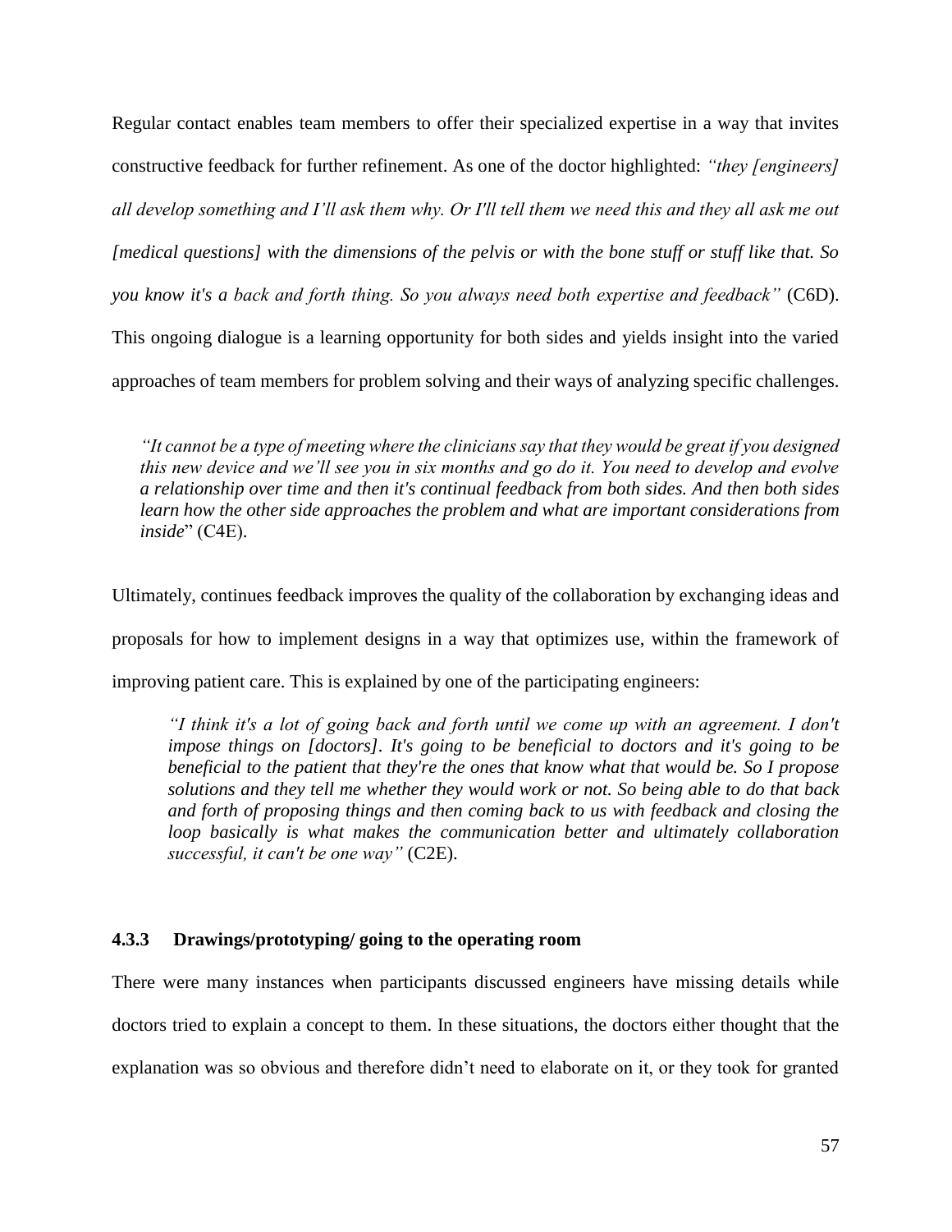Regular contact enables team members to offer their specialized expertise in a way that invites constructive feedback for further refinement. As one of the doctor highlighted: *"they [engineers] all develop something and I'll ask them why. Or I'll tell them we need this and they all ask me out [medical questions] with the dimensions of the pelvis or with the bone stuff or stuff like that. So you know it's a back and forth thing. So you always need both expertise and feedback"* (C6D). This ongoing dialogue is a learning opportunity for both sides and yields insight into the varied approaches of team members for problem solving and their ways of analyzing specific challenges.

> *"It cannot be a type of meeting where the clinicians say that they would be great if you designed this new device and we'll see you in six months and go do it. You need to develop and evolve a relationship over time and then it's continual feedback from both sides. And then both sides learn how the other side approaches the problem and what are important considerations from inside*" (C4E).

Ultimately, continues feedback improves the quality of the collaboration by exchanging ideas and proposals for how to implement designs in a way that optimizes use, within the framework of improving patient care. This is explained by one of the participating engineers:

> *"I think it's a lot of going back and forth until we come up with an agreement. I don't impose things on [doctors]. It's going to be beneficial to doctors and it's going to be beneficial to the patient that they're the ones that know what that would be. So I propose solutions and they tell me whether they would work or not. So being able to do that back and forth of proposing things and then coming back to us with feedback and closing the loop basically is what makes the communication better and ultimately collaboration successful, it can't be one way"* (C2E).

### 4.3.3 Drawings/prototyping/ going to the operating room

There were many instances when participants discussed engineers have missing details while doctors tried to explain a concept to them. In these situations, the doctors either thought that the explanation was so obvious and therefore didn't need to elaborate on it, or they took for granted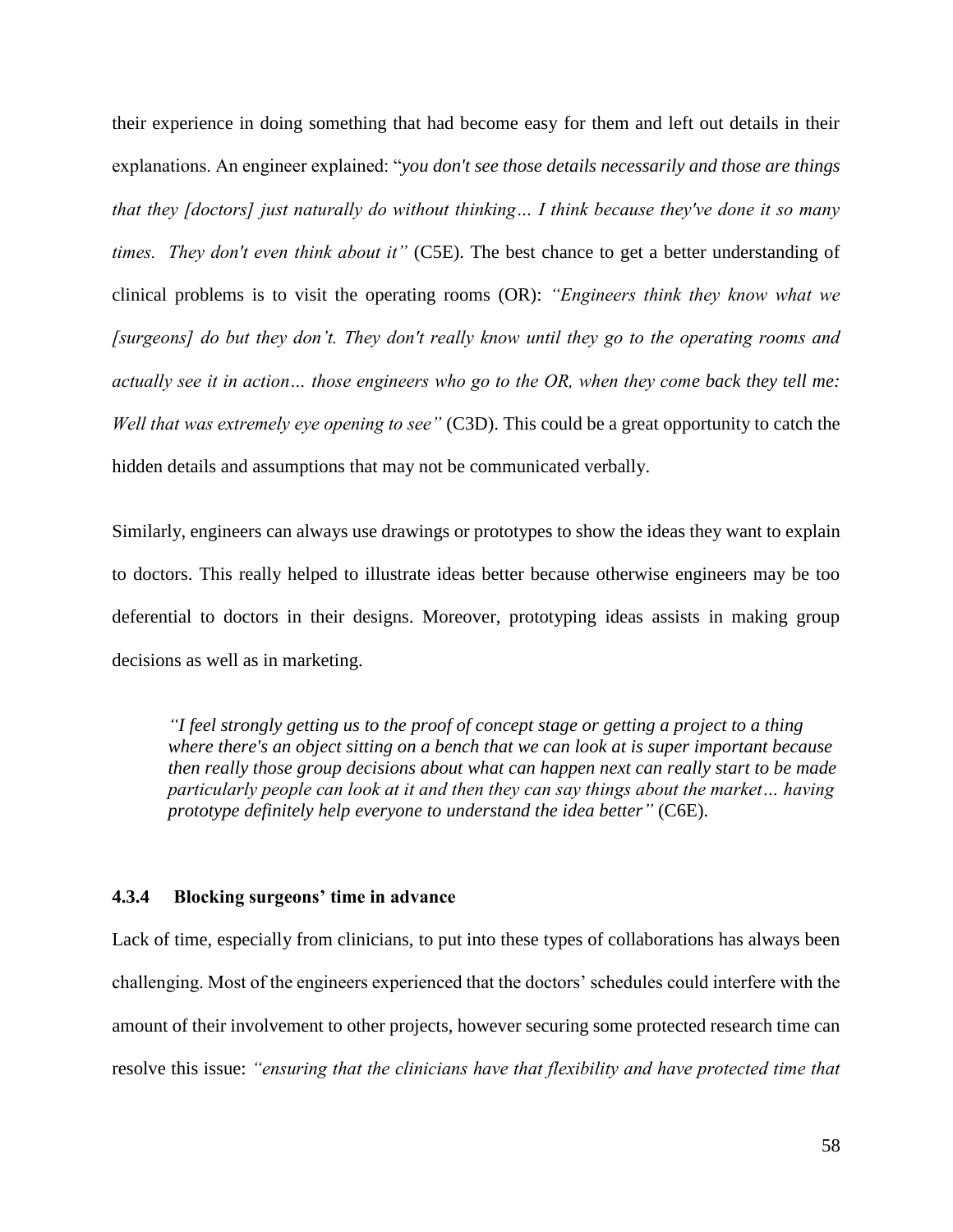their experience in doing something that had become easy for them and left out details in their explanations. An engineer explained: "*you don't see those details necessarily and those are things that they [doctors] just naturally do without thinking… I think because they've done it so many times. They don't even think about it"* (C5E). The best chance to get a better understanding of clinical problems is to visit the operating rooms (OR): *"Engineers think they know what we [surgeons] do but they don't. They don't really know until they go to the operating rooms and actually see it in action… those engineers who go to the OR, when they come back they tell me: Well that was extremely eye opening to see"* (C3D). This could be a great opportunity to catch the hidden details and assumptions that may not be communicated verbally.

Similarly, engineers can always use drawings or prototypes to show the ideas they want to explain to doctors. This really helped to illustrate ideas better because otherwise engineers may be too deferential to doctors in their designs. Moreover, prototyping ideas assists in making group decisions as well as in marketing.

> *"I feel strongly getting us to the proof of concept stage or getting a project to a thing where there's an object sitting on a bench that we can look at is super important because then really those group decisions about what can happen next can really start to be made particularly people can look at it and then they can say things about the market… having prototype definitely help everyone to understand the idea better"* (C6E).

### 4.3.4 Blocking surgeons' time in advance

Lack of time, especially from clinicians, to put into these types of collaborations has always been challenging. Most of the engineers experienced that the doctors' schedules could interfere with the amount of their involvement to other projects, however securing some protected research time can resolve this issue: *"ensuring that the clinicians have that flexibility and have protected time that*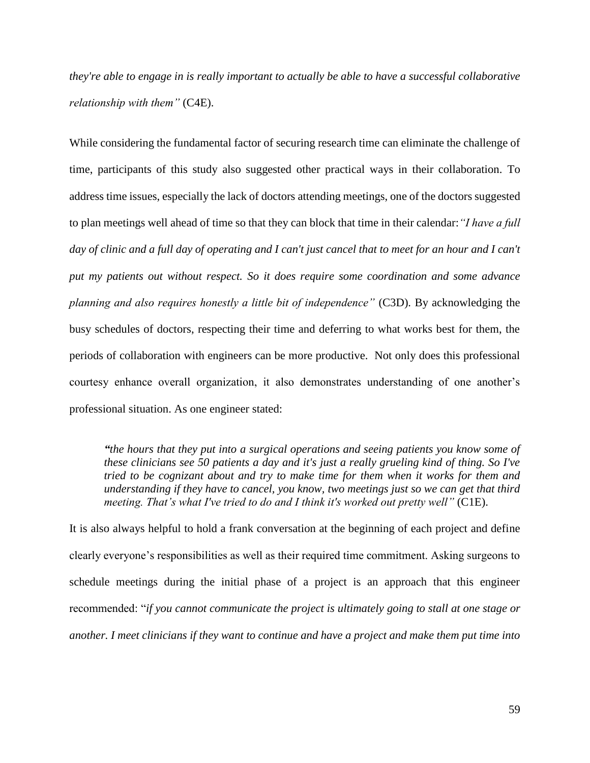*they're able to engage in is really important to actually be able to have a successful collaborative relationship with them"* (C4E).

While considering the fundamental factor of securing research time can eliminate the challenge of time, participants of this study also suggested other practical ways in their collaboration. To address time issues, especially the lack of doctors attending meetings, one of the doctors suggested to plan meetings well ahead of time so that they can block that time in their calendar: *"I have a full day of clinic and a full day of operating and I can't just cancel that to meet for an hour and I can't put my patients out without respect. So it does require some coordination and some advance planning and also requires honestly a little bit of independence"* (C3D). By acknowledging the busy schedules of doctors, respecting their time and deferring to what works best for them, the periods of collaboration with engineers can be more productive. Not only does this professional courtesy enhance overall organization, it also demonstrates understanding of one another's professional situation. As one engineer stated:

> ***"****the hours that they put into a surgical operations and seeing patients you know some of these clinicians see 50 patients a day and it's just a really grueling kind of thing. So I've tried to be cognizant about and try to make time for them when it works for them and understanding if they have to cancel, you know, two meetings just so we can get that third meeting. That's what I've tried to do and I think it's worked out pretty well"* (C1E).

It is also always helpful to hold a frank conversation at the beginning of each project and define clearly everyone's responsibilities as well as their required time commitment. Asking surgeons to schedule meetings during the initial phase of a project is an approach that this engineer recommended: "*if you cannot communicate the project is ultimately going to stall at one stage or another. I meet clinicians if they want to continue and have a project and make them put time into*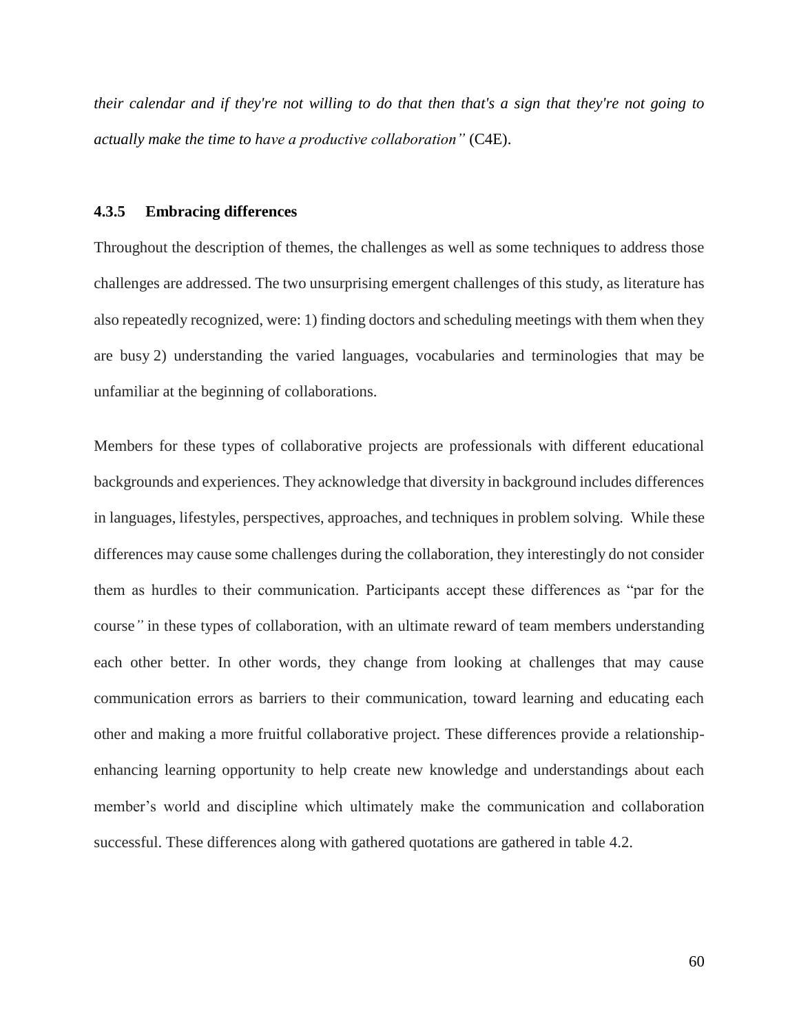*their calendar and if they're not willing to do that then that's a sign that they're not going to actually make the time to have a productive collaboration"* (C4E).

### 4.3.5 Embracing differences

Throughout the description of themes, the challenges as well as some techniques to address those challenges are addressed. The two unsurprising emergent challenges of this study, as literature has also repeatedly recognized, were: 1) finding doctors and scheduling meetings with them when they are busy 2) understanding the varied languages, vocabularies and terminologies that may be unfamiliar at the beginning of collaborations.

Members for these types of collaborative projects are professionals with different educational backgrounds and experiences. They acknowledge that diversity in background includes differences in languages, lifestyles, perspectives, approaches, and techniques in problem solving. While these differences may cause some challenges during the collaboration, they interestingly do not consider them as hurdles to their communication. Participants accept these differences as "par for the course*"* in these types of collaboration, with an ultimate reward of team members understanding each other better. In other words, they change from looking at challenges that may cause communication errors as barriers to their communication, toward learning and educating each other and making a more fruitful collaborative project. These differences provide a relationship-enhancing learning opportunity to help create new knowledge and understandings about each member's world and discipline which ultimately make the communication and collaboration successful. These differences along with gathered quotations are gathered in table 4.2.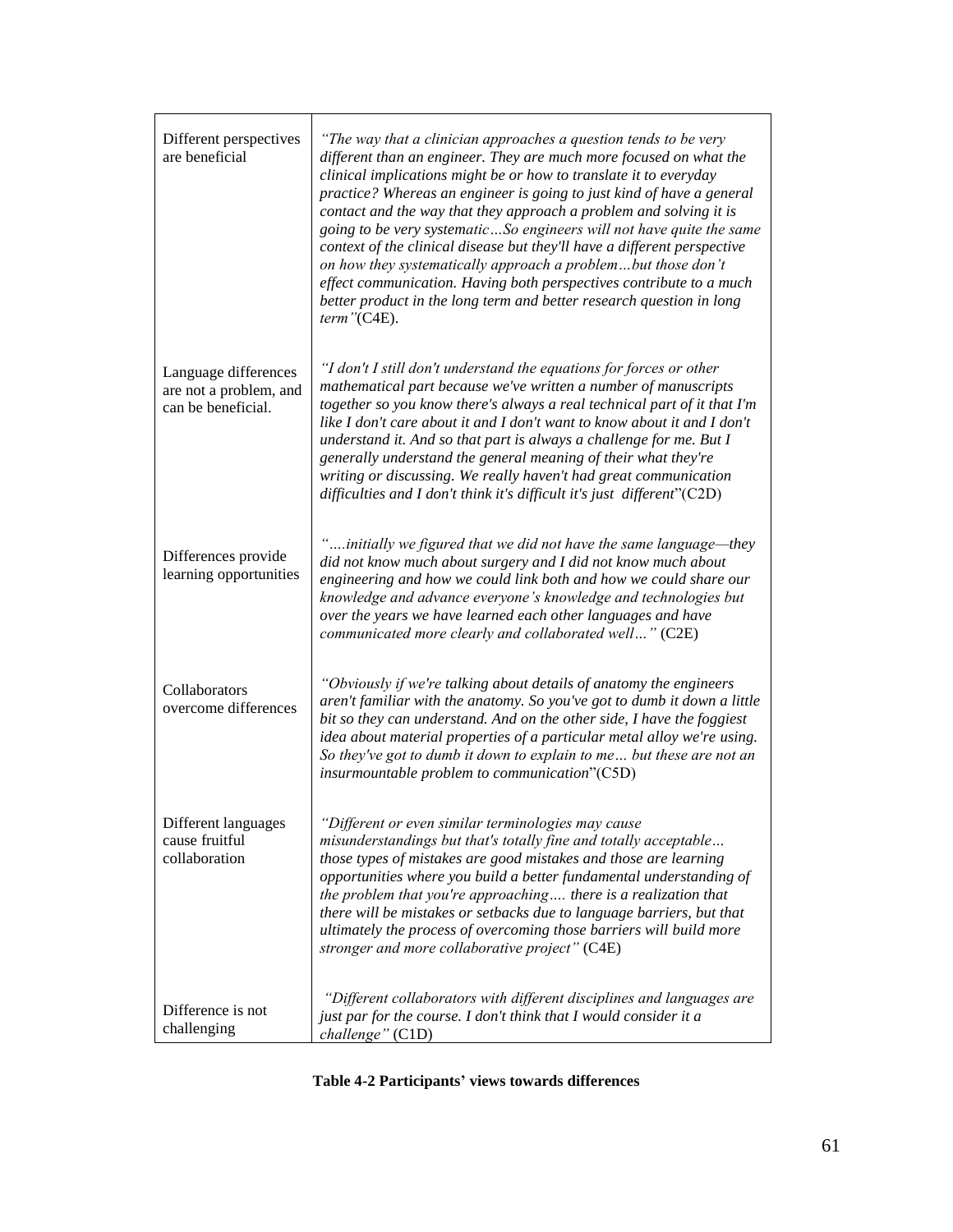| | |
|---|---|
| Different perspectives are beneficial | *"The way that a clinician approaches a question tends to be very different than an engineer. They are much more focused on what the clinical implications might be or how to translate it to everyday practice? Whereas an engineer is going to just kind of have a general contact and the way that they approach a problem and solving it is going to be very systematic…So engineers will not have quite the same context of the clinical disease but they'll have a different perspective on how they systematically approach a problem…but those don't effect communication. Having both perspectives contribute to a much better product in the long term and better research question in long term"*(C4E). |
| Language differences are not a problem, and can be beneficial. | *"I don't I still don't understand the equations for forces or other mathematical part because we've written a number of manuscripts together so you know there's always a real technical part of it that I'm like I don't care about it and I don't want to know about it and I don't understand it. And so that part is always a challenge for me. But I generally understand the general meaning of their what they're writing or discussing. We really haven't had great communication difficulties and I don't think it's difficult it's just different*"(C2D) |
| Differences provide learning opportunities | *"….initially we figured that we did not have the same language—they did not know much about surgery and I did not know much about engineering and how we could link both and how we could share our knowledge and advance everyone's knowledge and technologies but over the years we have learned each other languages and have communicated more clearly and collaborated well…"* (C2E) |
| Collaborators overcome differences | *"Obviously if we're talking about details of anatomy the engineers aren't familiar with the anatomy. So you've got to dumb it down a little bit so they can understand. And on the other side, I have the foggiest idea about material properties of a particular metal alloy we're using. So they've got to dumb it down to explain to me… but these are not an insurmountable problem to communication*"(C5D) |
| Different languages cause fruitful collaboration | *"Different or even similar terminologies may cause misunderstandings but that's totally fine and totally acceptable… those types of mistakes are good mistakes and those are learning opportunities where you build a better fundamental understanding of the problem that you're approaching…. there is a realization that there will be mistakes or setbacks due to language barriers, but that ultimately the process of overcoming those barriers will build more stronger and more collaborative project"* (C4E) |
| Difference is not challenging | *"Different collaborators with different disciplines and languages are just par for the course. I don't think that I would consider it a challenge"* (C1D) |

**Table 4-2 Participants' views towards differences**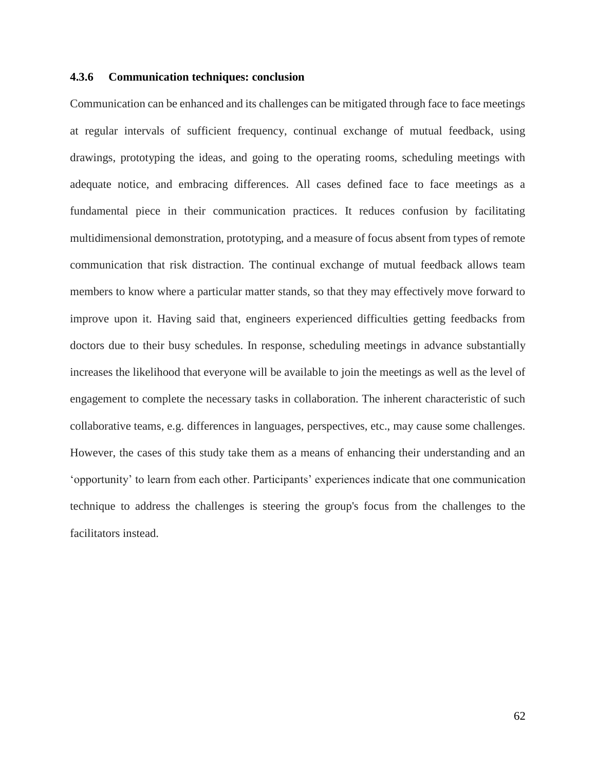### 4.3.6 Communication techniques: conclusion

Communication can be enhanced and its challenges can be mitigated through face to face meetings at regular intervals of sufficient frequency, continual exchange of mutual feedback, using drawings, prototyping the ideas, and going to the operating rooms, scheduling meetings with adequate notice, and embracing differences. All cases defined face to face meetings as a fundamental piece in their communication practices. It reduces confusion by facilitating multidimensional demonstration, prototyping, and a measure of focus absent from types of remote communication that risk distraction. The continual exchange of mutual feedback allows team members to know where a particular matter stands, so that they may effectively move forward to improve upon it. Having said that, engineers experienced difficulties getting feedbacks from doctors due to their busy schedules. In response, scheduling meetings in advance substantially increases the likelihood that everyone will be available to join the meetings as well as the level of engagement to complete the necessary tasks in collaboration. The inherent characteristic of such collaborative teams, e.g. differences in languages, perspectives, etc., may cause some challenges. However, the cases of this study take them as a means of enhancing their understanding and an 'opportunity' to learn from each other. Participants' experiences indicate that one communication technique to address the challenges is steering the group's focus from the challenges to the facilitators instead.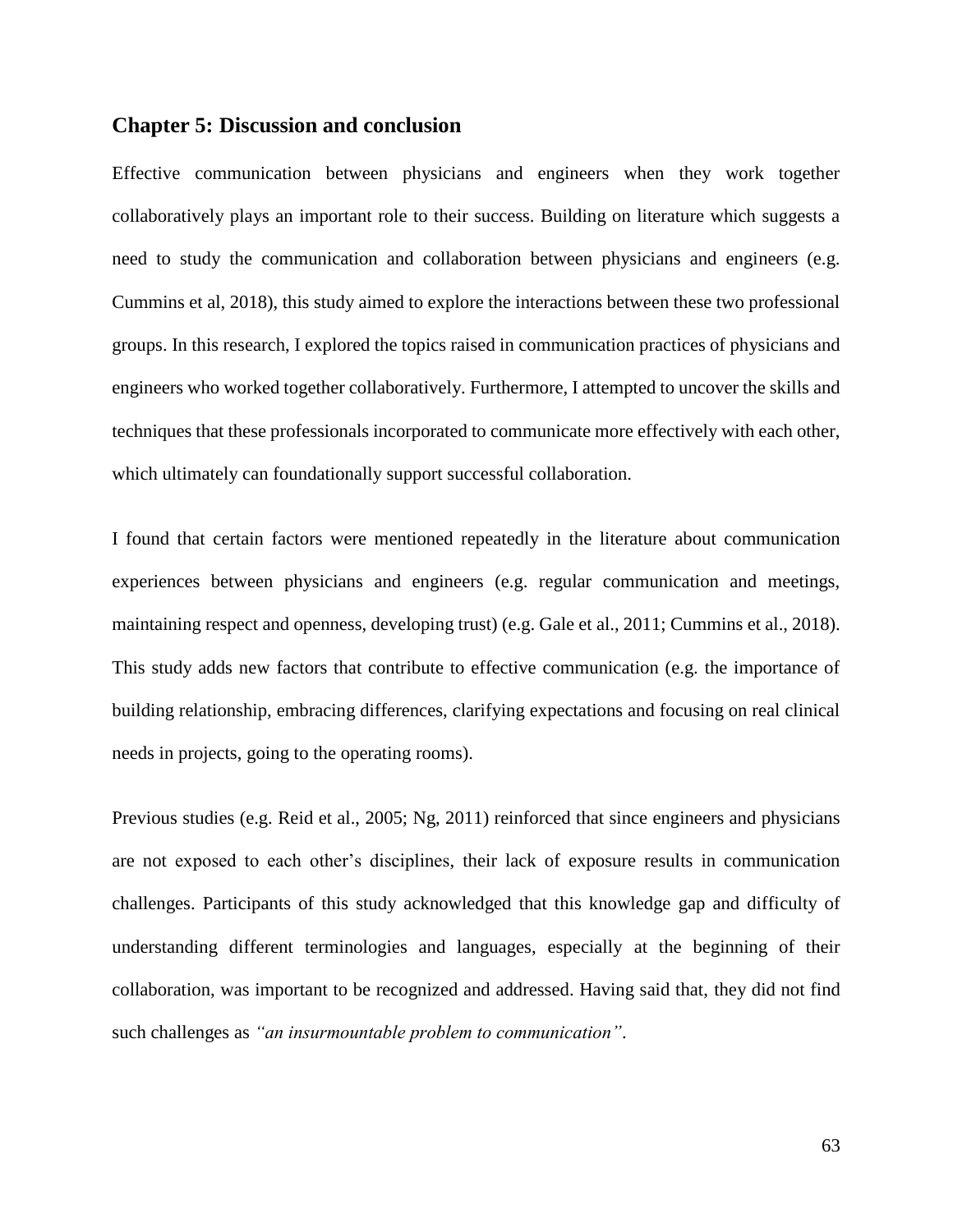## Chapter 5: Discussion and conclusion

Effective communication between physicians and engineers when they work together collaboratively plays an important role to their success. Building on literature which suggests a need to study the communication and collaboration between physicians and engineers (e.g. Cummins et al, 2018), this study aimed to explore the interactions between these two professional groups. In this research, I explored the topics raised in communication practices of physicians and engineers who worked together collaboratively. Furthermore, I attempted to uncover the skills and techniques that these professionals incorporated to communicate more effectively with each other, which ultimately can foundationally support successful collaboration.

I found that certain factors were mentioned repeatedly in the literature about communication experiences between physicians and engineers (e.g. regular communication and meetings, maintaining respect and openness, developing trust) (e.g. Gale et al., 2011; Cummins et al., 2018). This study adds new factors that contribute to effective communication (e.g. the importance of building relationship, embracing differences, clarifying expectations and focusing on real clinical needs in projects, going to the operating rooms).

Previous studies (e.g. Reid et al., 2005; Ng, 2011) reinforced that since engineers and physicians are not exposed to each other's disciplines, their lack of exposure results in communication challenges. Participants of this study acknowledged that this knowledge gap and difficulty of understanding different terminologies and languages, especially at the beginning of their collaboration, was important to be recognized and addressed. Having said that, they did not find such challenges as *"an insurmountable problem to communication"*.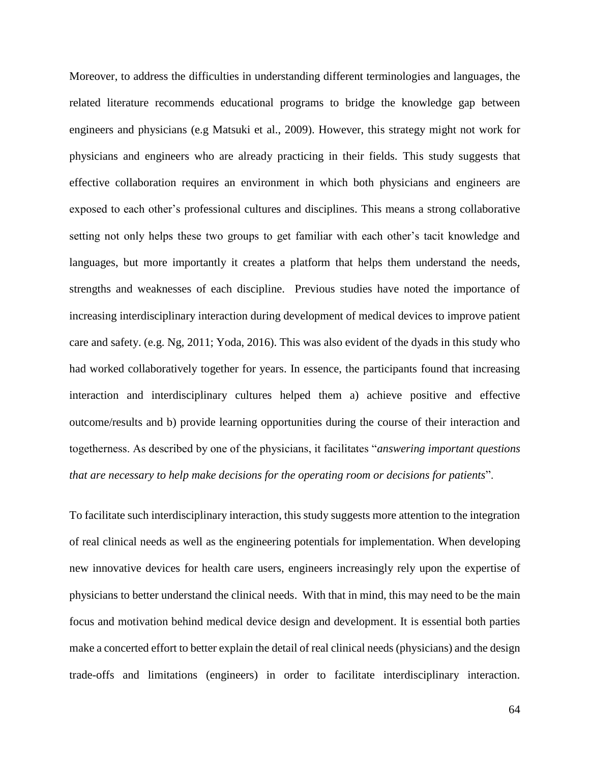Moreover, to address the difficulties in understanding different terminologies and languages, the related literature recommends educational programs to bridge the knowledge gap between engineers and physicians (e.g Matsuki et al., 2009). However, this strategy might not work for physicians and engineers who are already practicing in their fields. This study suggests that effective collaboration requires an environment in which both physicians and engineers are exposed to each other's professional cultures and disciplines. This means a strong collaborative setting not only helps these two groups to get familiar with each other's tacit knowledge and languages, but more importantly it creates a platform that helps them understand the needs, strengths and weaknesses of each discipline. Previous studies have noted the importance of increasing interdisciplinary interaction during development of medical devices to improve patient care and safety. (e.g. Ng, 2011; Yoda, 2016). This was also evident of the dyads in this study who had worked collaboratively together for years. In essence, the participants found that increasing interaction and interdisciplinary cultures helped them a) achieve positive and effective outcome/results and b) provide learning opportunities during the course of their interaction and togetherness. As described by one of the physicians, it facilitates "*answering important questions that are necessary to help make decisions for the operating room or decisions for patients*".

To facilitate such interdisciplinary interaction, this study suggests more attention to the integration of real clinical needs as well as the engineering potentials for implementation. When developing new innovative devices for health care users, engineers increasingly rely upon the expertise of physicians to better understand the clinical needs. With that in mind, this may need to be the main focus and motivation behind medical device design and development. It is essential both parties make a concerted effort to better explain the detail of real clinical needs (physicians) and the design trade-offs and limitations (engineers) in order to facilitate interdisciplinary interaction.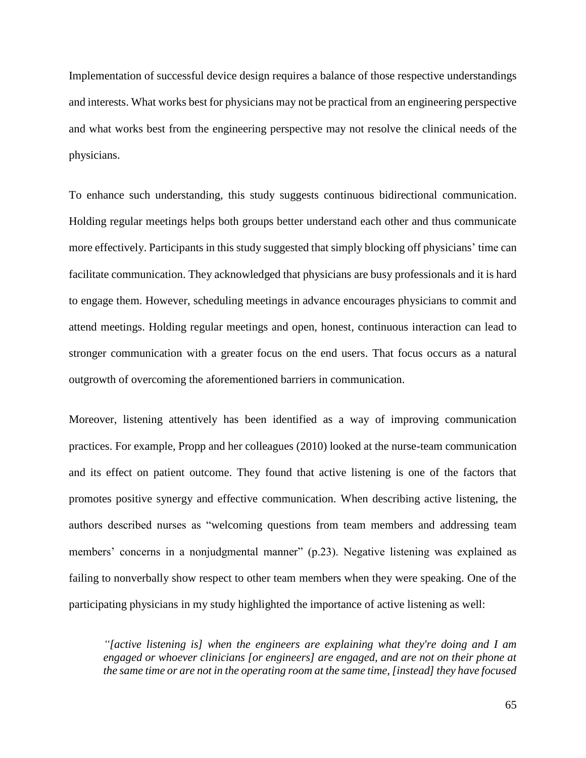Implementation of successful device design requires a balance of those respective understandings and interests. What works best for physicians may not be practical from an engineering perspective and what works best from the engineering perspective may not resolve the clinical needs of the physicians.

To enhance such understanding, this study suggests continuous bidirectional communication. Holding regular meetings helps both groups better understand each other and thus communicate more effectively. Participants in this study suggested that simply blocking off physicians' time can facilitate communication. They acknowledged that physicians are busy professionals and it is hard to engage them. However, scheduling meetings in advance encourages physicians to commit and attend meetings. Holding regular meetings and open, honest, continuous interaction can lead to stronger communication with a greater focus on the end users. That focus occurs as a natural outgrowth of overcoming the aforementioned barriers in communication.

Moreover, listening attentively has been identified as a way of improving communication practices. For example, Propp and her colleagues (2010) looked at the nurse-team communication and its effect on patient outcome. They found that active listening is one of the factors that promotes positive synergy and effective communication. When describing active listening, the authors described nurses as "welcoming questions from team members and addressing team members' concerns in a nonjudgmental manner" (p.23). Negative listening was explained as failing to nonverbally show respect to other team members when they were speaking. One of the participating physicians in my study highlighted the importance of active listening as well:

> *"[active listening is] when the engineers are explaining what they're doing and I am engaged or whoever clinicians [or engineers] are engaged, and are not on their phone at the same time or are not in the operating room at the same time, [instead] they have focused*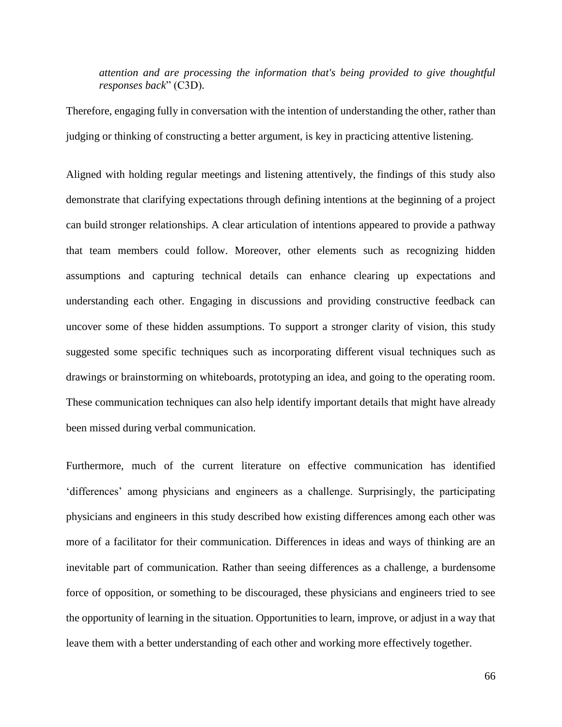> *attention and are processing the information that's being provided to give thoughtful responses back*" (C3D).

Therefore, engaging fully in conversation with the intention of understanding the other, rather than judging or thinking of constructing a better argument, is key in practicing attentive listening.

Aligned with holding regular meetings and listening attentively, the findings of this study also demonstrate that clarifying expectations through defining intentions at the beginning of a project can build stronger relationships. A clear articulation of intentions appeared to provide a pathway that team members could follow. Moreover, other elements such as recognizing hidden assumptions and capturing technical details can enhance clearing up expectations and understanding each other. Engaging in discussions and providing constructive feedback can uncover some of these hidden assumptions. To support a stronger clarity of vision, this study suggested some specific techniques such as incorporating different visual techniques such as drawings or brainstorming on whiteboards, prototyping an idea, and going to the operating room. These communication techniques can also help identify important details that might have already been missed during verbal communication.

Furthermore, much of the current literature on effective communication has identified 'differences' among physicians and engineers as a challenge. Surprisingly, the participating physicians and engineers in this study described how existing differences among each other was more of a facilitator for their communication. Differences in ideas and ways of thinking are an inevitable part of communication. Rather than seeing differences as a challenge, a burdensome force of opposition, or something to be discouraged, these physicians and engineers tried to see the opportunity of learning in the situation. Opportunities to learn, improve, or adjust in a way that leave them with a better understanding of each other and working more effectively together.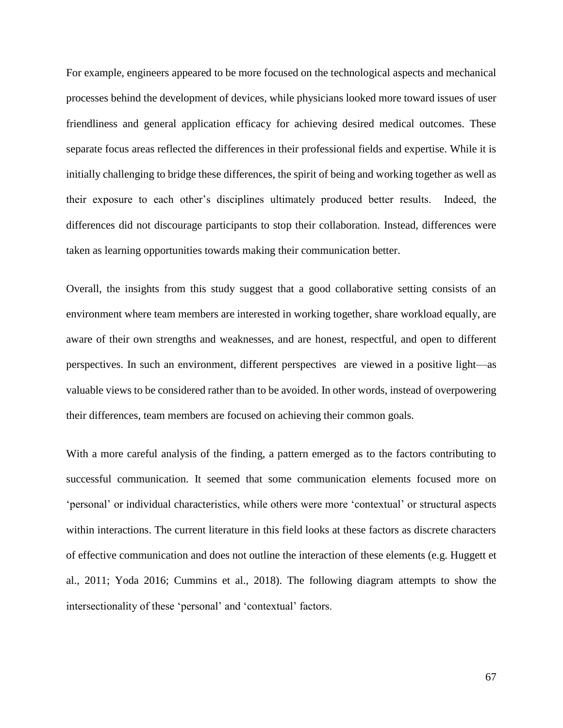For example, engineers appeared to be more focused on the technological aspects and mechanical processes behind the development of devices, while physicians looked more toward issues of user friendliness and general application efficacy for achieving desired medical outcomes. These separate focus areas reflected the differences in their professional fields and expertise. While it is initially challenging to bridge these differences, the spirit of being and working together as well as their exposure to each other's disciplines ultimately produced better results. Indeed, the differences did not discourage participants to stop their collaboration. Instead, differences were taken as learning opportunities towards making their communication better.

Overall, the insights from this study suggest that a good collaborative setting consists of an environment where team members are interested in working together, share workload equally, are aware of their own strengths and weaknesses, and are honest, respectful, and open to different perspectives. In such an environment, different perspectives are viewed in a positive light—as valuable views to be considered rather than to be avoided. In other words, instead of overpowering their differences, team members are focused on achieving their common goals.

With a more careful analysis of the finding, a pattern emerged as to the factors contributing to successful communication. It seemed that some communication elements focused more on 'personal' or individual characteristics, while others were more 'contextual' or structural aspects within interactions. The current literature in this field looks at these factors as discrete characters of effective communication and does not outline the interaction of these elements (e.g. Huggett et al., 2011; Yoda 2016; Cummins et al., 2018). The following diagram attempts to show the intersectionality of these 'personal' and 'contextual' factors.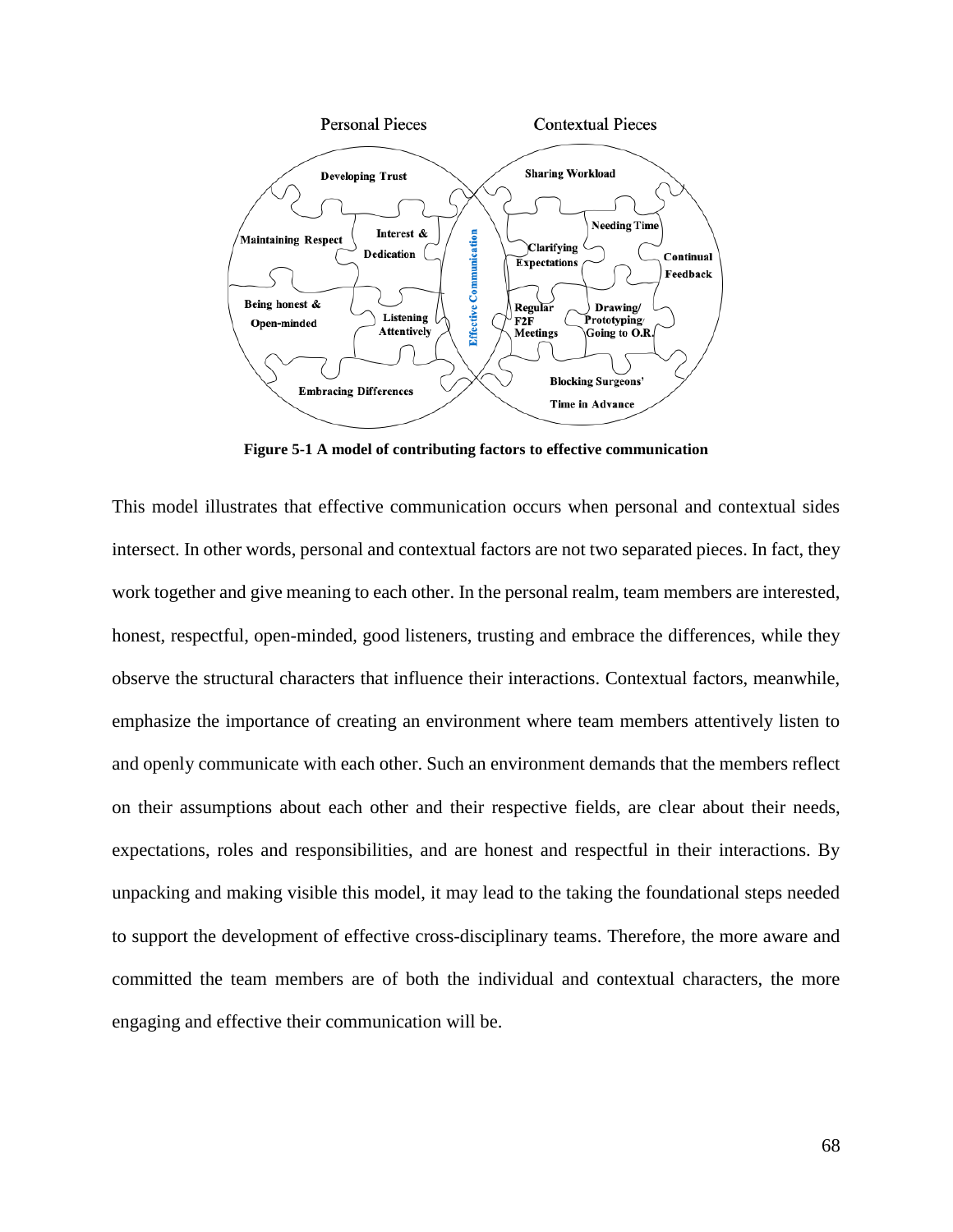**Figure 5-1 A model of contributing factors to effective communication**

This model illustrates that effective communication occurs when personal and contextual sides intersect. In other words, personal and contextual factors are not two separated pieces. In fact, they work together and give meaning to each other. In the personal realm, team members are interested, honest, respectful, open-minded, good listeners, trusting and embrace the differences, while they observe the structural characters that influence their interactions. Contextual factors, meanwhile, emphasize the importance of creating an environment where team members attentively listen to and openly communicate with each other. Such an environment demands that the members reflect on their assumptions about each other and their respective fields, are clear about their needs, expectations, roles and responsibilities, and are honest and respectful in their interactions. By unpacking and making visible this model, it may lead to the taking the foundational steps needed to support the development of effective cross-disciplinary teams. Therefore, the more aware and committed the team members are of both the individual and contextual characters, the more engaging and effective their communication will be.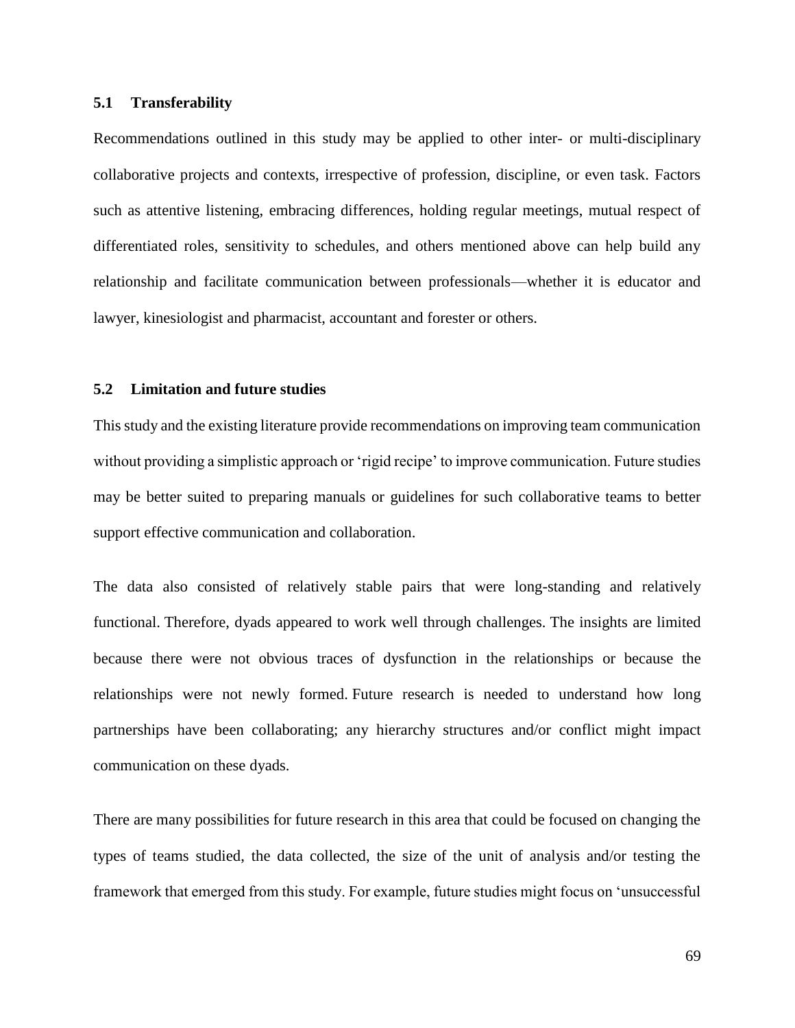### 5.1 Transferability

Recommendations outlined in this study may be applied to other inter- or multi-disciplinary collaborative projects and contexts, irrespective of profession, discipline, or even task. Factors such as attentive listening, embracing differences, holding regular meetings, mutual respect of differentiated roles, sensitivity to schedules, and others mentioned above can help build any relationship and facilitate communication between professionals—whether it is educator and lawyer, kinesiologist and pharmacist, accountant and forester or others.

### 5.2 Limitation and future studies

This study and the existing literature provide recommendations on improving team communication without providing a simplistic approach or 'rigid recipe' to improve communication. Future studies may be better suited to preparing manuals or guidelines for such collaborative teams to better support effective communication and collaboration.

The data also consisted of relatively stable pairs that were long-standing and relatively functional. Therefore, dyads appeared to work well through challenges. The insights are limited because there were not obvious traces of dysfunction in the relationships or because the relationships were not newly formed. Future research is needed to understand how long partnerships have been collaborating; any hierarchy structures and/or conflict might impact communication on these dyads.

There are many possibilities for future research in this area that could be focused on changing the types of teams studied, the data collected, the size of the unit of analysis and/or testing the framework that emerged from this study. For example, future studies might focus on 'unsuccessful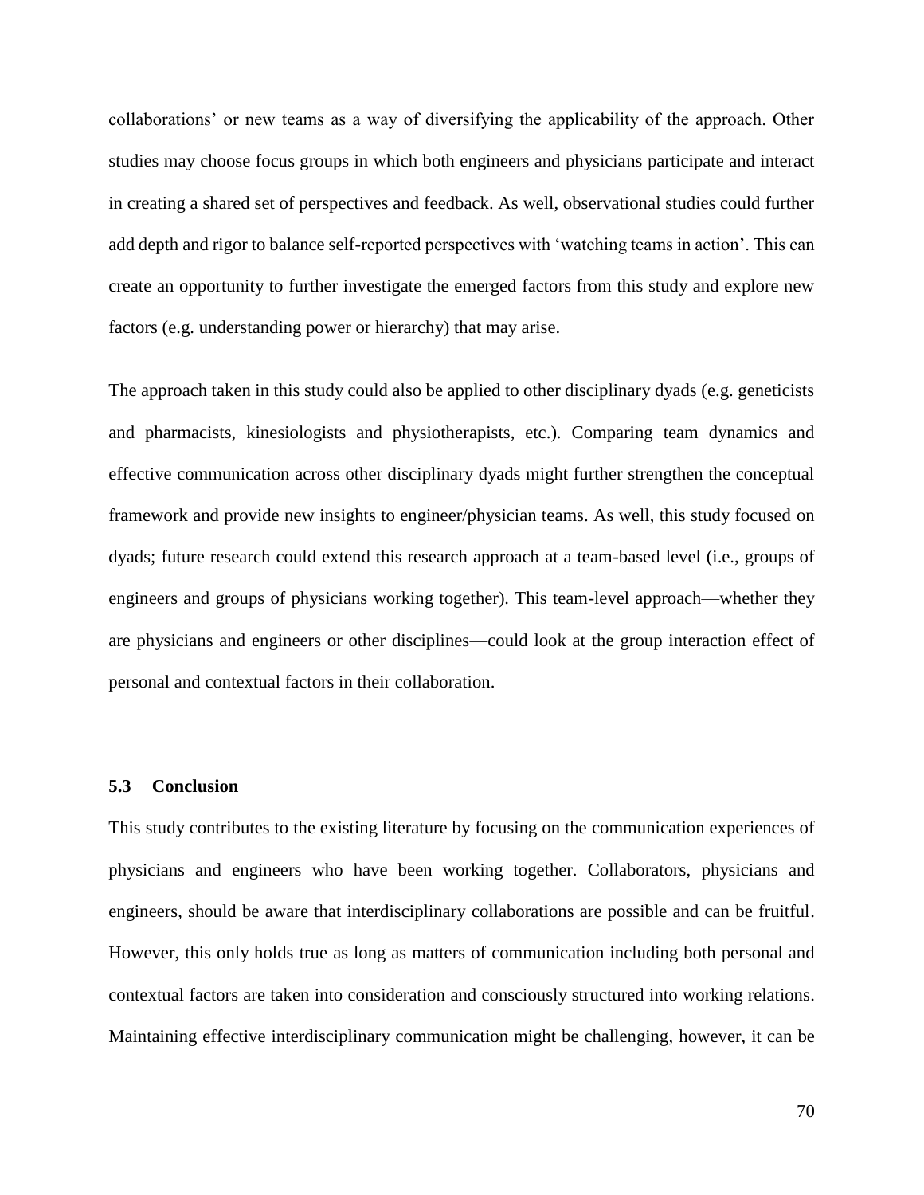collaborations' or new teams as a way of diversifying the applicability of the approach. Other studies may choose focus groups in which both engineers and physicians participate and interact in creating a shared set of perspectives and feedback. As well, observational studies could further add depth and rigor to balance self-reported perspectives with 'watching teams in action'. This can create an opportunity to further investigate the emerged factors from this study and explore new factors (e.g. understanding power or hierarchy) that may arise.

The approach taken in this study could also be applied to other disciplinary dyads (e.g. geneticists and pharmacists, kinesiologists and physiotherapists, etc.). Comparing team dynamics and effective communication across other disciplinary dyads might further strengthen the conceptual framework and provide new insights to engineer/physician teams. As well, this study focused on dyads; future research could extend this research approach at a team-based level (i.e., groups of engineers and groups of physicians working together). This team-level approach—whether they are physicians and engineers or other disciplines—could look at the group interaction effect of personal and contextual factors in their collaboration.

### 5.3 Conclusion

This study contributes to the existing literature by focusing on the communication experiences of physicians and engineers who have been working together. Collaborators, physicians and engineers, should be aware that interdisciplinary collaborations are possible and can be fruitful. However, this only holds true as long as matters of communication including both personal and contextual factors are taken into consideration and consciously structured into working relations. Maintaining effective interdisciplinary communication might be challenging, however, it can be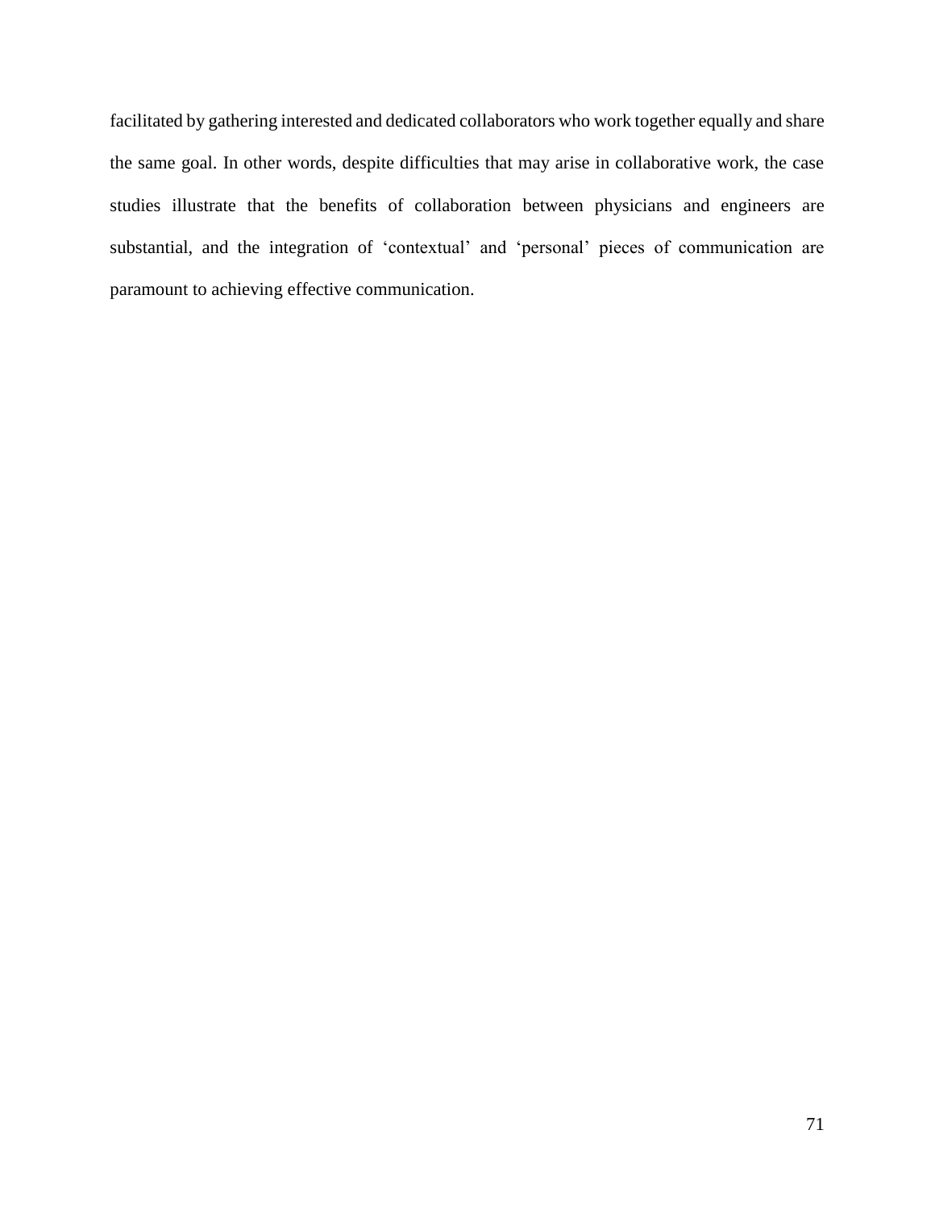facilitated by gathering interested and dedicated collaborators who work together equally and share the same goal. In other words, despite difficulties that may arise in collaborative work, the case studies illustrate that the benefits of collaboration between physicians and engineers are substantial, and the integration of ‘contextual’ and ‘personal’ pieces of communication are paramount to achieving effective communication.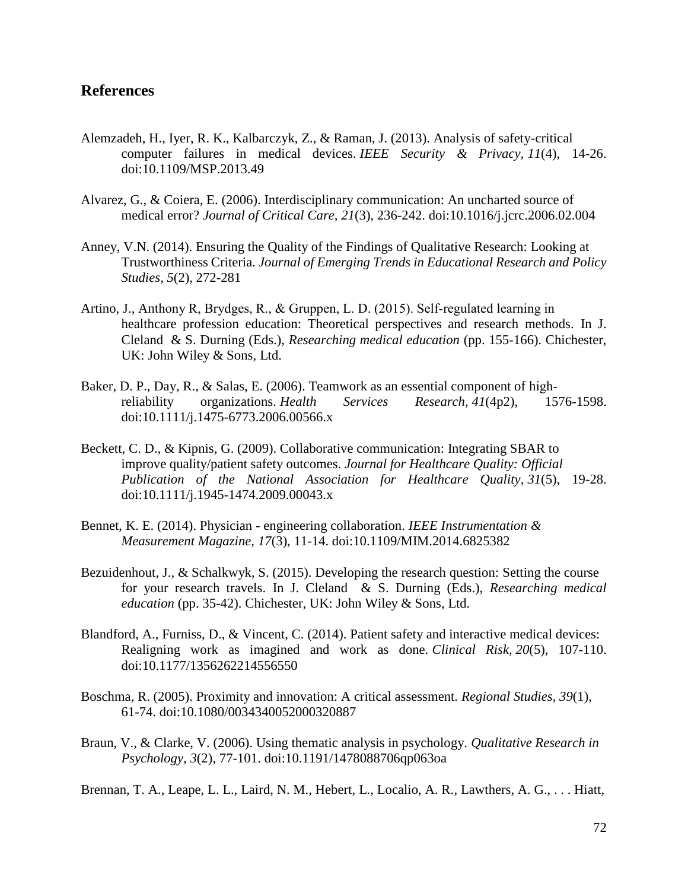## References

Alemzadeh, H., Iyer, R. K., Kalbarczyk, Z., & Raman, J. (2013). Analysis of safety-critical computer failures in medical devices. *IEEE Security & Privacy, 11*(4), 14-26. doi:10.1109/MSP.2013.49

Alvarez, G., & Coiera, E. (2006). Interdisciplinary communication: An uncharted source of medical error? *Journal of Critical Care, 21*(3), 236-242. doi:10.1016/j.jcrc.2006.02.004

Anney, V.N. (2014). Ensuring the Quality of the Findings of Qualitative Research: Looking at Trustworthiness Criteria. *Journal of Emerging Trends in Educational Research and Policy Studies, 5*(2), 272-281

Artino, J., Anthony R, Brydges, R., & Gruppen, L. D. (2015). Self-regulated learning in healthcare profession education: Theoretical perspectives and research methods. In J. Cleland & S. Durning (Eds.), *Researching medical education* (pp. 155-166). Chichester, UK: John Wiley & Sons, Ltd.

Baker, D. P., Day, R., & Salas, E. (2006). Teamwork as an essential component of high-reliability organizations. *Health Services Research, 41*(4p2), 1576-1598. doi:10.1111/j.1475-6773.2006.00566.x

Beckett, C. D., & Kipnis, G. (2009). Collaborative communication: Integrating SBAR to improve quality/patient safety outcomes. *Journal for Healthcare Quality: Official Publication of the National Association for Healthcare Quality, 31*(5), 19-28. doi:10.1111/j.1945-1474.2009.00043.x

Bennet, K. E. (2014). Physician - engineering collaboration. *IEEE Instrumentation & Measurement Magazine, 17*(3), 11-14. doi:10.1109/MIM.2014.6825382

Bezuidenhout, J., & Schalkwyk, S. (2015). Developing the research question: Setting the course for your research travels. In J. Cleland & S. Durning (Eds.), *Researching medical education* (pp. 35-42). Chichester, UK: John Wiley & Sons, Ltd.

Blandford, A., Furniss, D., & Vincent, C. (2014). Patient safety and interactive medical devices: Realigning work as imagined and work as done. *Clinical Risk, 20*(5), 107-110. doi:10.1177/1356262214556550

Boschma, R. (2005). Proximity and innovation: A critical assessment. *Regional Studies, 39*(1), 61-74. doi:10.1080/0034340052000320887

Braun, V., & Clarke, V. (2006). Using thematic analysis in psychology. *Qualitative Research in Psychology, 3*(2), 77-101. doi:10.1191/1478088706qp063oa

Brennan, T. A., Leape, L. L., Laird, N. M., Hebert, L., Localio, A. R., Lawthers, A. G., . . . Hiatt,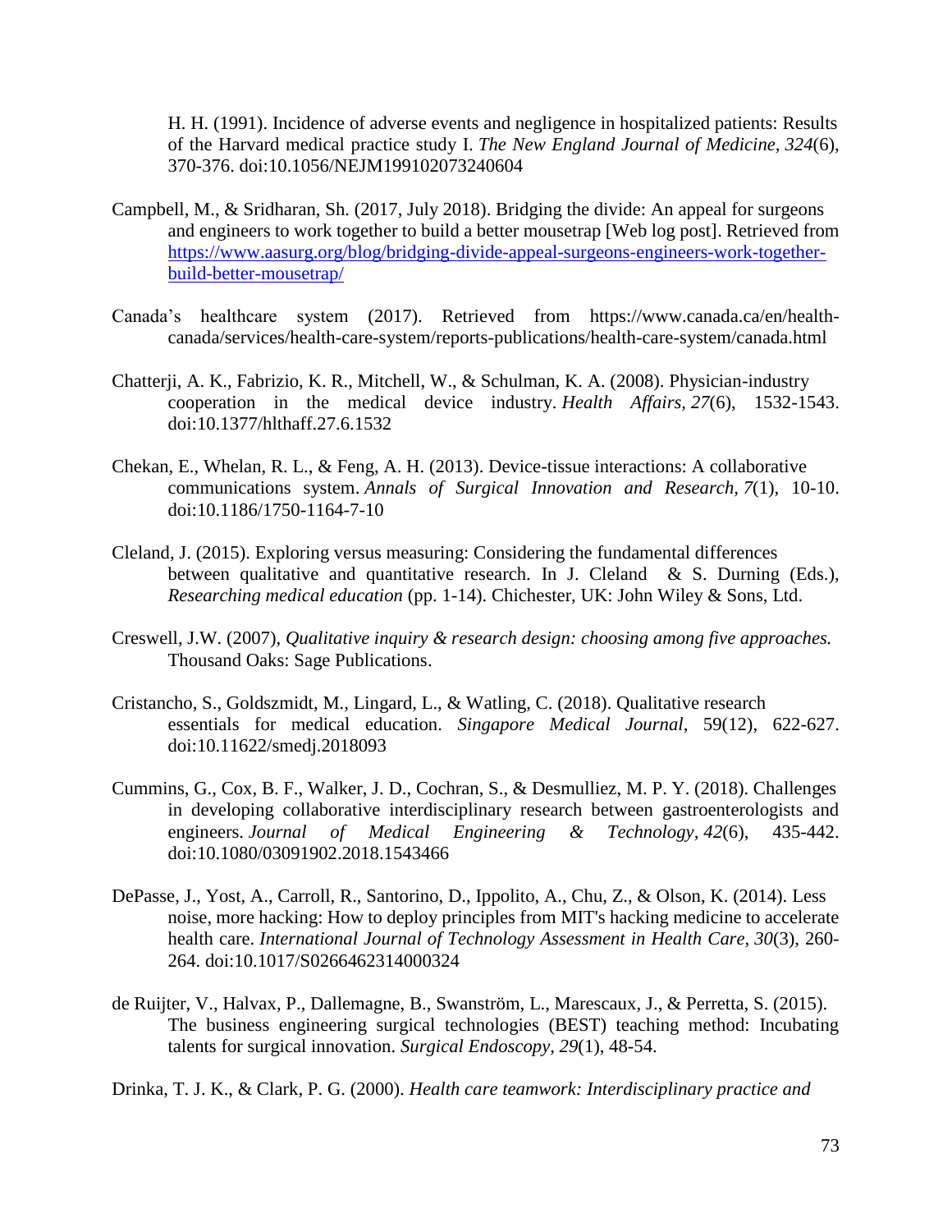H. H. (1991). Incidence of adverse events and negligence in hospitalized patients: Results of the Harvard medical practice study I. *The New England Journal of Medicine, 324*(6), 370-376. doi:10.1056/NEJM199102073240604

Campbell, M., & Sridharan, Sh. (2017, July 2018). Bridging the divide: An appeal for surgeons and engineers to work together to build a better mousetrap [Web log post]. Retrieved from https://www.aasurg.org/blog/bridging-divide-appeal-surgeons-engineers-work-together-build-better-mousetrap/

Canada's healthcare system (2017). Retrieved from https://www.canada.ca/en/health-canada/services/health-care-system/reports-publications/health-care-system/canada.html

Chatterji, A. K., Fabrizio, K. R., Mitchell, W., & Schulman, K. A. (2008). Physician-industry cooperation in the medical device industry. *Health Affairs, 27*(6), 1532-1543. doi:10.1377/hlthaff.27.6.1532

Chekan, E., Whelan, R. L., & Feng, A. H. (2013). Device-tissue interactions: A collaborative communications system. *Annals of Surgical Innovation and Research, 7*(1), 10-10. doi:10.1186/1750-1164-7-10

Cleland, J. (2015). Exploring versus measuring: Considering the fundamental differences between qualitative and quantitative research. In J. Cleland & S. Durning (Eds.), *Researching medical education* (pp. 1-14). Chichester, UK: John Wiley & Sons, Ltd.

Creswell, J.W. (2007), *Qualitative inquiry & research design: choosing among five approaches.* Thousand Oaks: Sage Publications.

Cristancho, S., Goldszmidt, M., Lingard, L., & Watling, C. (2018). Qualitative research essentials for medical education. *Singapore Medical Journal*, 59(12), 622-627. doi:10.11622/smedj.2018093

Cummins, G., Cox, B. F., Walker, J. D., Cochran, S., & Desmulliez, M. P. Y. (2018). Challenges in developing collaborative interdisciplinary research between gastroenterologists and engineers. *Journal of Medical Engineering & Technology, 42*(6), 435-442. doi:10.1080/03091902.2018.1543466

DePasse, J., Yost, A., Carroll, R., Santorino, D., Ippolito, A., Chu, Z., & Olson, K. (2014). Less noise, more hacking: How to deploy principles from MIT's hacking medicine to accelerate health care. *International Journal of Technology Assessment in Health Care, 30*(3), 260-264. doi:10.1017/S0266462314000324

de Ruijter, V., Halvax, P., Dallemagne, B., Swanström, L., Marescaux, J., & Perretta, S. (2015). The business engineering surgical technologies (BEST) teaching method: Incubating talents for surgical innovation. *Surgical Endoscopy, 29*(1), 48-54.

Drinka, T. J. K., & Clark, P. G. (2000). *Health care teamwork: Interdisciplinary practice and*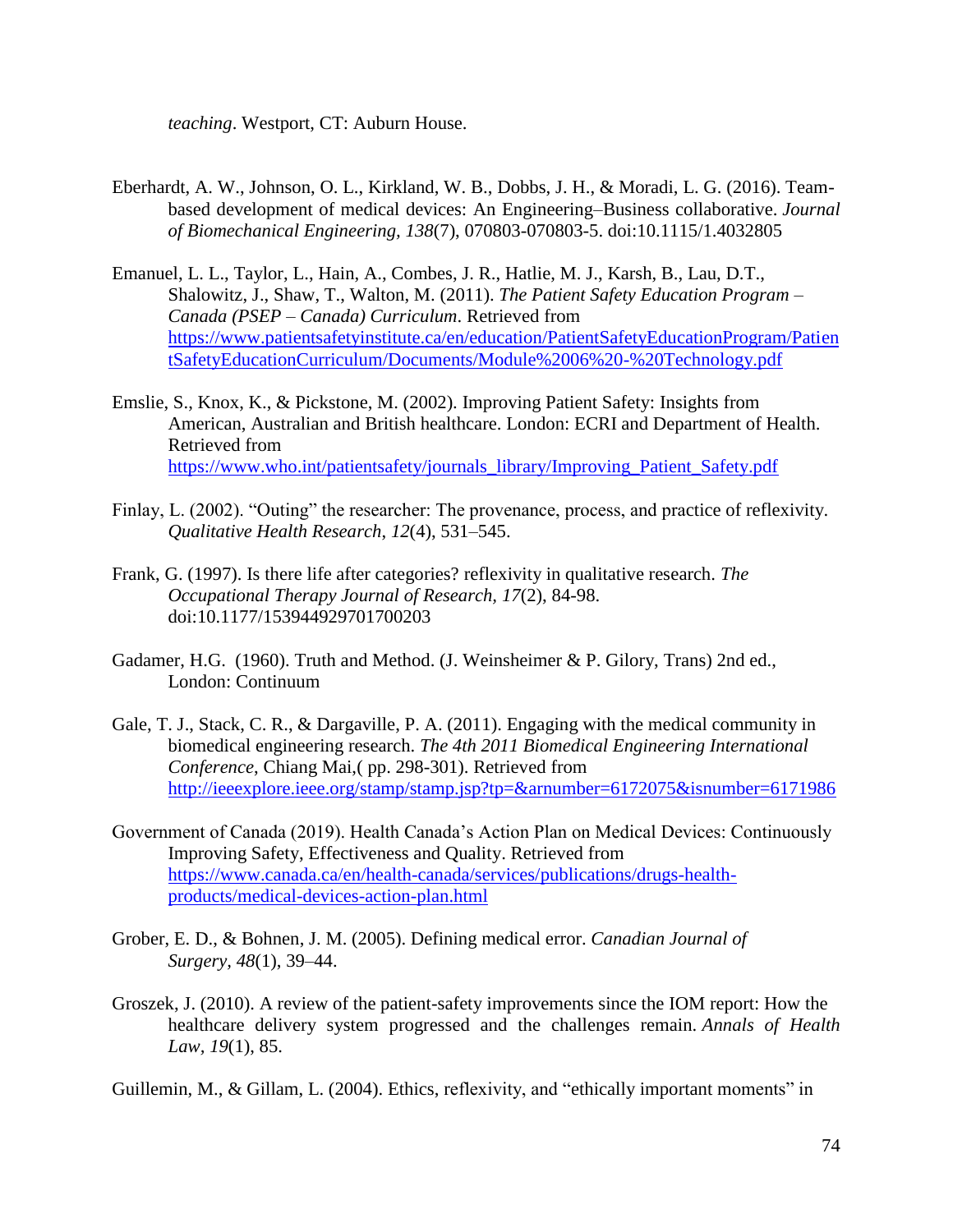*teaching*. Westport, CT: Auburn House.

Eberhardt, A. W., Johnson, O. L., Kirkland, W. B., Dobbs, J. H., & Moradi, L. G. (2016). Team-based development of medical devices: An Engineering–Business collaborative. *Journal of Biomechanical Engineering, 138*(7), 070803-070803-5. doi:10.1115/1.4032805

Emanuel, L. L., Taylor, L., Hain, A., Combes, J. R., Hatlie, M. J., Karsh, B., Lau, D.T., Shalowitz, J., Shaw, T., Walton, M. (2011). *The Patient Safety Education Program – Canada (PSEP – Canada) Curriculum*. Retrieved from https://www.patientsafetyinstitute.ca/en/education/PatientSafetyEducationProgram/PatientSafetyEducationCurriculum/Documents/Module%2006%20-%20Technology.pdf

Emslie, S., Knox, K., & Pickstone, M. (2002). Improving Patient Safety: Insights from American, Australian and British healthcare. London: ECRI and Department of Health. Retrieved from https://www.who.int/patientsafety/journals_library/Improving_Patient_Safety.pdf

Finlay, L. (2002). "Outing" the researcher: The provenance, process, and practice of reflexivity. *Qualitative Health Research*, *12*(4), 531–545.

Frank, G. (1997). Is there life after categories? reflexivity in qualitative research. *The Occupational Therapy Journal of Research, 17*(2), 84-98. doi:10.1177/153944929701700203

Gadamer, H.G. (1960). Truth and Method. (J. Weinsheimer & P. Gilory, Trans) 2nd ed., London: Continuum

Gale, T. J., Stack, C. R., & Dargaville, P. A. (2011). Engaging with the medical community in biomedical engineering research. *The 4th 2011 Biomedical Engineering International Conference*, Chiang Mai,( pp. 298-301). Retrieved from http://ieeexplore.ieee.org/stamp/stamp.jsp?tp=&arnumber=6172075&isnumber=6171986

Government of Canada (2019). Health Canada's Action Plan on Medical Devices: Continuously Improving Safety, Effectiveness and Quality. Retrieved from https://www.canada.ca/en/health-canada/services/publications/drugs-health-products/medical-devices-action-plan.html

Grober, E. D., & Bohnen, J. M. (2005). Defining medical error. *Canadian Journal of Surgery, 48*(1), 39–44.

Groszek, J. (2010). A review of the patient-safety improvements since the IOM report: How the healthcare delivery system progressed and the challenges remain. *Annals of Health Law*, *19*(1), 85.

Guillemin, M., & Gillam, L. (2004). Ethics, reflexivity, and "ethically important moments" in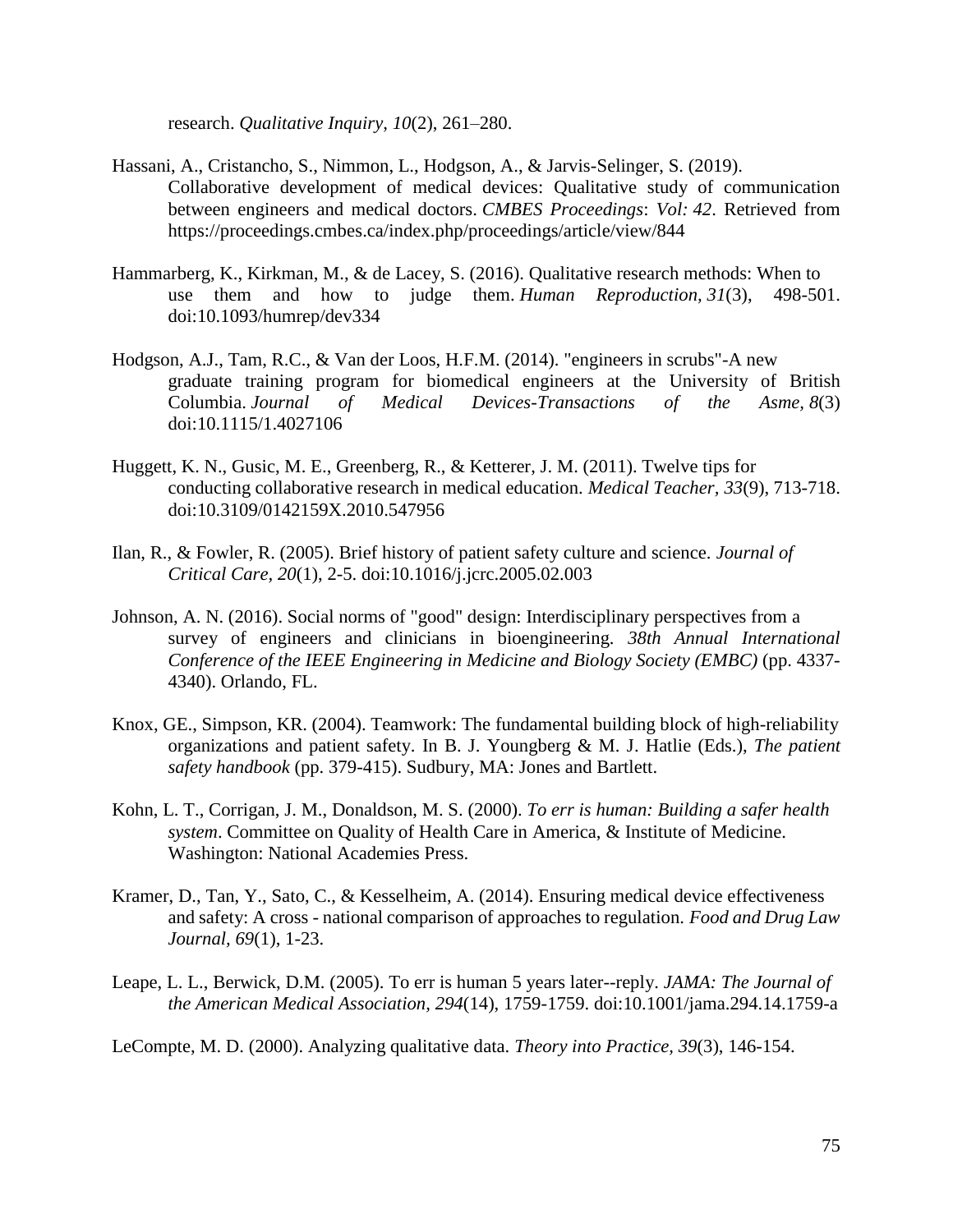research. *Qualitative Inquiry*, *10*(2), 261–280.

Hassani, A., Cristancho, S., Nimmon, L., Hodgson, A., & Jarvis-Selinger, S. (2019). Collaborative development of medical devices: Qualitative study of communication between engineers and medical doctors. *CMBES Proceedings*: *Vol: 42*. Retrieved from https://proceedings.cmbes.ca/index.php/proceedings/article/view/844

Hammarberg, K., Kirkman, M., & de Lacey, S. (2016). Qualitative research methods: When to use them and how to judge them. *Human Reproduction, 31*(3), 498-501. doi:10.1093/humrep/dev334

Hodgson, A.J., Tam, R.C., & Van der Loos, H.F.M. (2014). "engineers in scrubs"-A new graduate training program for biomedical engineers at the University of British Columbia. *Journal of Medical Devices-Transactions of the Asme, 8*(3) doi:10.1115/1.4027106

Huggett, K. N., Gusic, M. E., Greenberg, R., & Ketterer, J. M. (2011). Twelve tips for conducting collaborative research in medical education. *Medical Teacher, 33*(9), 713-718. doi:10.3109/0142159X.2010.547956

Ilan, R., & Fowler, R. (2005). Brief history of patient safety culture and science. *Journal of Critical Care, 20*(1), 2-5. doi:10.1016/j.jcrc.2005.02.003

Johnson, A. N. (2016). Social norms of "good" design: Interdisciplinary perspectives from a survey of engineers and clinicians in bioengineering. *38th Annual International Conference of the IEEE Engineering in Medicine and Biology Society (EMBC)* (pp. 4337-4340). Orlando, FL.

Knox, GE., Simpson, KR. (2004). Teamwork: The fundamental building block of high-reliability organizations and patient safety. In B. J. Youngberg & M. J. Hatlie (Eds.), *The patient safety handbook* (pp. 379-415). Sudbury, MA: Jones and Bartlett.

Kohn, L. T., Corrigan, J. M., Donaldson, M. S. (2000). *To err is human: Building a safer health system*. Committee on Quality of Health Care in America, & Institute of Medicine. Washington: National Academies Press.

Kramer, D., Tan, Y., Sato, C., & Kesselheim, A. (2014). Ensuring medical device effectiveness and safety: A cross - national comparison of approaches to regulation. *Food and Drug Law Journal*, *69*(1), 1-23.

Leape, L. L., Berwick, D.M. (2005). To err is human 5 years later--reply. *JAMA: The Journal of the American Medical Association, 294*(14), 1759-1759. doi:10.1001/jama.294.14.1759-a

LeCompte, M. D. (2000). Analyzing qualitative data. *Theory into Practice*, *39*(3), 146-154.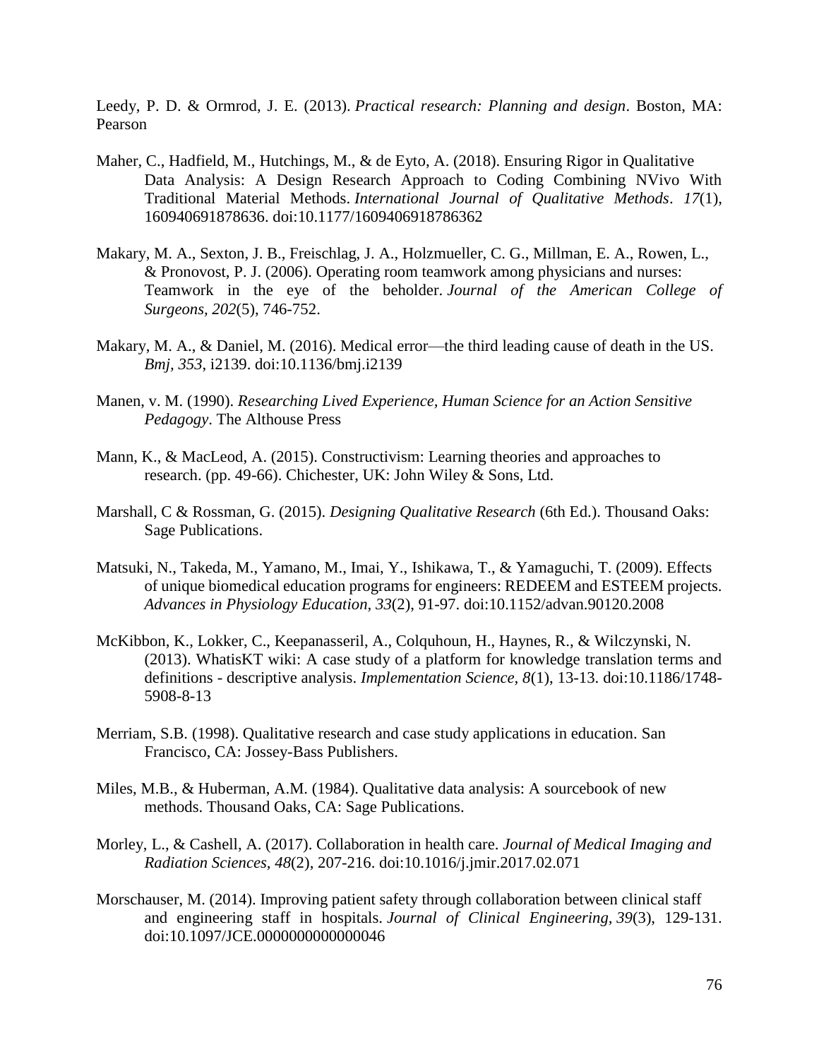Leedy, P. D. & Ormrod, J. E. (2013). *Practical research: Planning and design*. Boston, MA: Pearson

Maher, C., Hadfield, M., Hutchings, M., & de Eyto, A. (2018). Ensuring Rigor in Qualitative Data Analysis: A Design Research Approach to Coding Combining NVivo With Traditional Material Methods. *International Journal of Qualitative Methods*. *17*(1), 160940691878636. doi:10.1177/1609406918786362

Makary, M. A., Sexton, J. B., Freischlag, J. A., Holzmueller, C. G., Millman, E. A., Rowen, L., & Pronovost, P. J. (2006). Operating room teamwork among physicians and nurses: Teamwork in the eye of the beholder. *Journal of the American College of Surgeons, 202*(5), 746-752.

Makary, M. A., & Daniel, M. (2016). Medical error—the third leading cause of death in the US. *Bmj, 353*, i2139. doi:10.1136/bmj.i2139

Manen, v. M. (1990). *Researching Lived Experience, Human Science for an Action Sensitive Pedagogy*. The Althouse Press

Mann, K., & MacLeod, A. (2015). Constructivism: Learning theories and approaches to research. (pp. 49-66). Chichester, UK: John Wiley & Sons, Ltd.

Marshall, C & Rossman, G. (2015). *Designing Qualitative Research* (6th Ed.). Thousand Oaks: Sage Publications.

Matsuki, N., Takeda, M., Yamano, M., Imai, Y., Ishikawa, T., & Yamaguchi, T. (2009). Effects of unique biomedical education programs for engineers: REDEEM and ESTEEM projects. *Advances in Physiology Education, 33*(2), 91-97. doi:10.1152/advan.90120.2008

McKibbon, K., Lokker, C., Keepanasseril, A., Colquhoun, H., Haynes, R., & Wilczynski, N. (2013). WhatisKT wiki: A case study of a platform for knowledge translation terms and definitions - descriptive analysis. *Implementation Science, 8*(1), 13-13. doi:10.1186/1748-5908-8-13

Merriam, S.B. (1998). Qualitative research and case study applications in education. San Francisco, CA: Jossey-Bass Publishers.

Miles, M.B., & Huberman, A.M. (1984). Qualitative data analysis: A sourcebook of new methods. Thousand Oaks, CA: Sage Publications.

Morley, L., & Cashell, A. (2017). Collaboration in health care. *Journal of Medical Imaging and Radiation Sciences, 48*(2), 207-216. doi:10.1016/j.jmir.2017.02.071

Morschauser, M. (2014). Improving patient safety through collaboration between clinical staff and engineering staff in hospitals. *Journal of Clinical Engineering, 39*(3), 129-131. doi:10.1097/JCE.0000000000000046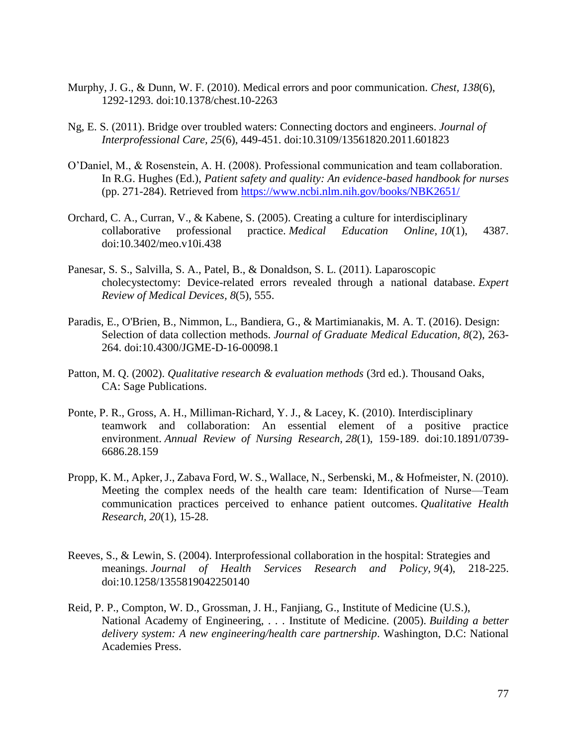Murphy, J. G., & Dunn, W. F. (2010). Medical errors and poor communication. *Chest, 138*(6), 1292-1293. doi:10.1378/chest.10-2263

Ng, E. S. (2011). Bridge over troubled waters: Connecting doctors and engineers. *Journal of Interprofessional Care, 25*(6), 449-451. doi:10.3109/13561820.2011.601823

O'Daniel, M., & Rosenstein, A. H. (2008). Professional communication and team collaboration. In R.G. Hughes (Ed.), *Patient safety and quality: An evidence-based handbook for nurses* (pp. 271-284). Retrieved from https://www.ncbi.nlm.nih.gov/books/NBK2651/

Orchard, C. A., Curran, V., & Kabene, S. (2005). Creating a culture for interdisciplinary collaborative professional practice. *Medical Education Online, 10*(1), 4387. doi:10.3402/meo.v10i.438

Panesar, S. S., Salvilla, S. A., Patel, B., & Donaldson, S. L. (2011). Laparoscopic cholecystectomy: Device-related errors revealed through a national database. *Expert Review of Medical Devices, 8*(5), 555.

Paradis, E., O'Brien, B., Nimmon, L., Bandiera, G., & Martimianakis, M. A. T. (2016). Design: Selection of data collection methods. *Journal of Graduate Medical Education, 8*(2), 263-264. doi:10.4300/JGME-D-16-00098.1

Patton, M. Q. (2002). *Qualitative research & evaluation methods* (3rd ed.). Thousand Oaks, CA: Sage Publications.

Ponte, P. R., Gross, A. H., Milliman-Richard, Y. J., & Lacey, K. (2010). Interdisciplinary teamwork and collaboration: An essential element of a positive practice environment. *Annual Review of Nursing Research, 28*(1), 159-189. doi:10.1891/0739-6686.28.159

Propp, K. M., Apker, J., Zabava Ford, W. S., Wallace, N., Serbenski, M., & Hofmeister, N. (2010). Meeting the complex needs of the health care team: Identification of Nurse—Team communication practices perceived to enhance patient outcomes. *Qualitative Health Research, 20*(1), 15-28.

Reeves, S., & Lewin, S. (2004). Interprofessional collaboration in the hospital: Strategies and meanings. *Journal of Health Services Research and Policy, 9*(4), 218-225. doi:10.1258/1355819042250140

Reid, P. P., Compton, W. D., Grossman, J. H., Fanjiang, G., Institute of Medicine (U.S.), National Academy of Engineering, . . . Institute of Medicine. (2005). *Building a better delivery system: A new engineering/health care partnership*. Washington, D.C: National Academies Press.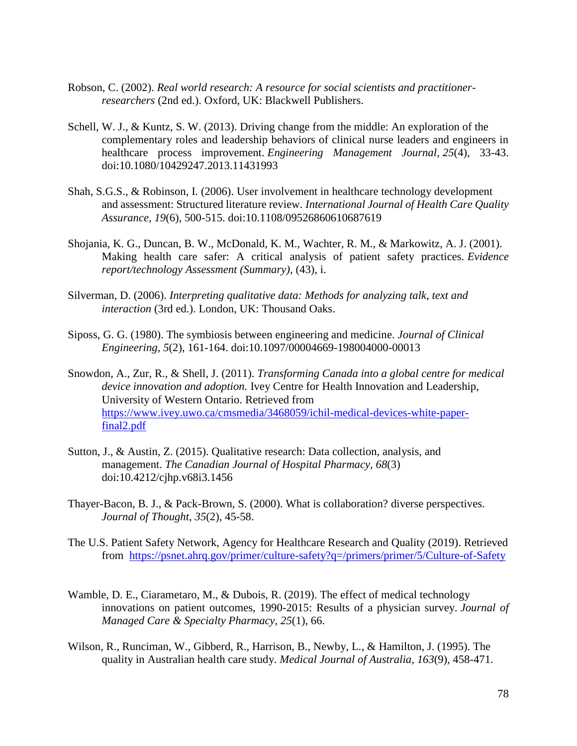Robson, C. (2002). *Real world research: A resource for social scientists and practitioner-researchers* (2nd ed.). Oxford, UK: Blackwell Publishers.

Schell, W. J., & Kuntz, S. W. (2013). Driving change from the middle: An exploration of the complementary roles and leadership behaviors of clinical nurse leaders and engineers in healthcare process improvement. *Engineering Management Journal, 25*(4), 33-43. doi:10.1080/10429247.2013.11431993

Shah, S.G.S., & Robinson, I. (2006). User involvement in healthcare technology development and assessment: Structured literature review. *International Journal of Health Care Quality Assurance, 19*(6), 500-515. doi:10.1108/09526860610687619

Shojania, K. G., Duncan, B. W., McDonald, K. M., Wachter, R. M., & Markowitz, A. J. (2001). Making health care safer: A critical analysis of patient safety practices. *Evidence report/technology Assessment (Summary),* (43), i.

Silverman, D. (2006). *Interpreting qualitative data: Methods for analyzing talk, text and interaction* (3rd ed.). London, UK: Thousand Oaks.

Siposs, G. G. (1980). The symbiosis between engineering and medicine. *Journal of Clinical Engineering, 5*(2), 161-164. doi:10.1097/00004669-198004000-00013

Snowdon, A., Zur, R., & Shell, J. (2011). *Transforming Canada into a global centre for medical device innovation and adoption.* Ivey Centre for Health Innovation and Leadership, University of Western Ontario. Retrieved from https://www.ivey.uwo.ca/cmsmedia/3468059/ichil-medical-devices-white-paper-final2.pdf

Sutton, J., & Austin, Z. (2015). Qualitative research: Data collection, analysis, and management. *The Canadian Journal of Hospital Pharmacy, 68*(3) doi:10.4212/cjhp.v68i3.1456

Thayer-Bacon, B. J., & Pack-Brown, S. (2000). What is collaboration? diverse perspectives. *Journal of Thought, 35*(2), 45-58.

The U.S. Patient Safety Network, Agency for Healthcare Research and Quality (2019). Retrieved from https://psnet.ahrq.gov/primer/culture-safety?q=/primers/primer/5/Culture-of-Safety

Wamble, D. E., Ciarametaro, M., & Dubois, R. (2019). The effect of medical technology innovations on patient outcomes, 1990-2015: Results of a physician survey. *Journal of Managed Care & Specialty Pharmacy, 25*(1), 66.

Wilson, R., Runciman, W., Gibberd, R., Harrison, B., Newby, L., & Hamilton, J. (1995). The quality in Australian health care study. *Medical Journal of Australia, 163*(9), 458-471.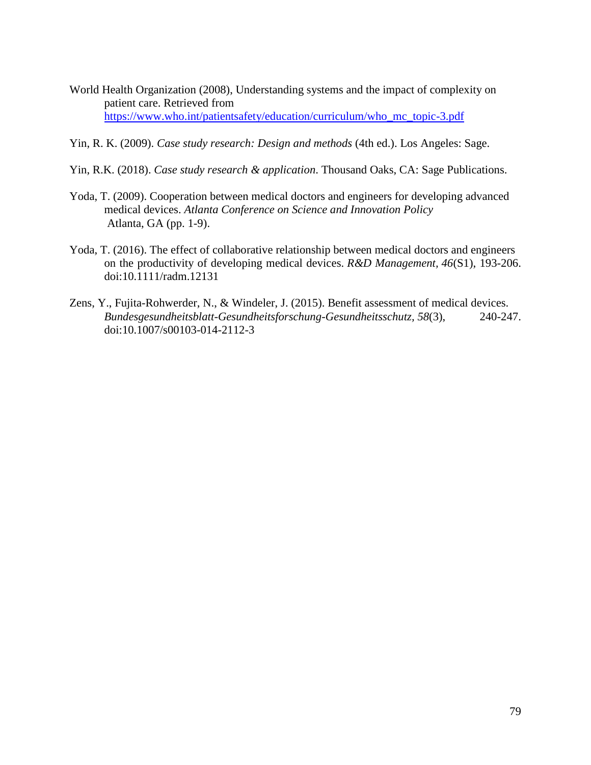World Health Organization (2008), Understanding systems and the impact of complexity on patient care. Retrieved from https://www.who.int/patientsafety/education/curriculum/who_mc_topic-3.pdf

Yin, R. K. (2009). *Case study research: Design and methods* (4th ed.). Los Angeles: Sage.

Yin, R.K. (2018). *Case study research & application*. Thousand Oaks, CA: Sage Publications.

Yoda, T. (2009). Cooperation between medical doctors and engineers for developing advanced medical devices. *Atlanta Conference on Science and Innovation Policy* Atlanta, GA (pp. 1-9).

Yoda, T. (2016). The effect of collaborative relationship between medical doctors and engineers on the productivity of developing medical devices. *R&D Management, 46*(S1), 193-206. doi:10.1111/radm.12131

Zens, Y., Fujita-Rohwerder, N., & Windeler, J. (2015). Benefit assessment of medical devices. *Bundesgesundheitsblatt-Gesundheitsforschung-Gesundheitsschutz, 58*(3), 240-247. doi:10.1007/s00103-014-2112-3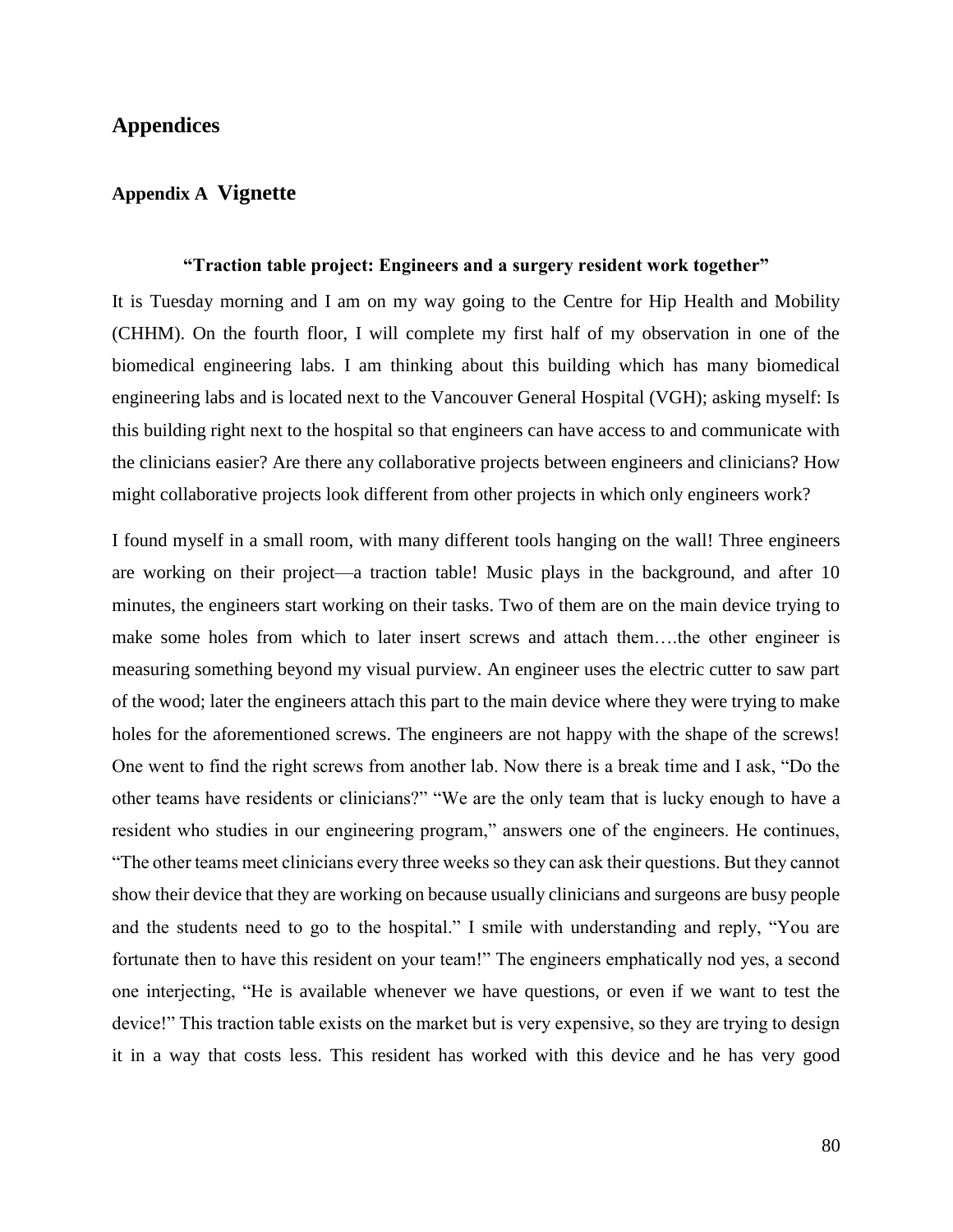# Appendices

## Appendix A Vignette

**"Traction table project: Engineers and a surgery resident work together"**

It is Tuesday morning and I am on my way going to the Centre for Hip Health and Mobility (CHHM). On the fourth floor, I will complete my first half of my observation in one of the biomedical engineering labs. I am thinking about this building which has many biomedical engineering labs and is located next to the Vancouver General Hospital (VGH); asking myself: Is this building right next to the hospital so that engineers can have access to and communicate with the clinicians easier? Are there any collaborative projects between engineers and clinicians? How might collaborative projects look different from other projects in which only engineers work?

I found myself in a small room, with many different tools hanging on the wall! Three engineers are working on their project—a traction table! Music plays in the background, and after 10 minutes, the engineers start working on their tasks. Two of them are on the main device trying to make some holes from which to later insert screws and attach them….the other engineer is measuring something beyond my visual purview. An engineer uses the electric cutter to saw part of the wood; later the engineers attach this part to the main device where they were trying to make holes for the aforementioned screws. The engineers are not happy with the shape of the screws! One went to find the right screws from another lab. Now there is a break time and I ask, "Do the other teams have residents or clinicians?" "We are the only team that is lucky enough to have a resident who studies in our engineering program," answers one of the engineers. He continues, "The other teams meet clinicians every three weeks so they can ask their questions. But they cannot show their device that they are working on because usually clinicians and surgeons are busy people and the students need to go to the hospital." I smile with understanding and reply, "You are fortunate then to have this resident on your team!" The engineers emphatically nod yes, a second one interjecting, "He is available whenever we have questions, or even if we want to test the device!" This traction table exists on the market but is very expensive, so they are trying to design it in a way that costs less. This resident has worked with this device and he has very good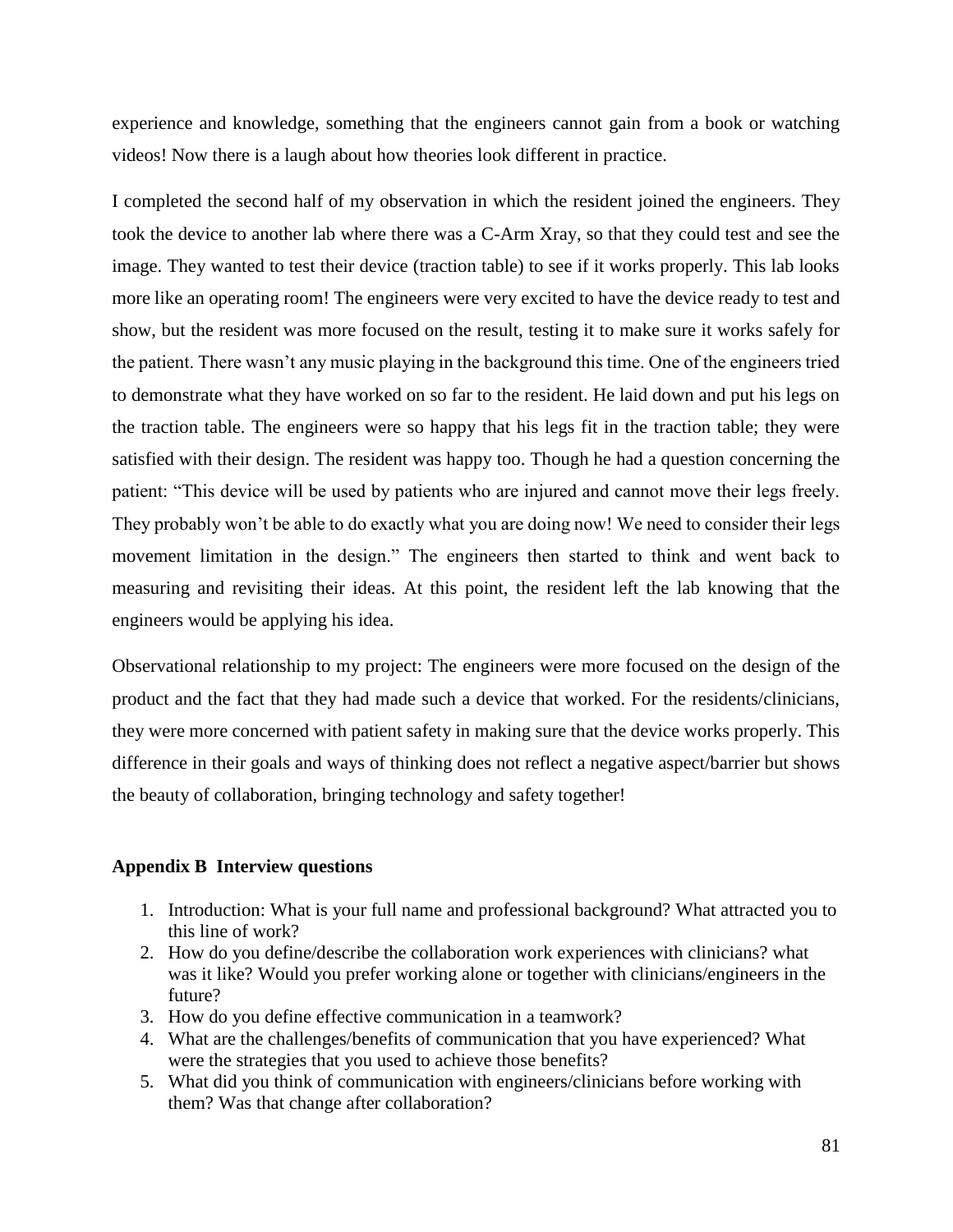experience and knowledge, something that the engineers cannot gain from a book or watching videos! Now there is a laugh about how theories look different in practice.

I completed the second half of my observation in which the resident joined the engineers. They took the device to another lab where there was a C-Arm Xray, so that they could test and see the image. They wanted to test their device (traction table) to see if it works properly. This lab looks more like an operating room! The engineers were very excited to have the device ready to test and show, but the resident was more focused on the result, testing it to make sure it works safely for the patient. There wasn't any music playing in the background this time. One of the engineers tried to demonstrate what they have worked on so far to the resident. He laid down and put his legs on the traction table. The engineers were so happy that his legs fit in the traction table; they were satisfied with their design. The resident was happy too. Though he had a question concerning the patient: "This device will be used by patients who are injured and cannot move their legs freely. They probably won't be able to do exactly what you are doing now! We need to consider their legs movement limitation in the design." The engineers then started to think and went back to measuring and revisiting their ideas. At this point, the resident left the lab knowing that the engineers would be applying his idea.

Observational relationship to my project: The engineers were more focused on the design of the product and the fact that they had made such a device that worked. For the residents/clinicians, they were more concerned with patient safety in making sure that the device works properly. This difference in their goals and ways of thinking does not reflect a negative aspect/barrier but shows the beauty of collaboration, bringing technology and safety together!

## Appendix B Interview questions

1. Introduction: What is your full name and professional background? What attracted you to this line of work?
2. How do you define/describe the collaboration work experiences with clinicians? what was it like? Would you prefer working alone or together with clinicians/engineers in the future?
3. How do you define effective communication in a teamwork?
4. What are the challenges/benefits of communication that you have experienced? What were the strategies that you used to achieve those benefits?
5. What did you think of communication with engineers/clinicians before working with them? Was that change after collaboration?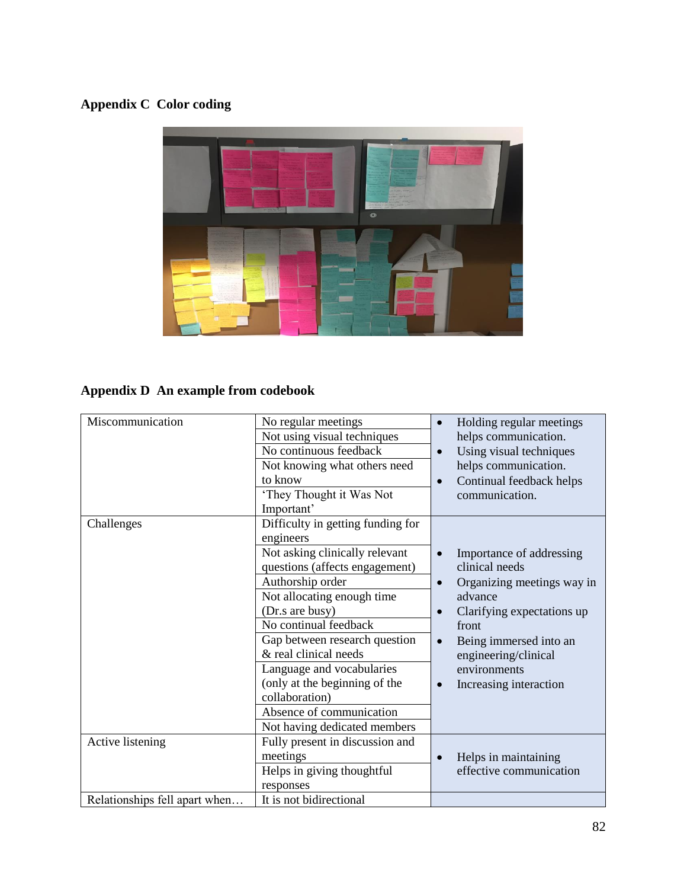## Appendix C Color coding

## Appendix D An example from codebook

| | | |
|---|---|---|
| Miscommunication | No regular meetings<br>Not using visual techniques<br>No continuous feedback<br>Not knowing what others need to know<br>'They Thought it Was Not Important' | • Holding regular meetings helps communication.<br>• Using visual techniques helps communication.<br>• Continual feedback helps communication. |
| Challenges | Difficulty in getting funding for engineers<br>Not asking clinically relevant questions (affects engagement)<br>Authorship order<br>Not allocating enough time (Dr.s are busy)<br>No continual feedback<br>Gap between research question & real clinical needs<br>Language and vocabularies (only at the beginning of the collaboration)<br>Absence of communication<br>Not having dedicated members | • Importance of addressing clinical needs<br>• Organizing meetings way in advance<br>• Clarifying expectations up front<br>• Being immersed into an engineering/clinical environments<br>• Increasing interaction |
| Active listening | Fully present in discussion and meetings<br>Helps in giving thoughtful responses | • Helps in maintaining effective communication |
| Relationships fell apart when… | It is not bidirectional | |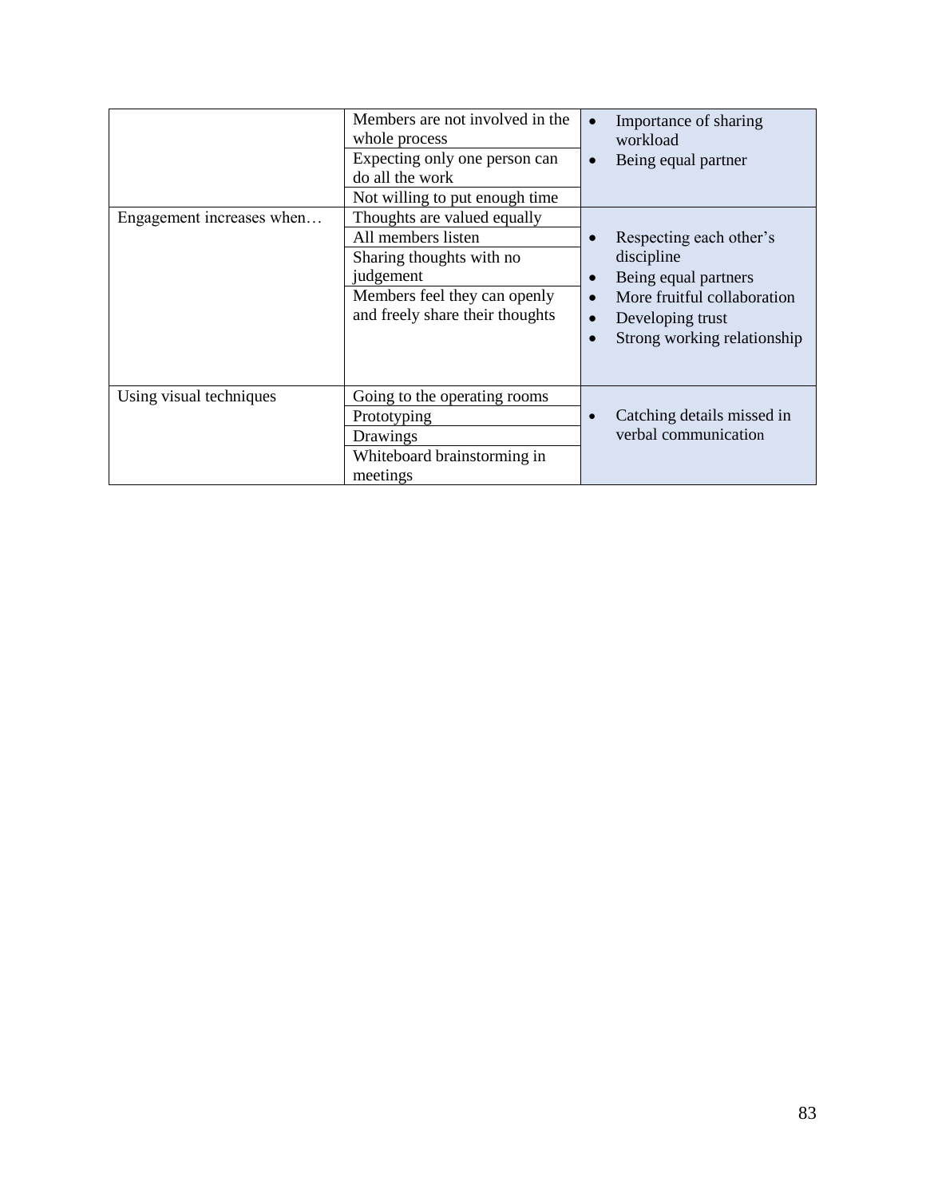| | | |
|---|---|---|
| | Members are not involved in the whole process | • Importance of sharing workload<br>• Being equal partner |
| | Expecting only one person can do all the work | |
| | Not willing to put enough time | |
| Engagement increases when… | Thoughts are valued equally | • Respecting each other's discipline<br>• Being equal partners<br>• More fruitful collaboration<br>• Developing trust<br>• Strong working relationship |
| | All members listen | |
| | Sharing thoughts with no judgement | |
| | Members feel they can openly and freely share their thoughts | |
| Using visual techniques | Going to the operating rooms | • Catching details missed in verbal communication |
| | Prototyping | |
| | Drawings | |
| | Whiteboard brainstorming in meetings | |